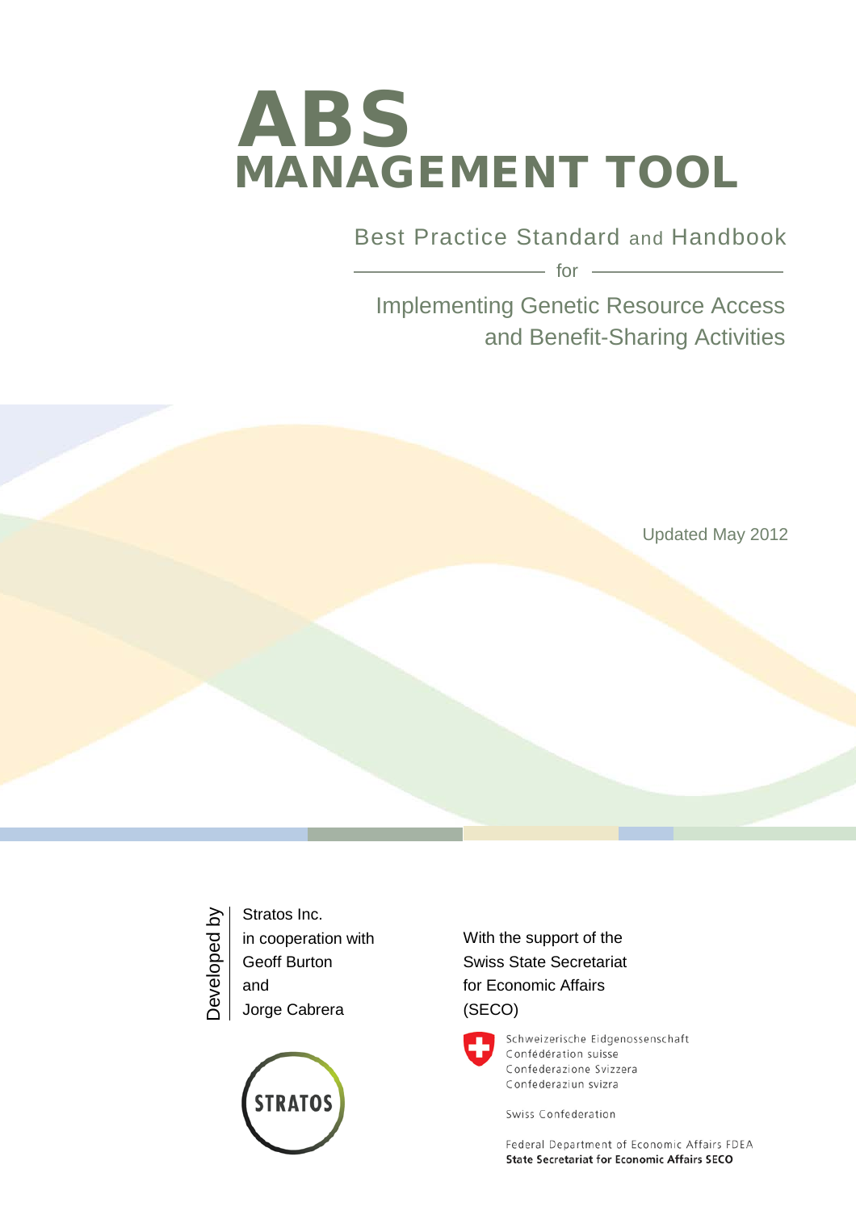# ABS MANAGEMENT TOOL

## Best Practice Standard and Handbook

for

### Implementing Genetic Resource Access and Benefit-Sharing Activities

Updated May 2012

Developed by

Stratos Inc.
in cooperation with
Geoff Burton
and
Jorge Cabrera

STRATOS

With the support of the
Swiss State Secretariat
for Economic Affairs
(SECO)

Schweizerische Eidgenossenschaft
Confédération suisse
Confederazione Svizzera
Confederaziun svizra

Swiss Confederation

Federal Department of Economic Affairs FDEA
**State Secretariat for Economic Affairs SECO**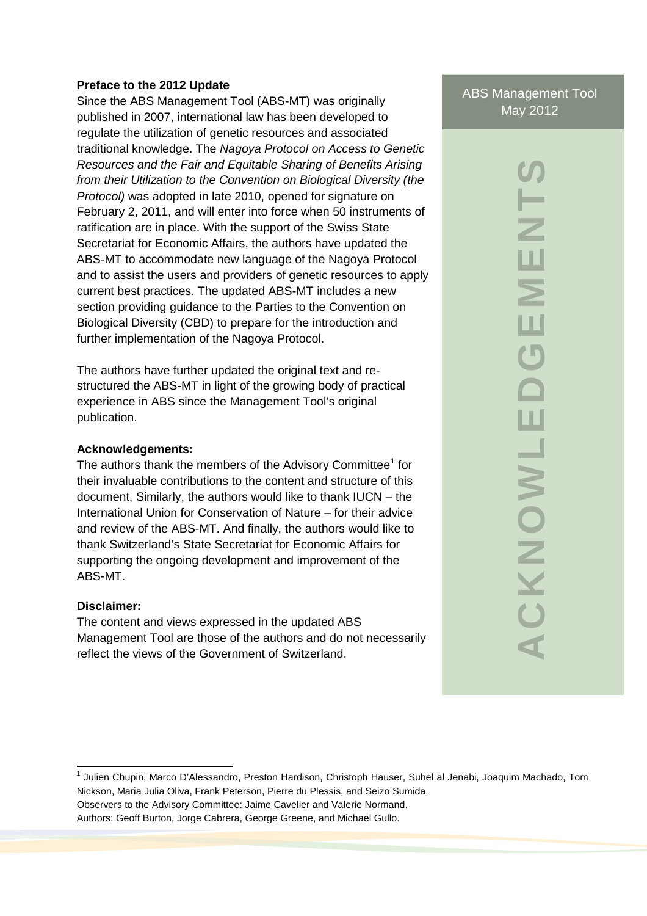**Preface to the 2012 Update**

Since the ABS Management Tool (ABS-MT) was originally published in 2007, international law has been developed to regulate the utilization of genetic resources and associated traditional knowledge. The *Nagoya Protocol on Access to Genetic Resources and the Fair and Equitable Sharing of Benefits Arising from their Utilization to the Convention on Biological Diversity (the Protocol)* was adopted in late 2010, opened for signature on February 2, 2011, and will enter into force when 50 instruments of ratification are in place. With the support of the Swiss State Secretariat for Economic Affairs, the authors have updated the ABS-MT to accommodate new language of the Nagoya Protocol and to assist the users and providers of genetic resources to apply current best practices. The updated ABS-MT includes a new section providing guidance to the Parties to the Convention on Biological Diversity (CBD) to prepare for the introduction and further implementation of the Nagoya Protocol.

The authors have further updated the original text and re-structured the ABS-MT in light of the growing body of practical experience in ABS since the Management Tool's original publication.

**Acknowledgements:**

The authors thank the members of the Advisory Committee[1] for their invaluable contributions to the content and structure of this document. Similarly, the authors would like to thank IUCN – the International Union for Conservation of Nature – for their advice and review of the ABS-MT. And finally, the authors would like to thank Switzerland's State Secretariat for Economic Affairs for supporting the ongoing development and improvement of the ABS-MT.

**Disclaimer:**

The content and views expressed in the updated ABS Management Tool are those of the authors and do not necessarily reflect the views of the Government of Switzerland.

ABS Management Tool
May 2012

**ACKNOWLEDGEMENTS**

[1] Julien Chupin, Marco D'Alessandro, Preston Hardison, Christoph Hauser, Suhel al Jenabi, Joaquim Machado, Tom Nickson, Maria Julia Oliva, Frank Peterson, Pierre du Plessis, and Seizo Sumida.
Observers to the Advisory Committee: Jaime Cavelier and Valerie Normand.
Authors: Geoff Burton, Jorge Cabrera, George Greene, and Michael Gullo.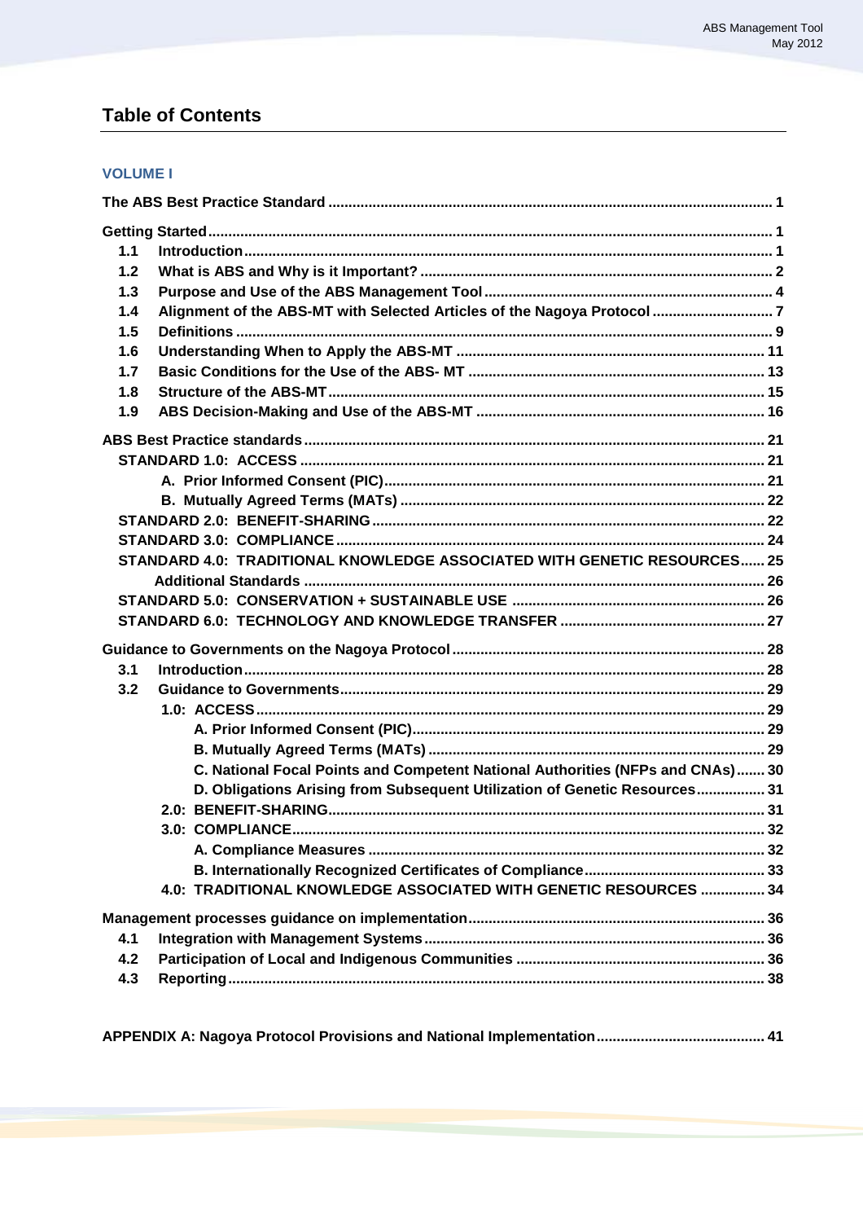# Table of Contents

## VOLUME I

**The ABS Best Practice Standard** ..... 1

**Getting Started** ..... 1
- **1.1 Introduction** ..... 1
- **1.2 What is ABS and Why is it Important?** ..... 2
- **1.3 Purpose and Use of the ABS Management Tool** ..... 4
- **1.4 Alignment of the ABS-MT with Selected Articles of the Nagoya Protocol** ..... 7
- **1.5 Definitions** ..... 9
- **1.6 Understanding When to Apply the ABS-MT** ..... 11
- **1.7 Basic Conditions for the Use of the ABS- MT** ..... 13
- **1.8 Structure of the ABS-MT** ..... 15
- **1.9 ABS Decision-Making and Use of the ABS-MT** ..... 16

**ABS Best Practice standards** ..... 21
- **STANDARD 1.0: ACCESS** ..... 21
  - **A. Prior Informed Consent (PIC)** ..... 21
  - **B. Mutually Agreed Terms (MATs)** ..... 22
- **STANDARD 2.0: BENEFIT-SHARING** ..... 22
- **STANDARD 3.0: COMPLIANCE** ..... 24
- **STANDARD 4.0: TRADITIONAL KNOWLEDGE ASSOCIATED WITH GENETIC RESOURCES** ..... 25
  - **Additional Standards** ..... 26
- **STANDARD 5.0: CONSERVATION + SUSTAINABLE USE** ..... 26
- **STANDARD 6.0: TECHNOLOGY AND KNOWLEDGE TRANSFER** ..... 27

**Guidance to Governments on the Nagoya Protocol** ..... 28
- **3.1 Introduction** ..... 28
- **3.2 Guidance to Governments** ..... 29
  - **1.0: ACCESS** ..... 29
    - **A. Prior Informed Consent (PIC)** ..... 29
    - **B. Mutually Agreed Terms (MATs)** ..... 29
    - **C. National Focal Points and Competent National Authorities (NFPs and CNAs)** ..... 30
    - **D. Obligations Arising from Subsequent Utilization of Genetic Resources** ..... 31
  - **2.0: BENEFIT-SHARING** ..... 31
  - **3.0: COMPLIANCE** ..... 32
    - **A. Compliance Measures** ..... 32
    - **B. Internationally Recognized Certificates of Compliance** ..... 33
  - **4.0: TRADITIONAL KNOWLEDGE ASSOCIATED WITH GENETIC RESOURCES** ..... 34

**Management processes guidance on implementation** ..... 36
- **4.1 Integration with Management Systems** ..... 36
- **4.2 Participation of Local and Indigenous Communities** ..... 36
- **4.3 Reporting** ..... 38

**APPENDIX A: Nagoya Protocol Provisions and National Implementation** ..... 41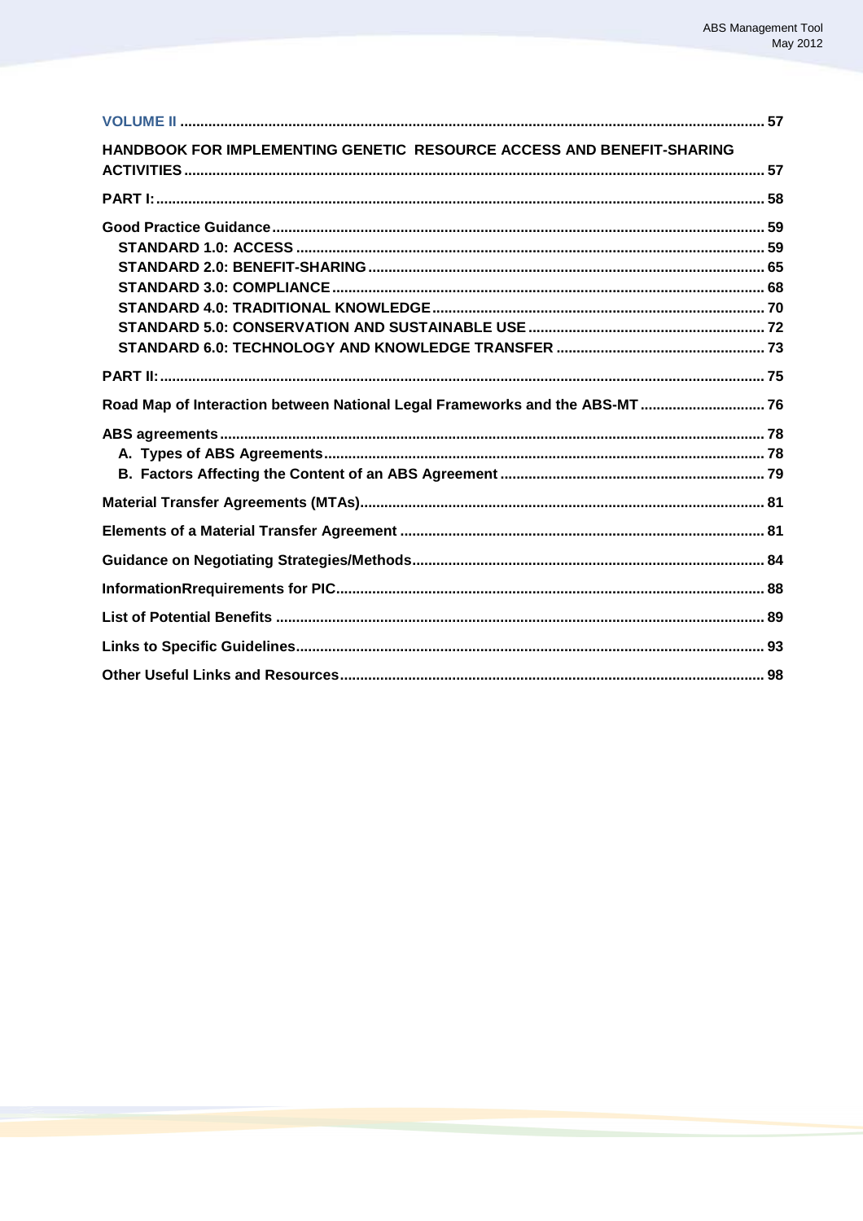VOLUME II ..... 57

HANDBOOK FOR IMPLEMENTING GENETIC RESOURCE ACCESS AND BENEFIT-SHARING ACTIVITIES ..... 57

PART I: ..... 58

Good Practice Guidance ..... 59
- STANDARD 1.0: ACCESS ..... 59
- STANDARD 2.0: BENEFIT-SHARING ..... 65
- STANDARD 3.0: COMPLIANCE ..... 68
- STANDARD 4.0: TRADITIONAL KNOWLEDGE ..... 70
- STANDARD 5.0: CONSERVATION AND SUSTAINABLE USE ..... 72
- STANDARD 6.0: TECHNOLOGY AND KNOWLEDGE TRANSFER ..... 73

PART II: ..... 75

Road Map of Interaction between National Legal Frameworks and the ABS-MT ..... 76

ABS agreements ..... 78
- A. Types of ABS Agreements ..... 78
- B. Factors Affecting the Content of an ABS Agreement ..... 79

Material Transfer Agreements (MTAs) ..... 81

Elements of a Material Transfer Agreement ..... 81

Guidance on Negotiating Strategies/Methods ..... 84

InformationRrequirements for PIC ..... 88

List of Potential Benefits ..... 89

Links to Specific Guidelines ..... 93

Other Useful Links and Resources ..... 98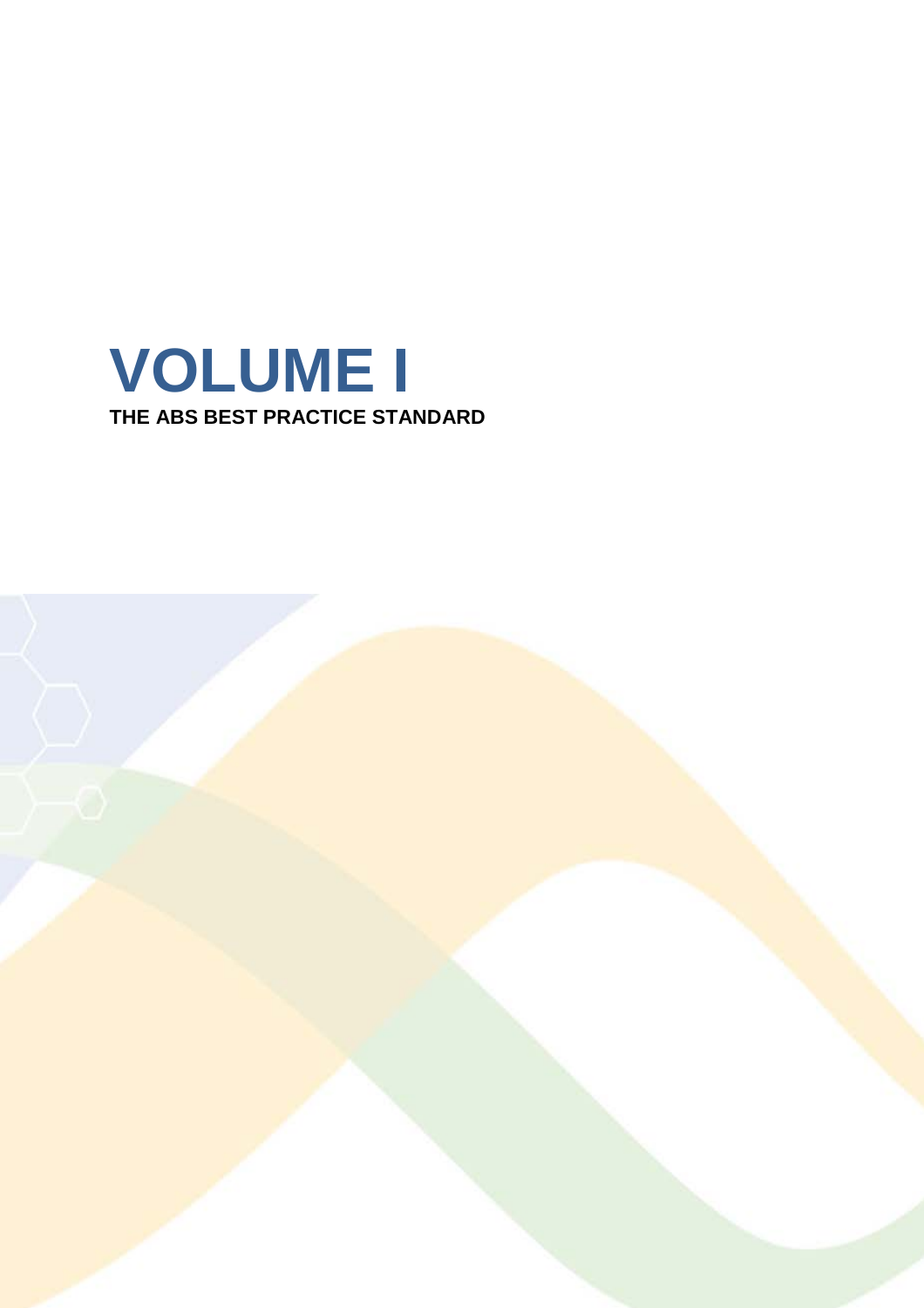# VOLUME I

**THE ABS BEST PRACTICE STANDARD**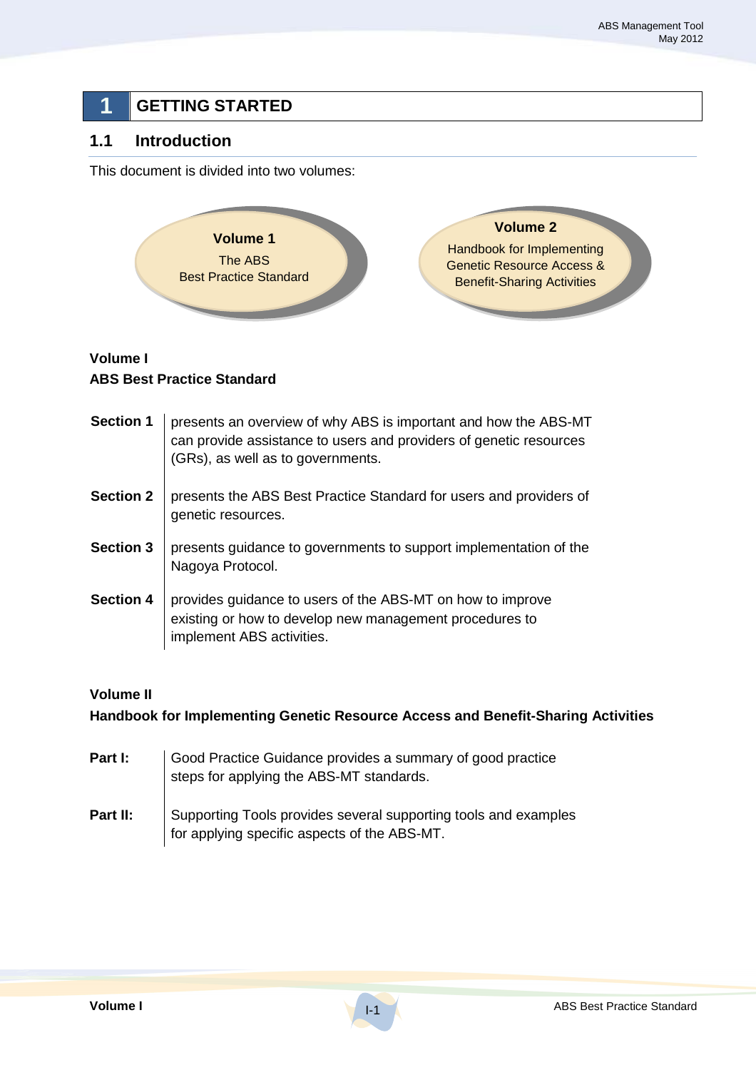# 1 GETTING STARTED

## 1.1 Introduction

This document is divided into two volumes:

**Volume 1**
The ABS
Best Practice Standard

**Volume 2**
Handbook for Implementing
Genetic Resource Access &
Benefit-Sharing Activities

**Volume I**
**ABS Best Practice Standard**

| | |
|---|---|
| **Section 1** | presents an overview of why ABS is important and how the ABS-MT can provide assistance to users and providers of genetic resources (GRs), as well as to governments. |
| **Section 2** | presents the ABS Best Practice Standard for users and providers of genetic resources. |
| **Section 3** | presents guidance to governments to support implementation of the Nagoya Protocol. |
| **Section 4** | provides guidance to users of the ABS-MT on how to improve existing or how to develop new management procedures to implement ABS activities. |

**Volume II**
**Handbook for Implementing Genetic Resource Access and Benefit-Sharing Activities**

| | |
|---|---|
| **Part I:** | Good Practice Guidance provides a summary of good practice steps for applying the ABS-MT standards. |
| **Part II:** | Supporting Tools provides several supporting tools and examples for applying specific aspects of the ABS-MT. |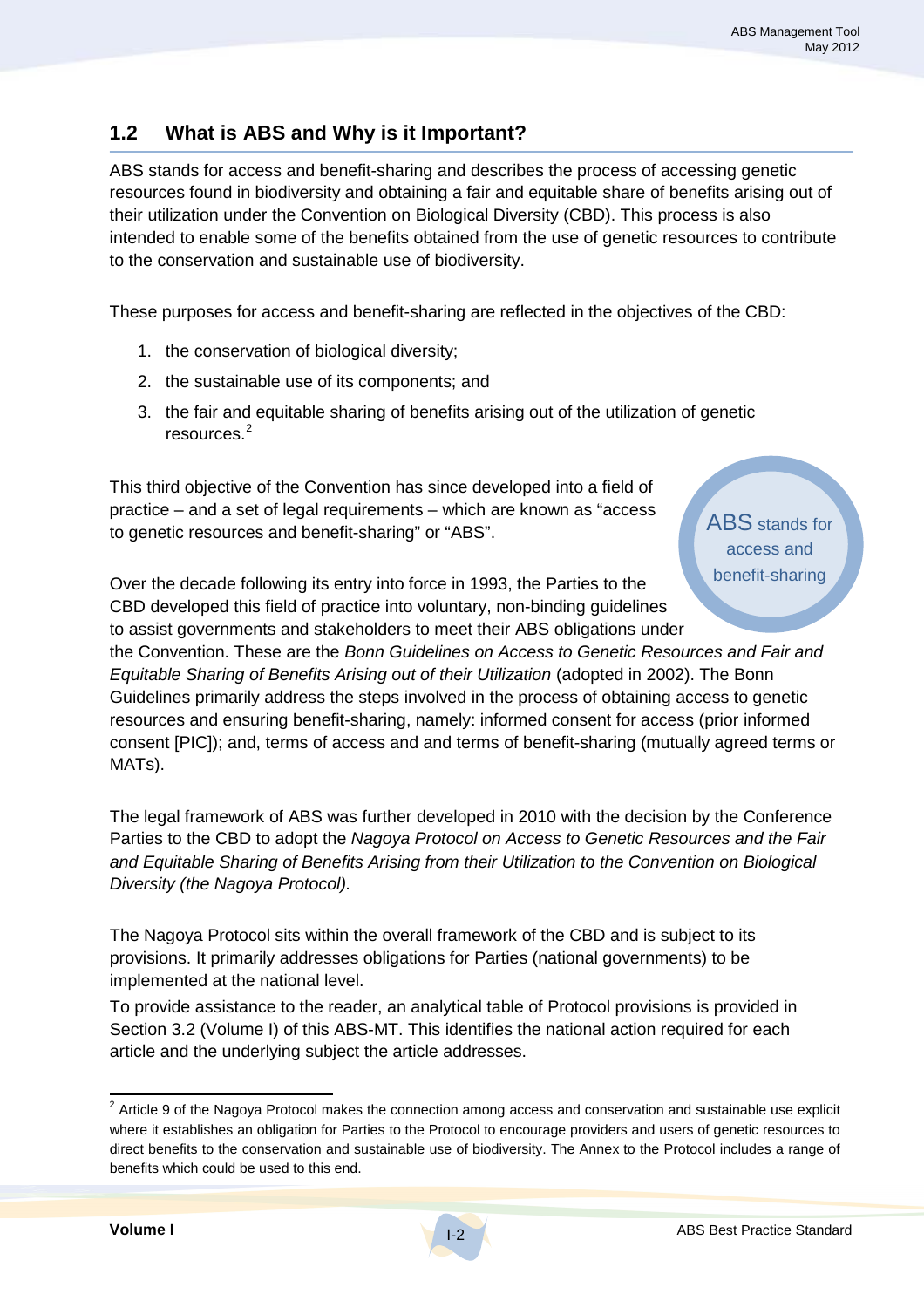## 1.2 What is ABS and Why is it Important?

ABS stands for access and benefit-sharing and describes the process of accessing genetic resources found in biodiversity and obtaining a fair and equitable share of benefits arising out of their utilization under the Convention on Biological Diversity (CBD). This process is also intended to enable some of the benefits obtained from the use of genetic resources to contribute to the conservation and sustainable use of biodiversity.

These purposes for access and benefit-sharing are reflected in the objectives of the CBD:

1. the conservation of biological diversity;
2. the sustainable use of its components; and
3. the fair and equitable sharing of benefits arising out of the utilization of genetic resources.[2]

This third objective of the Convention has since developed into a field of practice – and a set of legal requirements – which are known as "access to genetic resources and benefit-sharing" or "ABS".

ABS stands for access and benefit-sharing

Over the decade following its entry into force in 1993, the Parties to the CBD developed this field of practice into voluntary, non-binding guidelines to assist governments and stakeholders to meet their ABS obligations under the Convention. These are the *Bonn Guidelines on Access to Genetic Resources and Fair and Equitable Sharing of Benefits Arising out of their Utilization* (adopted in 2002). The Bonn Guidelines primarily address the steps involved in the process of obtaining access to genetic resources and ensuring benefit-sharing, namely: informed consent for access (prior informed consent [PIC]); and, terms of access and and terms of benefit-sharing (mutually agreed terms or MATs).

The legal framework of ABS was further developed in 2010 with the decision by the Conference Parties to the CBD to adopt the *Nagoya Protocol on Access to Genetic Resources and the Fair and Equitable Sharing of Benefits Arising from their Utilization to the Convention on Biological Diversity (the Nagoya Protocol).*

The Nagoya Protocol sits within the overall framework of the CBD and is subject to its provisions. It primarily addresses obligations for Parties (national governments) to be implemented at the national level.

To provide assistance to the reader, an analytical table of Protocol provisions is provided in Section 3.2 (Volume I) of this ABS-MT. This identifies the national action required for each article and the underlying subject the article addresses.

---

[2] Article 9 of the Nagoya Protocol makes the connection among access and conservation and sustainable use explicit where it establishes an obligation for Parties to the Protocol to encourage providers and users of genetic resources to direct benefits to the conservation and sustainable use of biodiversity. The Annex to the Protocol includes a range of benefits which could be used to this end.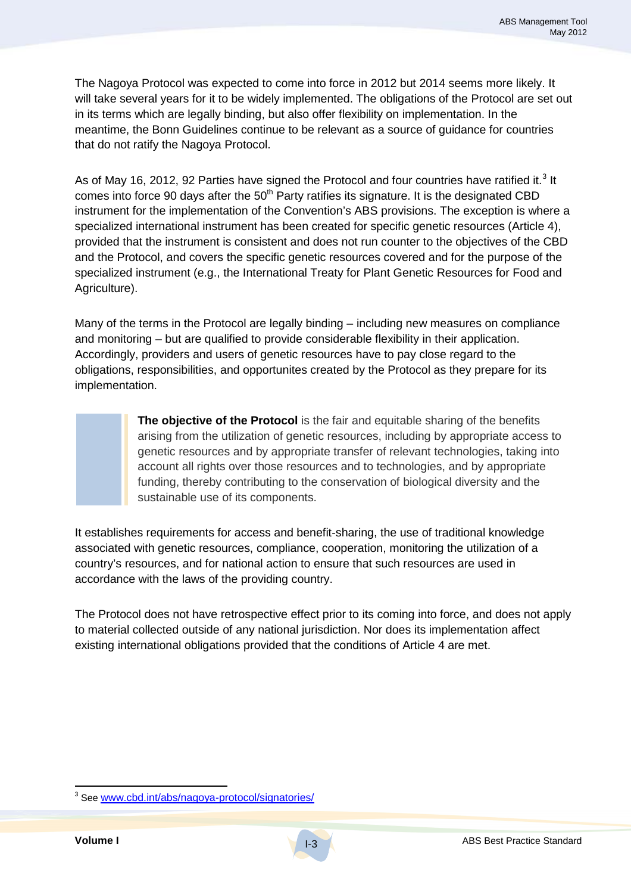The Nagoya Protocol was expected to come into force in 2012 but 2014 seems more likely. It will take several years for it to be widely implemented. The obligations of the Protocol are set out in its terms which are legally binding, but also offer flexibility on implementation. In the meantime, the Bonn Guidelines continue to be relevant as a source of guidance for countries that do not ratify the Nagoya Protocol.

As of May 16, 2012, 92 Parties have signed the Protocol and four countries have ratified it.[3] It comes into force 90 days after the 50th Party ratifies its signature. It is the designated CBD instrument for the implementation of the Convention's ABS provisions. The exception is where a specialized international instrument has been created for specific genetic resources (Article 4), provided that the instrument is consistent and does not run counter to the objectives of the CBD and the Protocol, and covers the specific genetic resources covered and for the purpose of the specialized instrument (e.g., the International Treaty for Plant Genetic Resources for Food and Agriculture).

Many of the terms in the Protocol are legally binding – including new measures on compliance and monitoring – but are qualified to provide considerable flexibility in their application. Accordingly, providers and users of genetic resources have to pay close regard to the obligations, responsibilities, and opportunites created by the Protocol as they prepare for its implementation.

> **The objective of the Protocol** is the fair and equitable sharing of the benefits arising from the utilization of genetic resources, including by appropriate access to genetic resources and by appropriate transfer of relevant technologies, taking into account all rights over those resources and to technologies, and by appropriate funding, thereby contributing to the conservation of biological diversity and the sustainable use of its components.

It establishes requirements for access and benefit-sharing, the use of traditional knowledge associated with genetic resources, compliance, cooperation, monitoring the utilization of a country's resources, and for national action to ensure that such resources are used in accordance with the laws of the providing country.

The Protocol does not have retrospective effect prior to its coming into force, and does not apply to material collected outside of any national jurisdiction. Nor does its implementation affect existing international obligations provided that the conditions of Article 4 are met.

---

[3] See www.cbd.int/abs/nagoya-protocol/signatories/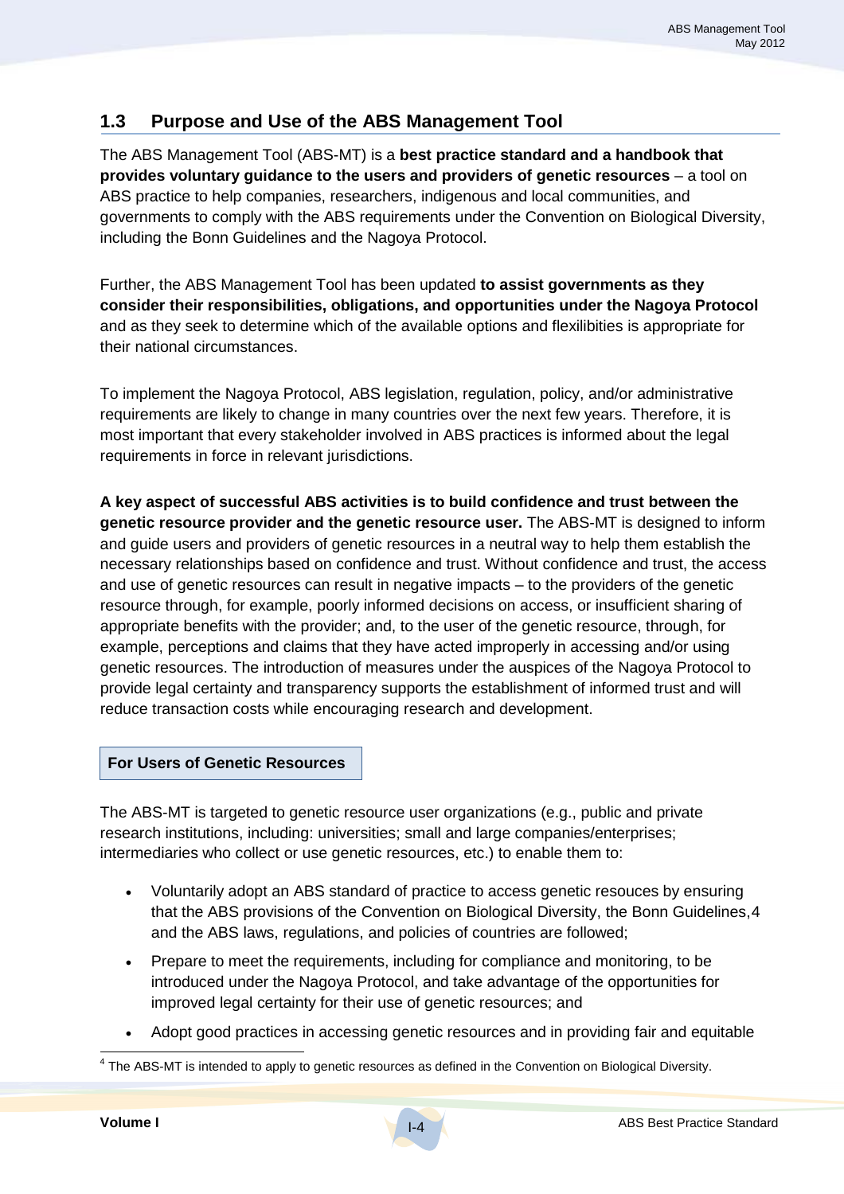## 1.3 Purpose and Use of the ABS Management Tool

The ABS Management Tool (ABS-MT) is a **best practice standard and a handbook that provides voluntary guidance to the users and providers of genetic resources** – a tool on ABS practice to help companies, researchers, indigenous and local communities, and governments to comply with the ABS requirements under the Convention on Biological Diversity, including the Bonn Guidelines and the Nagoya Protocol.

Further, the ABS Management Tool has been updated **to assist governments as they consider their responsibilities, obligations, and opportunities under the Nagoya Protocol** and as they seek to determine which of the available options and flexilibities is appropriate for their national circumstances.

To implement the Nagoya Protocol, ABS legislation, regulation, policy, and/or administrative requirements are likely to change in many countries over the next few years. Therefore, it is most important that every stakeholder involved in ABS practices is informed about the legal requirements in force in relevant jurisdictions.

**A key aspect of successful ABS activities is to build confidence and trust between the genetic resource provider and the genetic resource user.** The ABS-MT is designed to inform and guide users and providers of genetic resources in a neutral way to help them establish the necessary relationships based on confidence and trust. Without confidence and trust, the access and use of genetic resources can result in negative impacts – to the providers of the genetic resource through, for example, poorly informed decisions on access, or insufficient sharing of appropriate benefits with the provider; and, to the user of the genetic resource, through, for example, perceptions and claims that they have acted improperly in accessing and/or using genetic resources. The introduction of measures under the auspices of the Nagoya Protocol to provide legal certainty and transparency supports the establishment of informed trust and will reduce transaction costs while encouraging research and development.

**For Users of Genetic Resources**

The ABS-MT is targeted to genetic resource user organizations (e.g., public and private research institutions, including: universities; small and large companies/enterprises; intermediaries who collect or use genetic resources, etc.) to enable them to:

- Voluntarily adopt an ABS standard of practice to access genetic resouces by ensuring that the ABS provisions of the Convention on Biological Diversity, the Bonn Guidelines,[4] and the ABS laws, regulations, and policies of countries are followed;
- Prepare to meet the requirements, including for compliance and monitoring, to be introduced under the Nagoya Protocol, and take advantage of the opportunities for improved legal certainty for their use of genetic resources; and
- Adopt good practices in accessing genetic resources and in providing fair and equitable

[4] The ABS-MT is intended to apply to genetic resources as defined in the Convention on Biological Diversity.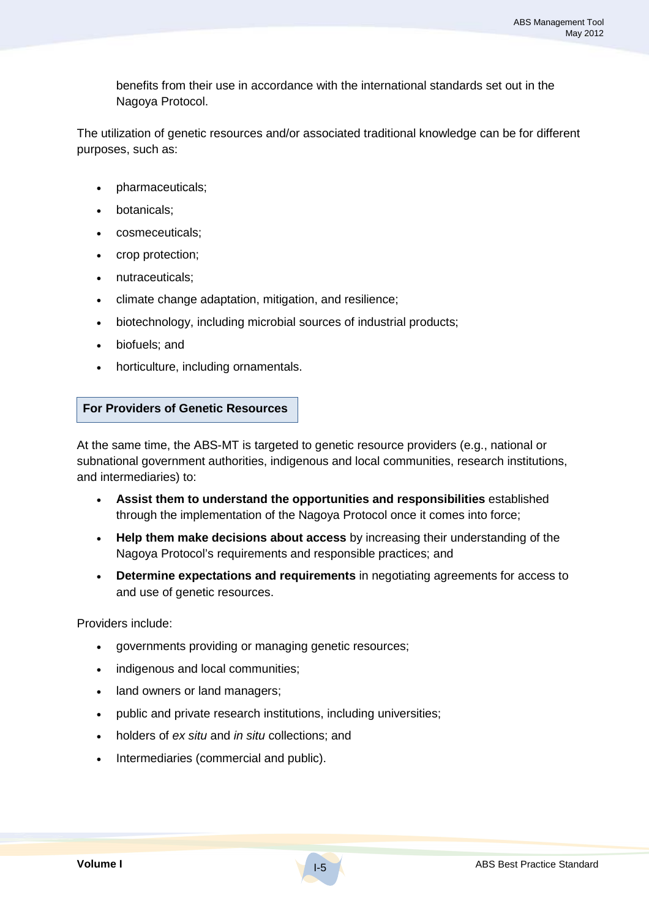benefits from their use in accordance with the international standards set out in the Nagoya Protocol.

The utilization of genetic resources and/or associated traditional knowledge can be for different purposes, such as:

- pharmaceuticals;
- botanicals;
- cosmeceuticals;
- crop protection;
- nutraceuticals;
- climate change adaptation, mitigation, and resilience;
- biotechnology, including microbial sources of industrial products;
- biofuels; and
- horticulture, including ornamentals.

### For Providers of Genetic Resources

At the same time, the ABS-MT is targeted to genetic resource providers (e.g., national or subnational government authorities, indigenous and local communities, research institutions, and intermediaries) to:

- **Assist them to understand the opportunities and responsibilities** established through the implementation of the Nagoya Protocol once it comes into force;
- **Help them make decisions about access** by increasing their understanding of the Nagoya Protocol's requirements and responsible practices; and
- **Determine expectations and requirements** in negotiating agreements for access to and use of genetic resources.

Providers include:

- governments providing or managing genetic resources;
- indigenous and local communities;
- land owners or land managers;
- public and private research institutions, including universities;
- holders of *ex situ* and *in situ* collections; and
- Intermediaries (commercial and public).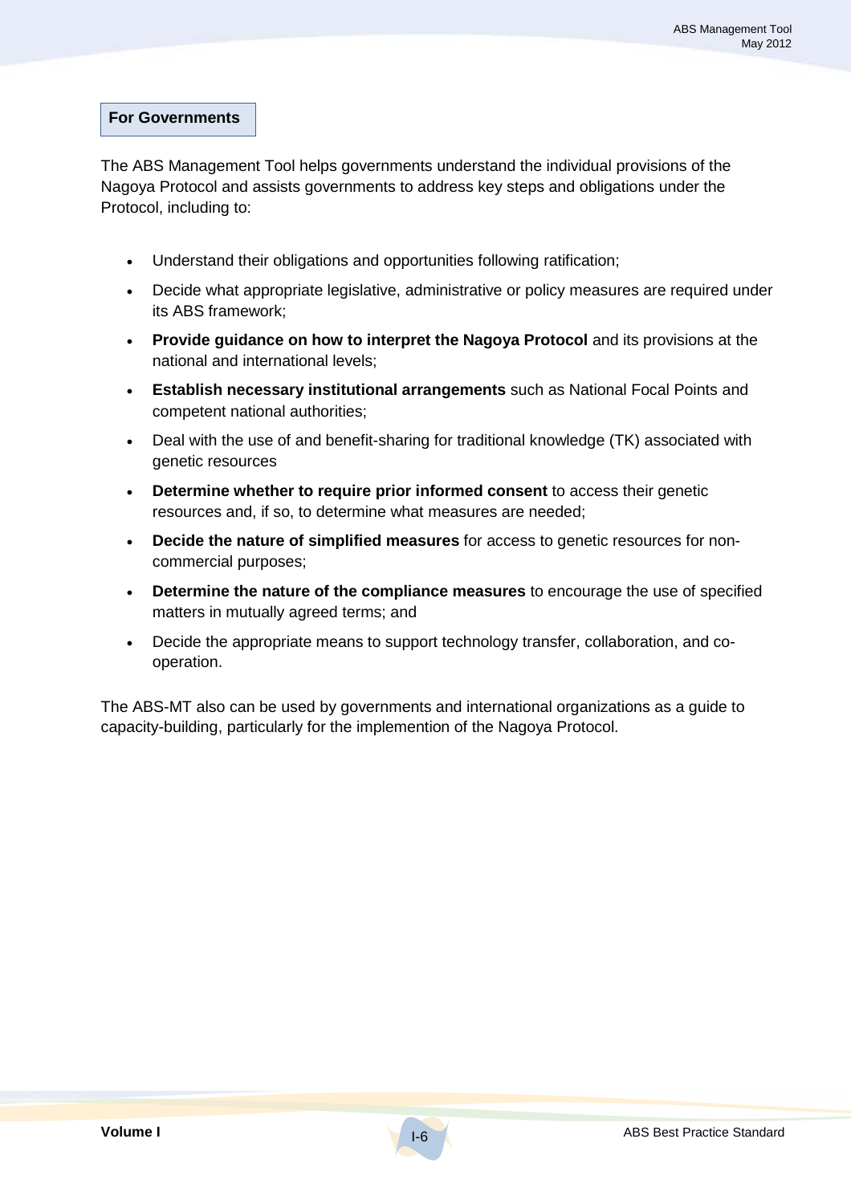**For Governments**

The ABS Management Tool helps governments understand the individual provisions of the Nagoya Protocol and assists governments to address key steps and obligations under the Protocol, including to:

- Understand their obligations and opportunities following ratification;
- Decide what appropriate legislative, administrative or policy measures are required under its ABS framework;
- **Provide guidance on how to interpret the Nagoya Protocol** and its provisions at the national and international levels;
- **Establish necessary institutional arrangements** such as National Focal Points and competent national authorities;
- Deal with the use of and benefit-sharing for traditional knowledge (TK) associated with genetic resources
- **Determine whether to require prior informed consent** to access their genetic resources and, if so, to determine what measures are needed;
- **Decide the nature of simplified measures** for access to genetic resources for non-commercial purposes;
- **Determine the nature of the compliance measures** to encourage the use of specified matters in mutually agreed terms; and
- Decide the appropriate means to support technology transfer, collaboration, and co-operation.

The ABS-MT also can be used by governments and international organizations as a guide to capacity-building, particularly for the implemention of the Nagoya Protocol.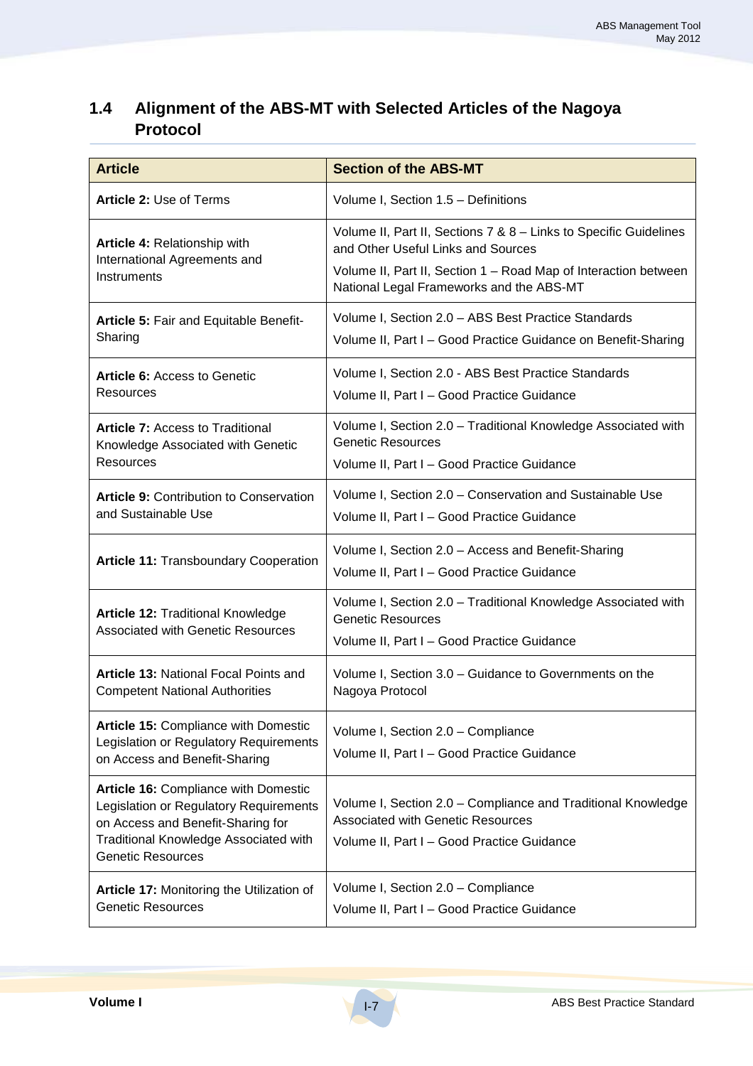## 1.4 Alignment of the ABS-MT with Selected Articles of the Nagoya Protocol

| Article | Section of the ABS-MT |
|---|---|
| **Article 2:** Use of Terms | Volume I, Section 1.5 – Definitions |
| **Article 4:** Relationship with International Agreements and Instruments | Volume II, Part II, Sections 7 & 8 – Links to Specific Guidelines and Other Useful Links and Sources<br>Volume II, Part II, Section 1 – Road Map of Interaction between National Legal Frameworks and the ABS-MT |
| **Article 5:** Fair and Equitable Benefit-Sharing | Volume I, Section 2.0 – ABS Best Practice Standards<br>Volume II, Part I – Good Practice Guidance on Benefit-Sharing |
| **Article 6:** Access to Genetic Resources | Volume I, Section 2.0 - ABS Best Practice Standards<br>Volume II, Part I – Good Practice Guidance |
| **Article 7:** Access to Traditional Knowledge Associated with Genetic Resources | Volume I, Section 2.0 – Traditional Knowledge Associated with Genetic Resources<br>Volume II, Part I – Good Practice Guidance |
| **Article 9:** Contribution to Conservation and Sustainable Use | Volume I, Section 2.0 – Conservation and Sustainable Use<br>Volume II, Part I – Good Practice Guidance |
| **Article 11:** Transboundary Cooperation | Volume I, Section 2.0 – Access and Benefit-Sharing<br>Volume II, Part I – Good Practice Guidance |
| **Article 12:** Traditional Knowledge Associated with Genetic Resources | Volume I, Section 2.0 – Traditional Knowledge Associated with Genetic Resources<br>Volume II, Part I – Good Practice Guidance |
| **Article 13:** National Focal Points and Competent National Authorities | Volume I, Section 3.0 – Guidance to Governments on the Nagoya Protocol |
| **Article 15:** Compliance with Domestic Legislation or Regulatory Requirements on Access and Benefit-Sharing | Volume I, Section 2.0 – Compliance<br>Volume II, Part I – Good Practice Guidance |
| **Article 16:** Compliance with Domestic Legislation or Regulatory Requirements on Access and Benefit-Sharing for Traditional Knowledge Associated with Genetic Resources | Volume I, Section 2.0 – Compliance and Traditional Knowledge Associated with Genetic Resources<br>Volume II, Part I – Good Practice Guidance |
| **Article 17:** Monitoring the Utilization of Genetic Resources | Volume I, Section 2.0 – Compliance<br>Volume II, Part I – Good Practice Guidance |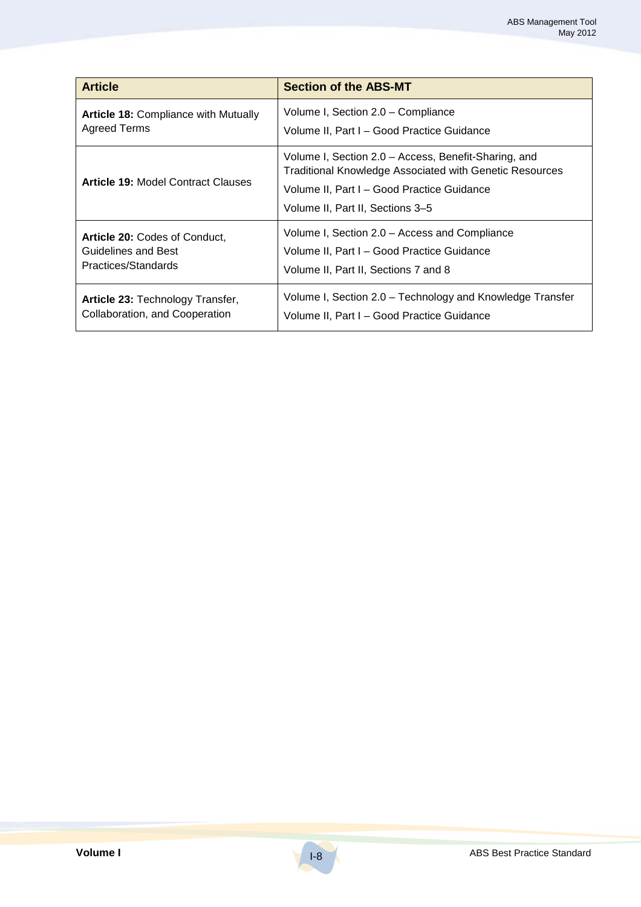| Article | Section of the ABS-MT |
|---|---|
| **Article 18:** Compliance with Mutually Agreed Terms | Volume I, Section 2.0 – Compliance<br>Volume II, Part I – Good Practice Guidance |
| **Article 19:** Model Contract Clauses | Volume I, Section 2.0 – Access, Benefit-Sharing, and Traditional Knowledge Associated with Genetic Resources<br>Volume II, Part I – Good Practice Guidance<br>Volume II, Part II, Sections 3–5 |
| **Article 20:** Codes of Conduct, Guidelines and Best Practices/Standards | Volume I, Section 2.0 – Access and Compliance<br>Volume II, Part I – Good Practice Guidance<br>Volume II, Part II, Sections 7 and 8 |
| **Article 23:** Technology Transfer, Collaboration, and Cooperation | Volume I, Section 2.0 – Technology and Knowledge Transfer<br>Volume II, Part I – Good Practice Guidance |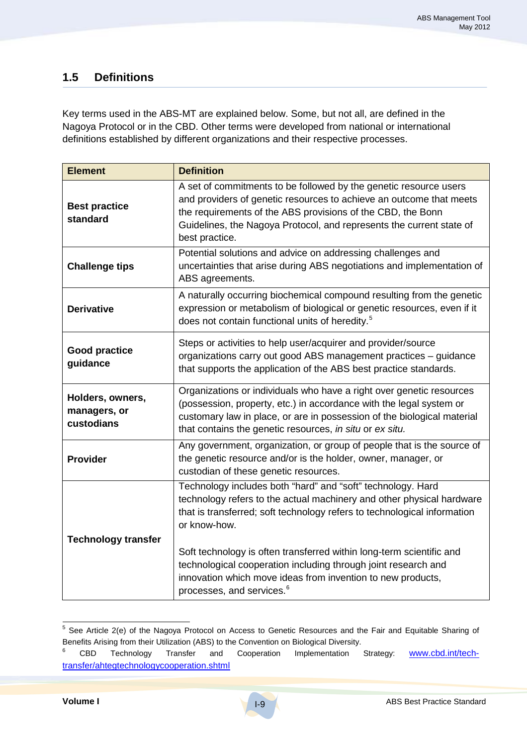## 1.5 Definitions

Key terms used in the ABS-MT are explained below. Some, but not all, are defined in the Nagoya Protocol or in the CBD. Other terms were developed from national or international definitions established by different organizations and their respective processes.

| Element | Definition |
|---|---|
| **Best practice standard** | A set of commitments to be followed by the genetic resource users and providers of genetic resources to achieve an outcome that meets the requirements of the ABS provisions of the CBD, the Bonn Guidelines, the Nagoya Protocol, and represents the current state of best practice. |
| **Challenge tips** | Potential solutions and advice on addressing challenges and uncertainties that arise during ABS negotiations and implementation of ABS agreements. |
| **Derivative** | A naturally occurring biochemical compound resulting from the genetic expression or metabolism of biological or genetic resources, even if it does not contain functional units of heredity.[5] |
| **Good practice guidance** | Steps or activities to help user/acquirer and provider/source organizations carry out good ABS management practices – guidance that supports the application of the ABS best practice standards. |
| **Holders, owners, managers, or custodians** | Organizations or individuals who have a right over genetic resources (possession, property, etc.) in accordance with the legal system or customary law in place, or are in possession of the biological material that contains the genetic resources, *in situ* or *ex situ.* |
| **Provider** | Any government, organization, or group of people that is the source of the genetic resource and/or is the holder, owner, manager, or custodian of these genetic resources. |
| **Technology transfer** | Technology includes both "hard" and "soft" technology. Hard technology refers to the actual machinery and other physical hardware that is transferred; soft technology refers to technological information or know-how.<br><br>Soft technology is often transferred within long-term scientific and technological cooperation including through joint research and innovation which move ideas from invention to new products, processes, and services.[6] |

[5] See Article 2(e) of the Nagoya Protocol on Access to Genetic Resources and the Fair and Equitable Sharing of Benefits Arising from their Utilization (ABS) to the Convention on Biological Diversity.

[6] CBD Technology Transfer and Cooperation Implementation Strategy: www.cbd.int/tech-transfer/ahtegtechnologycooperation.shtml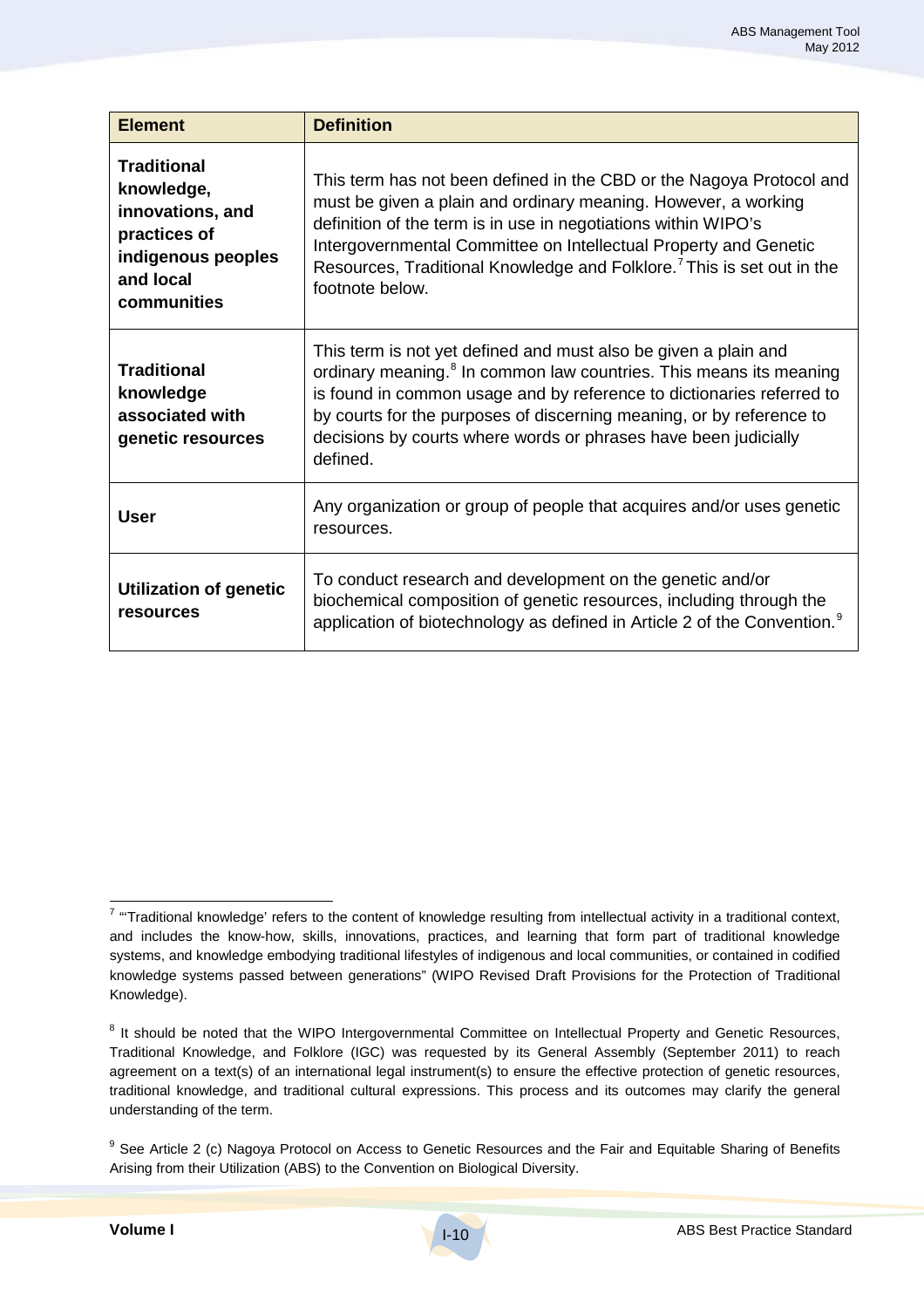| Element | Definition |
| --- | --- |
| **Traditional knowledge, innovations, and practices of indigenous peoples and local communities** | This term has not been defined in the CBD or the Nagoya Protocol and must be given a plain and ordinary meaning. However, a working definition of the term is in use in negotiations within WIPO's Intergovernmental Committee on Intellectual Property and Genetic Resources, Traditional Knowledge and Folklore.[7] This is set out in the footnote below. |
| **Traditional knowledge associated with genetic resources** | This term is not yet defined and must also be given a plain and ordinary meaning.[8] In common law countries. This means its meaning is found in common usage and by reference to dictionaries referred to by courts for the purposes of discerning meaning, or by reference to decisions by courts where words or phrases have been judicially defined. |
| **User** | Any organization or group of people that acquires and/or uses genetic resources. |
| **Utilization of genetic resources** | To conduct research and development on the genetic and/or biochemical composition of genetic resources, including through the application of biotechnology as defined in Article 2 of the Convention.[9] |

---

[7] "'Traditional knowledge' refers to the content of knowledge resulting from intellectual activity in a traditional context, and includes the know-how, skills, innovations, practices, and learning that form part of traditional knowledge systems, and knowledge embodying traditional lifestyles of indigenous and local communities, or contained in codified knowledge systems passed between generations" (WIPO Revised Draft Provisions for the Protection of Traditional Knowledge).

[8] It should be noted that the WIPO Intergovernmental Committee on Intellectual Property and Genetic Resources, Traditional Knowledge, and Folklore (IGC) was requested by its General Assembly (September 2011) to reach agreement on a text(s) of an international legal instrument(s) to ensure the effective protection of genetic resources, traditional knowledge, and traditional cultural expressions. This process and its outcomes may clarify the general understanding of the term.

[9] See Article 2 (c) Nagoya Protocol on Access to Genetic Resources and the Fair and Equitable Sharing of Benefits Arising from their Utilization (ABS) to the Convention on Biological Diversity.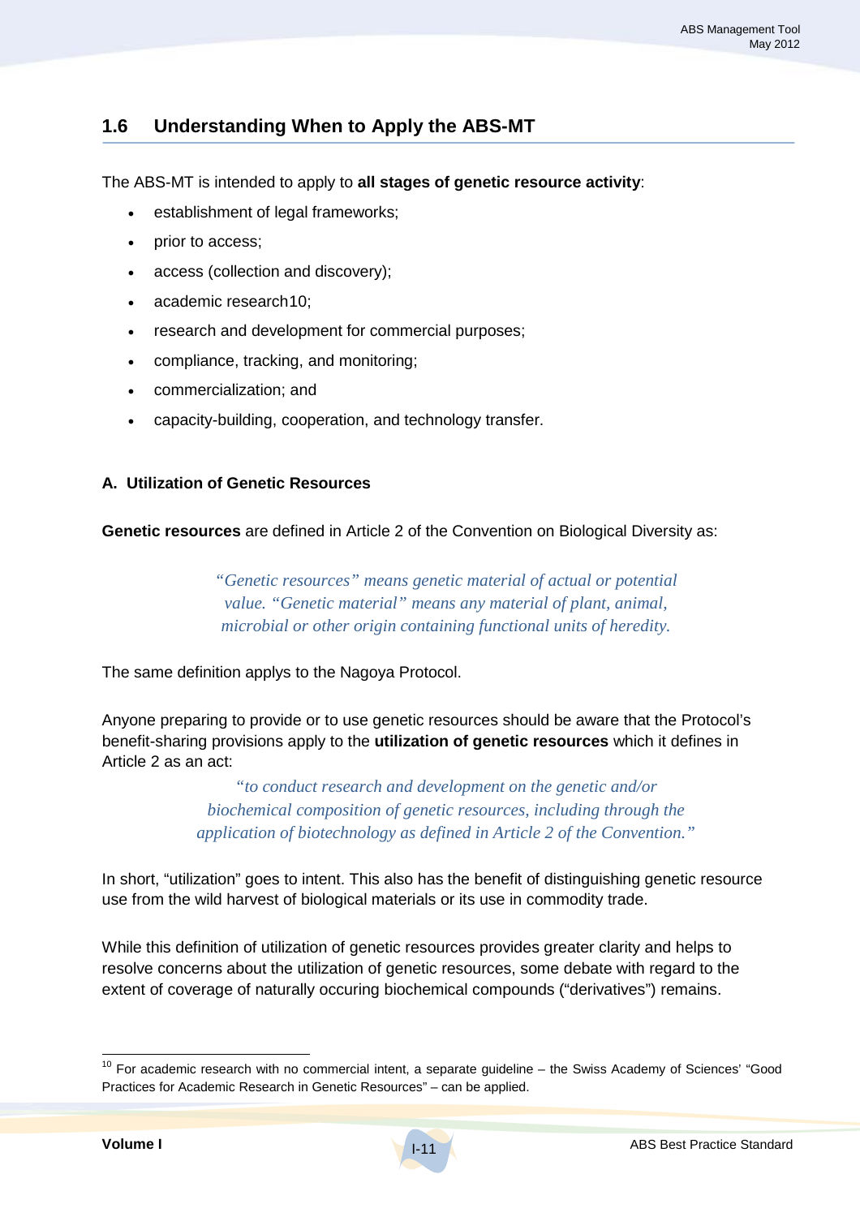## 1.6 Understanding When to Apply the ABS-MT

The ABS-MT is intended to apply to **all stages of genetic resource activity**:

- establishment of legal frameworks;
- prior to access;
- access (collection and discovery);
- academic research[10];
- research and development for commercial purposes;
- compliance, tracking, and monitoring;
- commercialization; and
- capacity-building, cooperation, and technology transfer.

### A. Utilization of Genetic Resources

**Genetic resources** are defined in Article 2 of the Convention on Biological Diversity as:

> *"Genetic resources" means genetic material of actual or potential value. "Genetic material" means any material of plant, animal, microbial or other origin containing functional units of heredity.*

The same definition applies to the Nagoya Protocol.

Anyone preparing to provide or to use genetic resources should be aware that the Protocol's benefit-sharing provisions apply to the **utilization of genetic resources** which it defines in Article 2 as an act:

> *"to conduct research and development on the genetic and/or biochemical composition of genetic resources, including through the application of biotechnology as defined in Article 2 of the Convention."*

In short, "utilization" goes to intent. This also has the benefit of distinguishing genetic resource use from the wild harvest of biological materials or its use in commodity trade.

While this definition of utilization of genetic resources provides greater clarity and helps to resolve concerns about the utilization of genetic resources, some debate with regard to the extent of coverage of naturally occuring biochemical compounds ("derivatives") remains.

---

[10] For academic research with no commercial intent, a separate guideline – the Swiss Academy of Sciences' "Good Practices for Academic Research in Genetic Resources" – can be applied.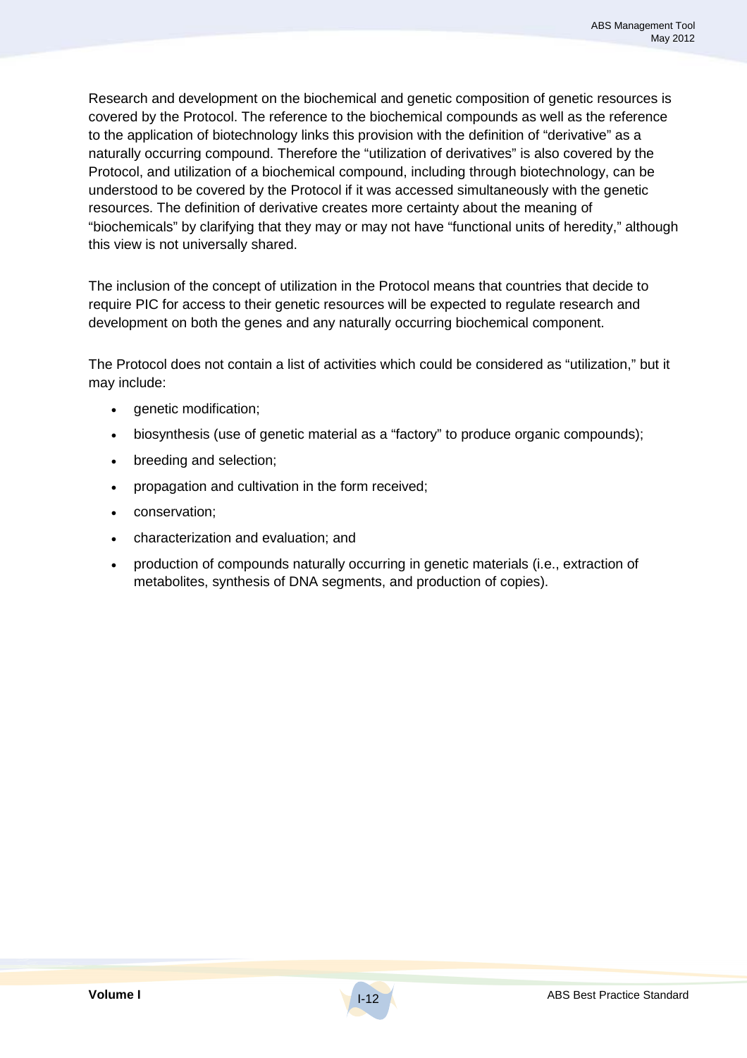Research and development on the biochemical and genetic composition of genetic resources is covered by the Protocol. The reference to the biochemical compounds as well as the reference to the application of biotechnology links this provision with the definition of "derivative" as a naturally occurring compound. Therefore the "utilization of derivatives" is also covered by the Protocol, and utilization of a biochemical compound, including through biotechnology, can be understood to be covered by the Protocol if it was accessed simultaneously with the genetic resources. The definition of derivative creates more certainty about the meaning of "biochemicals" by clarifying that they may or may not have "functional units of heredity," although this view is not universally shared.

The inclusion of the concept of utilization in the Protocol means that countries that decide to require PIC for access to their genetic resources will be expected to regulate research and development on both the genes and any naturally occurring biochemical component.

The Protocol does not contain a list of activities which could be considered as "utilization," but it may include:

- genetic modification;
- biosynthesis (use of genetic material as a "factory" to produce organic compounds);
- breeding and selection;
- propagation and cultivation in the form received;
- conservation;
- characterization and evaluation; and
- production of compounds naturally occurring in genetic materials (i.e., extraction of metabolites, synthesis of DNA segments, and production of copies).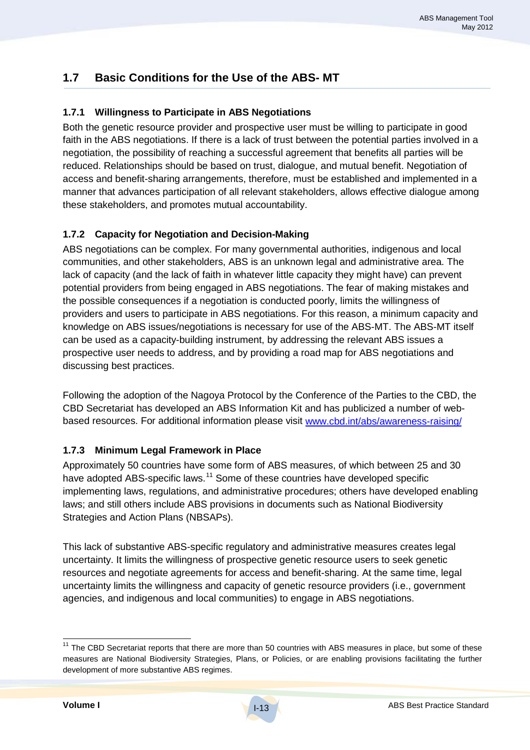## 1.7 Basic Conditions for the Use of the ABS- MT

### 1.7.1 Willingness to Participate in ABS Negotiations

Both the genetic resource provider and prospective user must be willing to participate in good faith in the ABS negotiations. If there is a lack of trust between the potential parties involved in a negotiation, the possibility of reaching a successful agreement that benefits all parties will be reduced. Relationships should be based on trust, dialogue, and mutual benefit. Negotiation of access and benefit-sharing arrangements, therefore, must be established and implemented in a manner that advances participation of all relevant stakeholders, allows effective dialogue among these stakeholders, and promotes mutual accountability.

### 1.7.2 Capacity for Negotiation and Decision-Making

ABS negotiations can be complex. For many governmental authorities, indigenous and local communities, and other stakeholders, ABS is an unknown legal and administrative area. The lack of capacity (and the lack of faith in whatever little capacity they might have) can prevent potential providers from being engaged in ABS negotiations. The fear of making mistakes and the possible consequences if a negotiation is conducted poorly, limits the willingness of providers and users to participate in ABS negotiations. For this reason, a minimum capacity and knowledge on ABS issues/negotiations is necessary for use of the ABS-MT. The ABS-MT itself can be used as a capacity-building instrument, by addressing the relevant ABS issues a prospective user needs to address, and by providing a road map for ABS negotiations and discussing best practices.

Following the adoption of the Nagoya Protocol by the Conference of the Parties to the CBD, the CBD Secretariat has developed an ABS Information Kit and has publicized a number of web-based resources. For additional information please visit [www.cbd.int/abs/awareness-raising/](www.cbd.int/abs/awareness-raising/)

### 1.7.3 Minimum Legal Framework in Place

Approximately 50 countries have some form of ABS measures, of which between 25 and 30 have adopted ABS-specific laws.[11] Some of these countries have developed specific implementing laws, regulations, and administrative procedures; others have developed enabling laws; and still others include ABS provisions in documents such as National Biodiversity Strategies and Action Plans (NBSAPs).

This lack of substantive ABS-specific regulatory and administrative measures creates legal uncertainty. It limits the willingness of prospective genetic resource users to seek genetic resources and negotiate agreements for access and benefit-sharing. At the same time, legal uncertainty limits the willingness and capacity of genetic resource providers (i.e., government agencies, and indigenous and local communities) to engage in ABS negotiations.

---

[11] The CBD Secretariat reports that there are more than 50 countries with ABS measures in place, but some of these measures are National Biodiversity Strategies, Plans, or Policies, or are enabling provisions facilitating the further development of more substantive ABS regimes.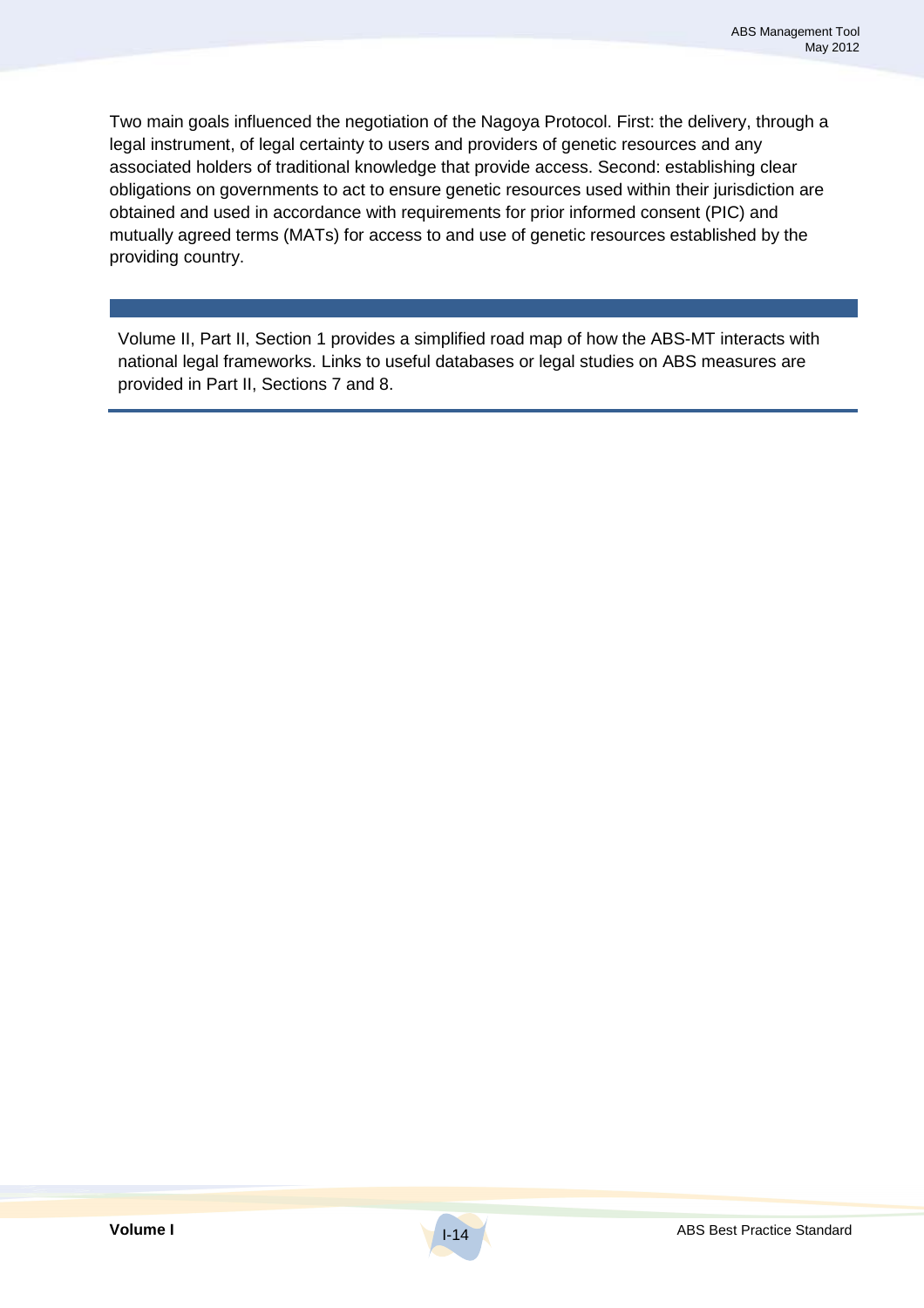Two main goals influenced the negotiation of the Nagoya Protocol. First: the delivery, through a legal instrument, of legal certainty to users and providers of genetic resources and any associated holders of traditional knowledge that provide access. Second: establishing clear obligations on governments to act to ensure genetic resources used within their jurisdiction are obtained and used in accordance with requirements for prior informed consent (PIC) and mutually agreed terms (MATs) for access to and use of genetic resources established by the providing country.

> Volume II, Part II, Section 1 provides a simplified road map of how the ABS-MT interacts with national legal frameworks. Links to useful databases or legal studies on ABS measures are provided in Part II, Sections 7 and 8.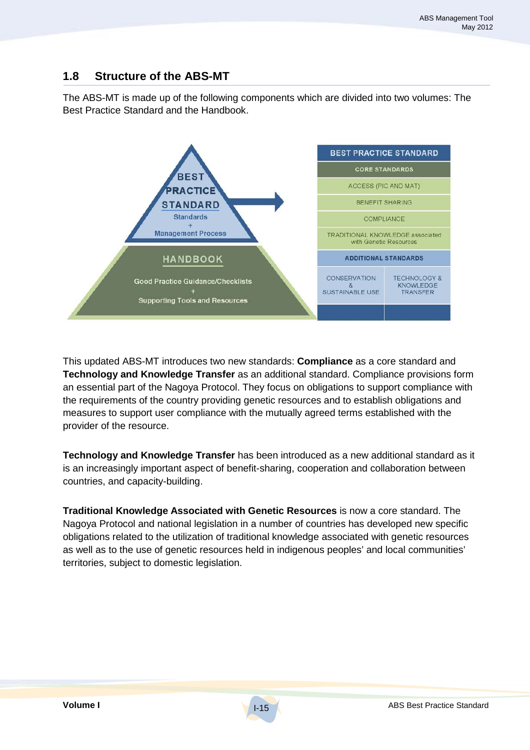## 1.8 Structure of the ABS-MT

The ABS-MT is made up of the following components which are divided into two volumes: The Best Practice Standard and the Handbook.

BEST PRACTICE STANDARD
Standards
+
Management Process

HANDBOOK
Good Practice Guidance/Checklists
+
Supporting Tools and Resources

| BEST PRACTICE STANDARD | |
|---|---|
| CORE STANDARDS | |
| ACCESS (PIC AND MAT) | |
| BENEFIT SHARING | |
| COMPLIANCE | |
| TRADITIONAL KNOWLEDGE associated with Genetic Resources | |
| ADDITIONAL STANDARDS | |
| CONSERVATION & SUSTAINABLE USE | TECHNOLOGY & KNOWLEDGE TRANSFER |

This updated ABS-MT introduces two new standards: **Compliance** as a core standard and **Technology and Knowledge Transfer** as an additional standard. Compliance provisions form an essential part of the Nagoya Protocol. They focus on obligations to support compliance with the requirements of the country providing genetic resources and to establish obligations and measures to support user compliance with the mutually agreed terms established with the provider of the resource.

**Technology and Knowledge Transfer** has been introduced as a new additional standard as it is an increasingly important aspect of benefit-sharing, cooperation and collaboration between countries, and capacity-building.

**Traditional Knowledge Associated with Genetic Resources** is now a core standard. The Nagoya Protocol and national legislation in a number of countries has developed new specific obligations related to the utilization of traditional knowledge associated with genetic resources as well as to the use of genetic resources held in indigenous peoples' and local communities' territories, subject to domestic legislation.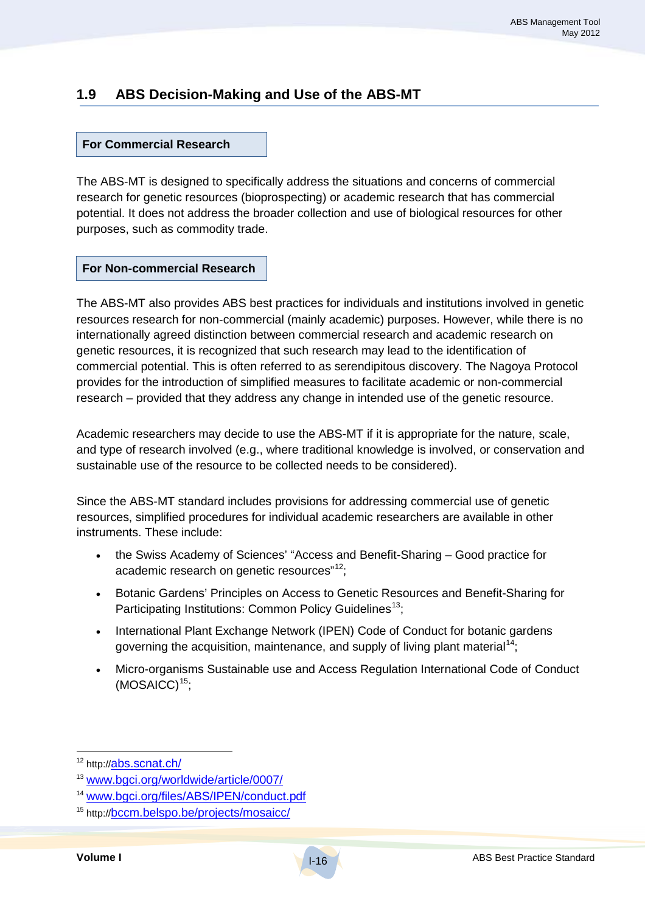## 1.9 ABS Decision-Making and Use of the ABS-MT

**For Commercial Research**

The ABS-MT is designed to specifically address the situations and concerns of commercial research for genetic resources (bioprospecting) or academic research that has commercial potential. It does not address the broader collection and use of biological resources for other purposes, such as commodity trade.

**For Non-commercial Research**

The ABS-MT also provides ABS best practices for individuals and institutions involved in genetic resources research for non-commercial (mainly academic) purposes. However, while there is no internationally agreed distinction between commercial research and academic research on genetic resources, it is recognized that such research may lead to the identification of commercial potential. This is often referred to as serendipitous discovery. The Nagoya Protocol provides for the introduction of simplified measures to facilitate academic or non-commercial research – provided that they address any change in intended use of the genetic resource.

Academic researchers may decide to use the ABS-MT if it is appropriate for the nature, scale, and type of research involved (e.g., where traditional knowledge is involved, or conservation and sustainable use of the resource to be collected needs to be considered).

Since the ABS-MT standard includes provisions for addressing commercial use of genetic resources, simplified procedures for individual academic researchers are available in other instruments. These include:

- the Swiss Academy of Sciences' "Access and Benefit-Sharing – Good practice for academic research on genetic resources"[12];
- Botanic Gardens' Principles on Access to Genetic Resources and Benefit-Sharing for Participating Institutions: Common Policy Guidelines[13];
- International Plant Exchange Network (IPEN) Code of Conduct for botanic gardens governing the acquisition, maintenance, and supply of living plant material[14];
- Micro-organisms Sustainable use and Access Regulation International Code of Conduct (MOSAICC)[15];

---

[12] http://abs.scnat.ch/

[13] www.bgci.org/worldwide/article/0007/

[14] www.bgci.org/files/ABS/IPEN/conduct.pdf

[15] http://bccm.belspo.be/projects/mosaicc/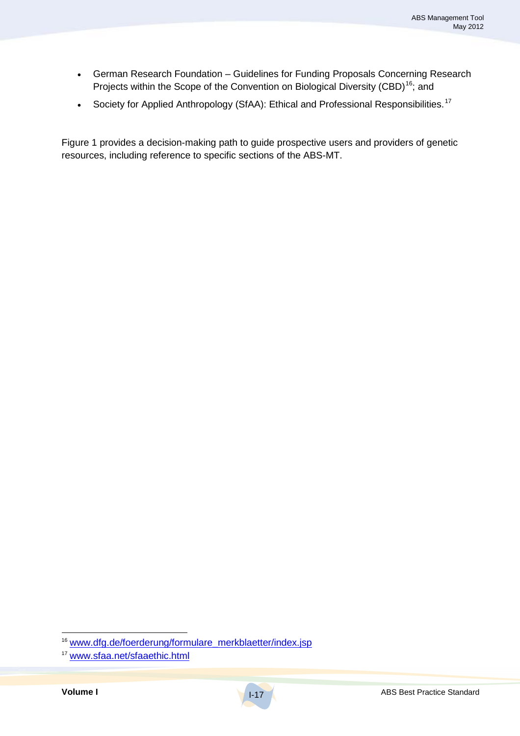- German Research Foundation – Guidelines for Funding Proposals Concerning Research Projects within the Scope of the Convention on Biological Diversity (CBD)[16]; and
- Society for Applied Anthropology (SfAA): Ethical and Professional Responsibilities.[17]

Figure 1 provides a decision-making path to guide prospective users and providers of genetic resources, including reference to specific sections of the ABS-MT.

[16] www.dfg.de/foerderung/formulare_merkblaetter/index.jsp

[17] www.sfaa.net/sfaaethic.html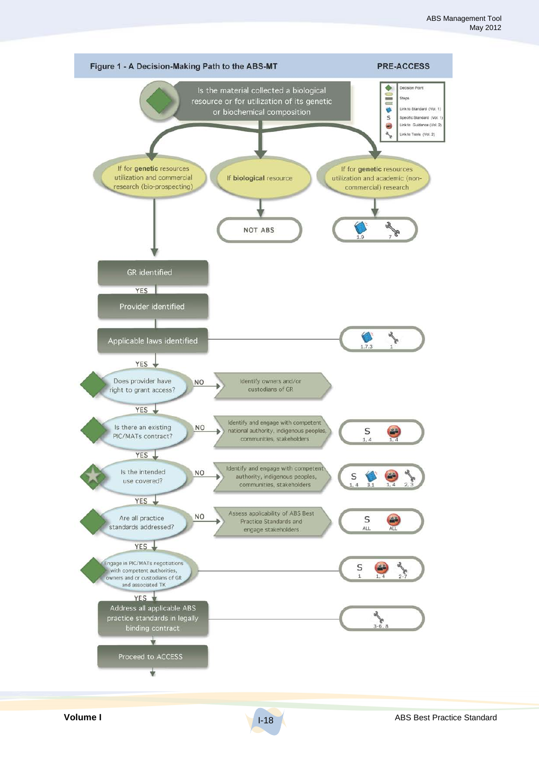## Figure 1 - A Decision-Making Path to the ABS-MT

**PRE-ACCESS**

Legend:
- Decision Point
- Steps
- Link to Standard (Vol. 1)
- S: Specific Standard (Vol. 1)
- Link to Guidance (Vol. 2)
- Link to Tools (Vol. 2)

**Is the material collected a biological resource or for utilization of its genetic or biochemical composition**

- If for **genetic** resources utilization and commercial research (bio-prospecting) → continue below
- If **biological** resource → NOT ABS
- If for **genetic** resources utilization and academic (non-commercial) research → Standard 1.9; Tools 7

1. GR identified
   - YES
2. Provider identified
3. Applicable laws identified — Standard 1.7.3; Tools 1
   - YES
4. Does provider have right to grant access?
   - NO → Identify owners and/or custodians of GR
   - YES
5. Is there an existing PIC/MATs contract?
   - NO → Identify and engage with competent national authority, indigenous peoples, communities, stakeholders — S 1, 4; Guidance 1, 4
   - YES
6. Is the intended use covered?
   - NO → Identify and engage with competent authority, indigenous peoples, communities, stakeholders — S 1, 4; Standard 3.1; Guidance 1, 4; Tools 2, 3
   - YES
7. Are all practice standards addressed?
   - NO → Assess applicability of ABS Best Practice Standards and engage stakeholders — S ALL; Guidance ALL
   - YES
8. Engage in PIC/MATs negotiations with competent authorities, owners and or custodians of GR and associated TK — S 1; Guidance 1, 4; Tools 2-7
   - YES
9. Address all applicable ABS practice standards in legally binding contract — Tools 3-6, 8
10. Proceed to ACCESS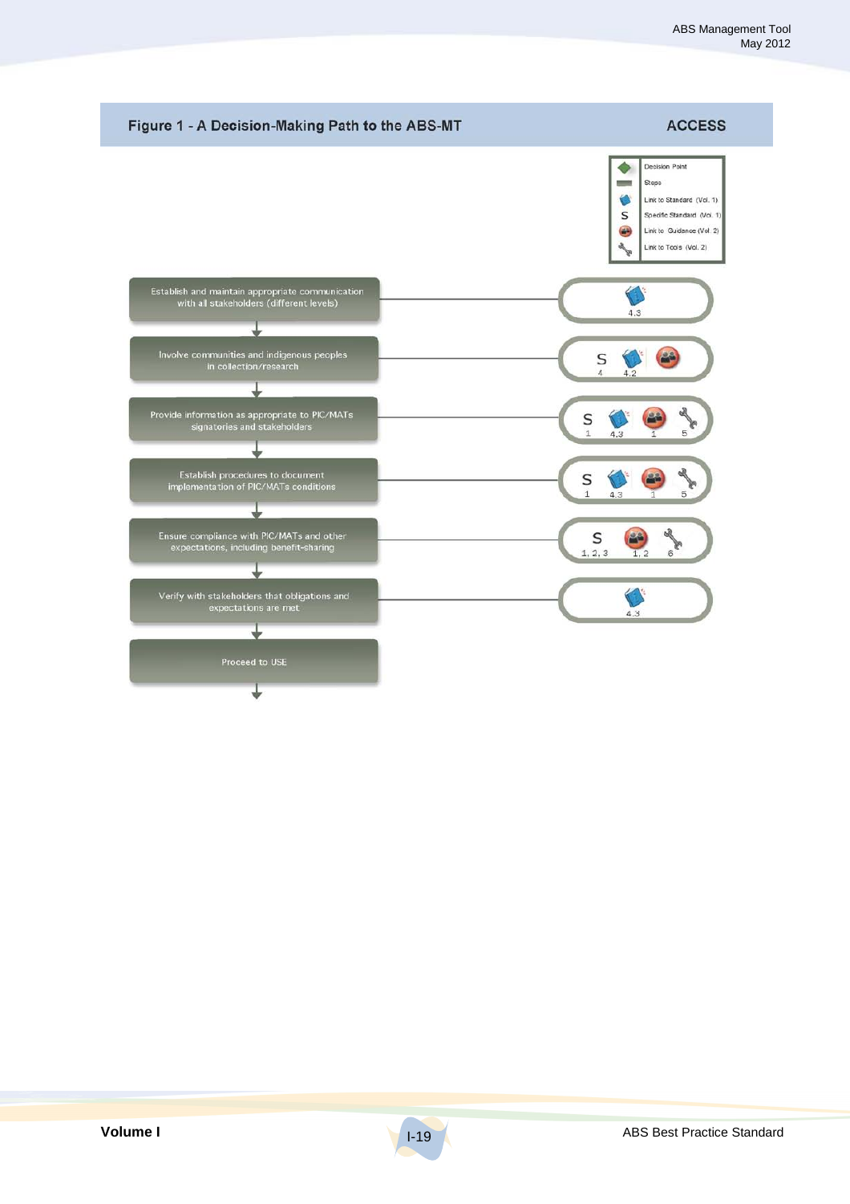## Figure 1 - A Decision-Making Path to the ABS-MT

**ACCESS**

| Legend | |
|---|---|
| ◆ | Decision Point |
| ▬ | Steps |
| (book) | Link to Standard (Vol. 1) |
| S | Specific Standard (Vol. 1) |
| (guidance) | Link to Guidance (Vol. 2) |
| (tool) | Link to Tools (Vol. 2) |

| Step | Specific Standard (S) | Link to Standard | Link to Guidance | Link to Tools |
|---|---|---|---|---|
| Establish and maintain appropriate communication with all stakeholders (different levels) | | 4.3 | | |
| Involve communities and indigenous peoples in collection/research | 4 | 4.2 | ✓ | |
| Provide information as appropriate to PIC/MATs signatories and stakeholders | 1 | 4.3 | 1 | 5 |
| Establish procedures to document implementation of PIC/MATs conditions | 1 | 4.3 | 1 | 5 |
| Ensure compliance with PIC/MATs and other expectations, including benefit-sharing | 1, 2, 3 | | 1, 2 | 6 |
| Verify with stakeholders that obligations and expectations are met | | 4.3 | | |
| Proceed to USE | | | | |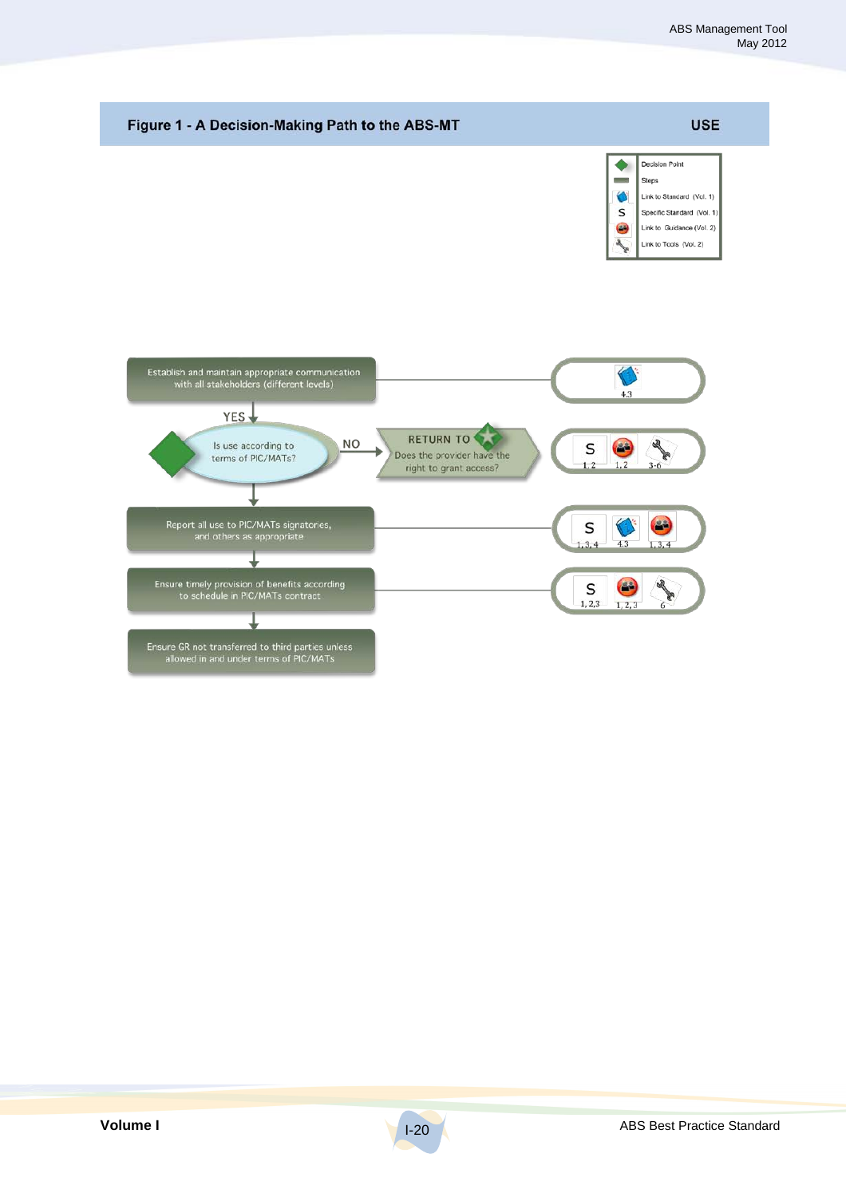## Figure 1 - A Decision-Making Path to the ABS-MT — USE

| Legend | |
|---|---|
| ◆ | Decision Point |
| ▬ | Steps |
| (book icon) | Link to Standard (Vol. 1) |
| S | Specific Standard (Vol. 1) |
| (guidance icon) | Link to Guidance (Vol. 2) |
| (tools icon) | Link to Tools (Vol. 2) |

Establish and maintain appropriate communication with all stakeholders (different levels) — Standard 4.3

YES

Is use according to terms of PIC/MATs? — NO → RETURN TO: Does the provider have the right to grant access? — S 1, 2; Guidance 1, 2; Tools 3-6

Report all use to PIC/MATs signatories, and others as appropriate — S 1, 3, 4; Standard 4.3; Guidance 1, 3, 4

Ensure timely provision of benefits according to schedule in PIC/MATs contract — S 1, 2,3; Guidance 1, 2, 3; Tools 6

Ensure GR not transferred to third parties unless allowed in and under terms of PIC/MATs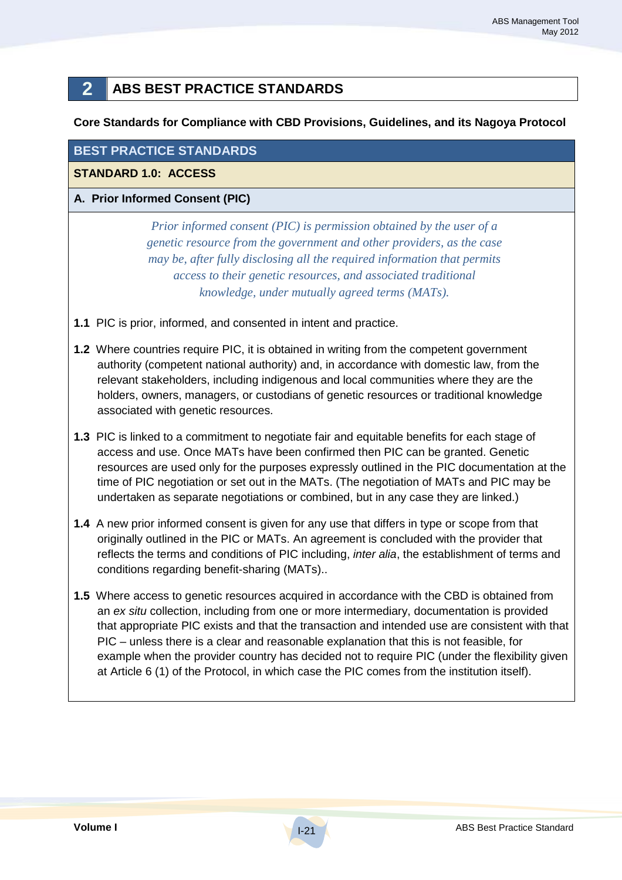# 2 ABS BEST PRACTICE STANDARDS

**Core Standards for Compliance with CBD Provisions, Guidelines, and its Nagoya Protocol**

## BEST PRACTICE STANDARDS

### STANDARD 1.0: ACCESS

#### A. Prior Informed Consent (PIC)

*Prior informed consent (PIC) is permission obtained by the user of a genetic resource from the government and other providers, as the case may be, after fully disclosing all the required information that permits access to their genetic resources, and associated traditional knowledge, under mutually agreed terms (MATs).*

**1.1** PIC is prior, informed, and consented in intent and practice.

**1.2** Where countries require PIC, it is obtained in writing from the competent government authority (competent national authority) and, in accordance with domestic law, from the relevant stakeholders, including indigenous and local communities where they are the holders, owners, managers, or custodians of genetic resources or traditional knowledge associated with genetic resources.

**1.3** PIC is linked to a commitment to negotiate fair and equitable benefits for each stage of access and use. Once MATs have been confirmed then PIC can be granted. Genetic resources are used only for the purposes expressly outlined in the PIC documentation at the time of PIC negotiation or set out in the MATs. (The negotiation of MATs and PIC may be undertaken as separate negotiations or combined, but in any case they are linked.)

**1.4** A new prior informed consent is given for any use that differs in type or scope from that originally outlined in the PIC or MATs. An agreement is concluded with the provider that reflects the terms and conditions of PIC including, *inter alia*, the establishment of terms and conditions regarding benefit-sharing (MATs)..

**1.5** Where access to genetic resources acquired in accordance with the CBD is obtained from an *ex situ* collection, including from one or more intermediary, documentation is provided that appropriate PIC exists and that the transaction and intended use are consistent with that PIC – unless there is a clear and reasonable explanation that this is not feasible, for example when the provider country has decided not to require PIC (under the flexibility given at Article 6 (1) of the Protocol, in which case the PIC comes from the institution itself).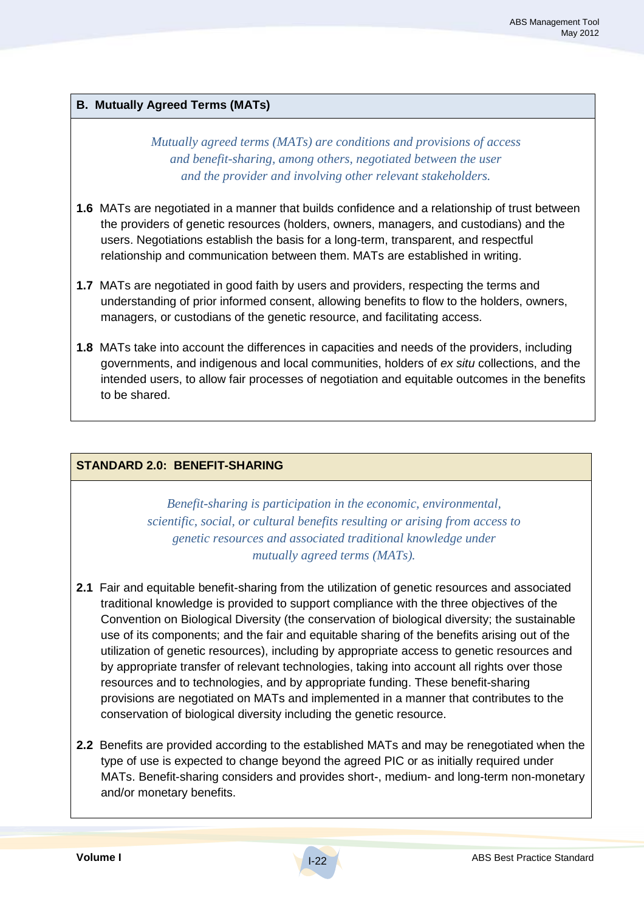## B. Mutually Agreed Terms (MATs)

*Mutually agreed terms (MATs) are conditions and provisions of access and benefit-sharing, among others, negotiated between the user and the provider and involving other relevant stakeholders.*

**1.6** MATs are negotiated in a manner that builds confidence and a relationship of trust between the providers of genetic resources (holders, owners, managers, and custodians) and the users. Negotiations establish the basis for a long-term, transparent, and respectful relationship and communication between them. MATs are established in writing.

**1.7** MATs are negotiated in good faith by users and providers, respecting the terms and understanding of prior informed consent, allowing benefits to flow to the holders, owners, managers, or custodians of the genetic resource, and facilitating access.

**1.8** MATs take into account the differences in capacities and needs of the providers, including governments, and indigenous and local communities, holders of *ex situ* collections, and the intended users, to allow fair processes of negotiation and equitable outcomes in the benefits to be shared.

## STANDARD 2.0: BENEFIT-SHARING

*Benefit-sharing is participation in the economic, environmental, scientific, social, or cultural benefits resulting or arising from access to genetic resources and associated traditional knowledge under mutually agreed terms (MATs).*

**2.1** Fair and equitable benefit-sharing from the utilization of genetic resources and associated traditional knowledge is provided to support compliance with the three objectives of the Convention on Biological Diversity (the conservation of biological diversity; the sustainable use of its components; and the fair and equitable sharing of the benefits arising out of the utilization of genetic resources), including by appropriate access to genetic resources and by appropriate transfer of relevant technologies, taking into account all rights over those resources and to technologies, and by appropriate funding. These benefit-sharing provisions are negotiated on MATs and implemented in a manner that contributes to the conservation of biological diversity including the genetic resource.

**2.2** Benefits are provided according to the established MATs and may be renegotiated when the type of use is expected to change beyond the agreed PIC or as initially required under MATs. Benefit-sharing considers and provides short-, medium- and long-term non-monetary and/or monetary benefits.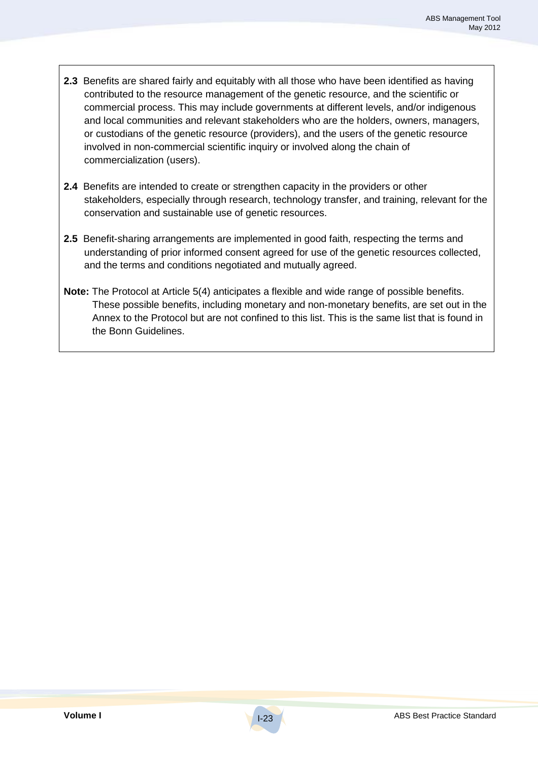**2.3** Benefits are shared fairly and equitably with all those who have been identified as having contributed to the resource management of the genetic resource, and the scientific or commercial process. This may include governments at different levels, and/or indigenous and local communities and relevant stakeholders who are the holders, owners, managers, or custodians of the genetic resource (providers), and the users of the genetic resource involved in non-commercial scientific inquiry or involved along the chain of commercialization (users).

**2.4** Benefits are intended to create or strengthen capacity in the providers or other stakeholders, especially through research, technology transfer, and training, relevant for the conservation and sustainable use of genetic resources.

**2.5** Benefit-sharing arrangements are implemented in good faith, respecting the terms and understanding of prior informed consent agreed for use of the genetic resources collected, and the terms and conditions negotiated and mutually agreed.

**Note:** The Protocol at Article 5(4) anticipates a flexible and wide range of possible benefits. These possible benefits, including monetary and non-monetary benefits, are set out in the Annex to the Protocol but are not confined to this list. This is the same list that is found in the Bonn Guidelines.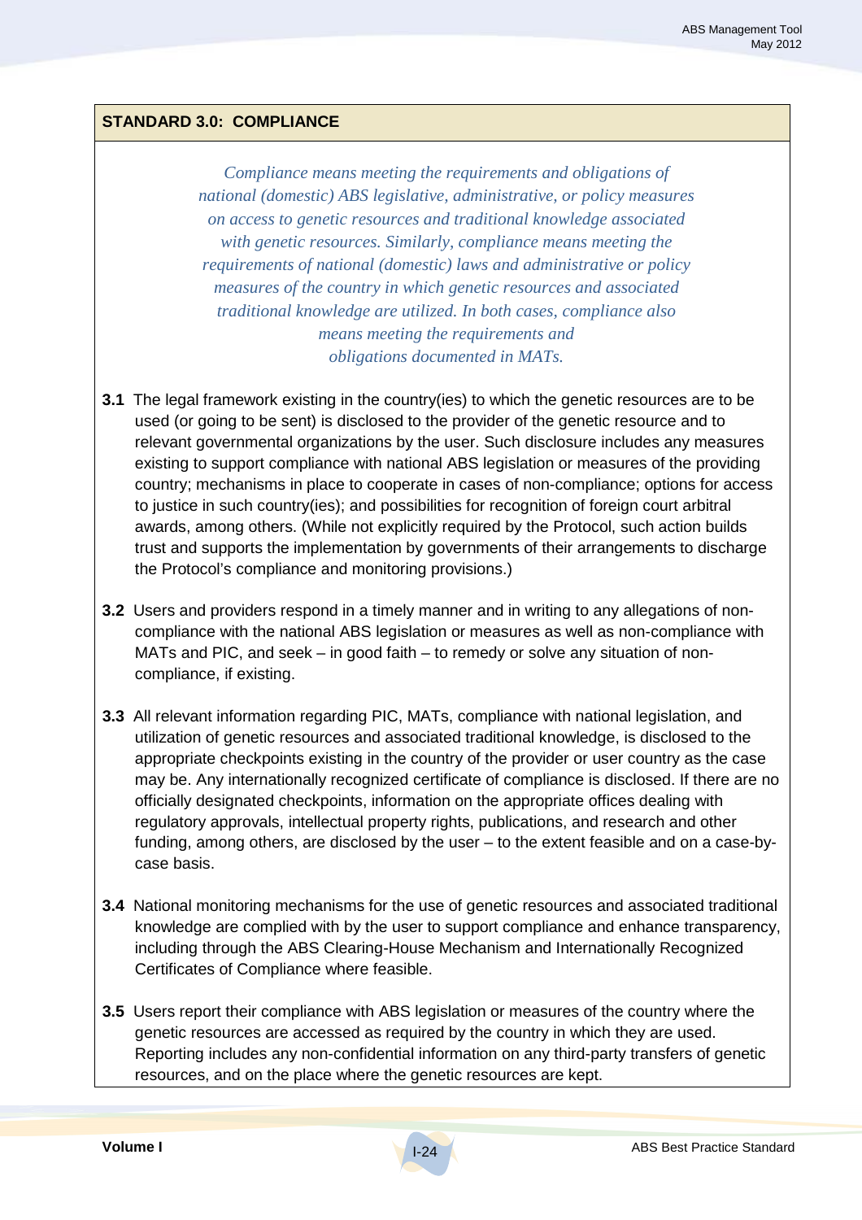## STANDARD 3.0: COMPLIANCE

*Compliance means meeting the requirements and obligations of national (domestic) ABS legislative, administrative, or policy measures on access to genetic resources and traditional knowledge associated with genetic resources. Similarly, compliance means meeting the requirements of national (domestic) laws and administrative or policy measures of the country in which genetic resources and associated traditional knowledge are utilized. In both cases, compliance also means meeting the requirements and obligations documented in MATs.*

**3.1** The legal framework existing in the country(ies) to which the genetic resources are to be used (or going to be sent) is disclosed to the provider of the genetic resource and to relevant governmental organizations by the user. Such disclosure includes any measures existing to support compliance with national ABS legislation or measures of the providing country; mechanisms in place to cooperate in cases of non-compliance; options for access to justice in such country(ies); and possibilities for recognition of foreign court arbitral awards, among others. (While not explicitly required by the Protocol, such action builds trust and supports the implementation by governments of their arrangements to discharge the Protocol's compliance and monitoring provisions.)

**3.2** Users and providers respond in a timely manner and in writing to any allegations of non-compliance with the national ABS legislation or measures as well as non-compliance with MATs and PIC, and seek – in good faith – to remedy or solve any situation of non-compliance, if existing.

**3.3** All relevant information regarding PIC, MATs, compliance with national legislation, and utilization of genetic resources and associated traditional knowledge, is disclosed to the appropriate checkpoints existing in the country of the provider or user country as the case may be. Any internationally recognized certificate of compliance is disclosed. If there are no officially designated checkpoints, information on the appropriate offices dealing with regulatory approvals, intellectual property rights, publications, and research and other funding, among others, are disclosed by the user – to the extent feasible and on a case-by-case basis.

**3.4** National monitoring mechanisms for the use of genetic resources and associated traditional knowledge are complied with by the user to support compliance and enhance transparency, including through the ABS Clearing-House Mechanism and Internationally Recognized Certificates of Compliance where feasible.

**3.5** Users report their compliance with ABS legislation or measures of the country where the genetic resources are accessed as required by the country in which they are used. Reporting includes any non-confidential information on any third-party transfers of genetic resources, and on the place where the genetic resources are kept.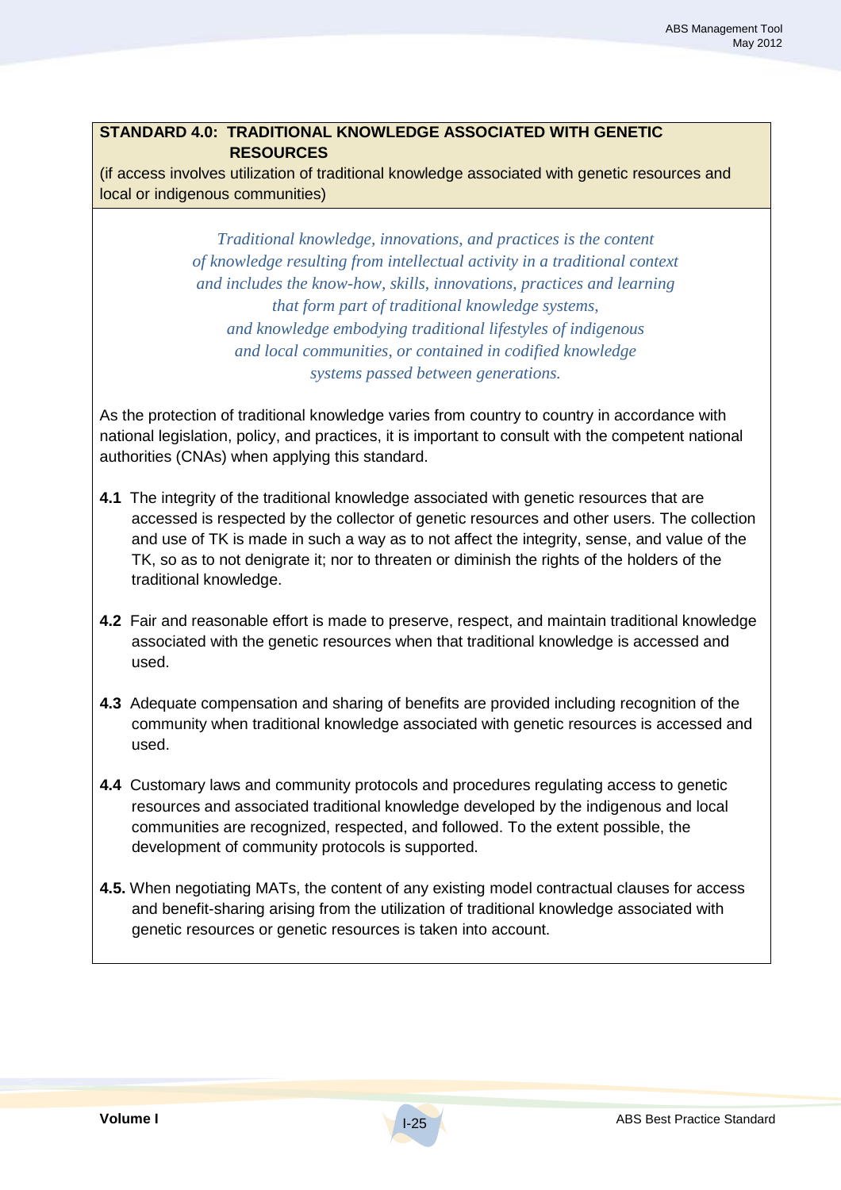## STANDARD 4.0: TRADITIONAL KNOWLEDGE ASSOCIATED WITH GENETIC RESOURCES

(if access involves utilization of traditional knowledge associated with genetic resources and local or indigenous communities)

*Traditional knowledge, innovations, and practices is the content of knowledge resulting from intellectual activity in a traditional context and includes the know-how, skills, innovations, practices and learning that form part of traditional knowledge systems, and knowledge embodying traditional lifestyles of indigenous and local communities, or contained in codified knowledge systems passed between generations.*

As the protection of traditional knowledge varies from country to country in accordance with national legislation, policy, and practices, it is important to consult with the competent national authorities (CNAs) when applying this standard.

**4.1** The integrity of the traditional knowledge associated with genetic resources that are accessed is respected by the collector of genetic resources and other users. The collection and use of TK is made in such a way as to not affect the integrity, sense, and value of the TK, so as to not denigrate it; nor to threaten or diminish the rights of the holders of the traditional knowledge.

**4.2** Fair and reasonable effort is made to preserve, respect, and maintain traditional knowledge associated with the genetic resources when that traditional knowledge is accessed and used.

**4.3** Adequate compensation and sharing of benefits are provided including recognition of the community when traditional knowledge associated with genetic resources is accessed and used.

**4.4** Customary laws and community protocols and procedures regulating access to genetic resources and associated traditional knowledge developed by the indigenous and local communities are recognized, respected, and followed. To the extent possible, the development of community protocols is supported.

**4.5.** When negotiating MATs, the content of any existing model contractual clauses for access and benefit-sharing arising from the utilization of traditional knowledge associated with genetic resources or genetic resources is taken into account.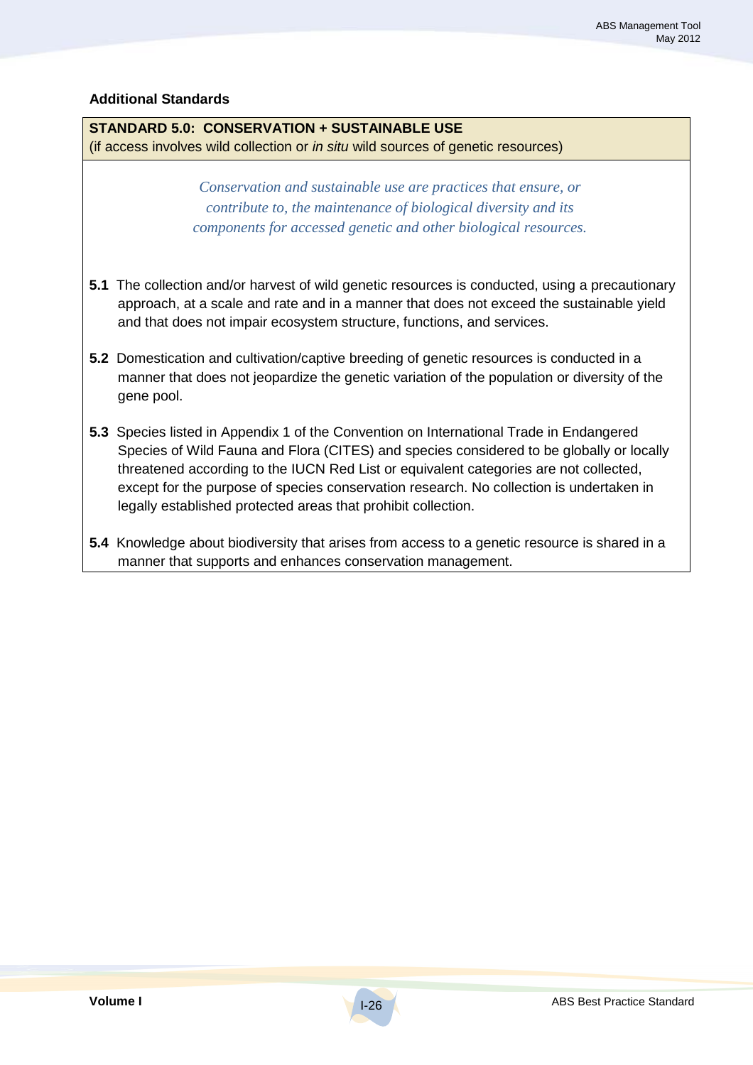### Additional Standards

**STANDARD 5.0: CONSERVATION + SUSTAINABLE USE**
(if access involves wild collection or *in situ* wild sources of genetic resources)

*Conservation and sustainable use are practices that ensure, or contribute to, the maintenance of biological diversity and its components for accessed genetic and other biological resources.*

**5.1** The collection and/or harvest of wild genetic resources is conducted, using a precautionary approach, at a scale and rate and in a manner that does not exceed the sustainable yield and that does not impair ecosystem structure, functions, and services.

**5.2** Domestication and cultivation/captive breeding of genetic resources is conducted in a manner that does not jeopardize the genetic variation of the population or diversity of the gene pool.

**5.3** Species listed in Appendix 1 of the Convention on International Trade in Endangered Species of Wild Fauna and Flora (CITES) and species considered to be globally or locally threatened according to the IUCN Red List or equivalent categories are not collected, except for the purpose of species conservation research. No collection is undertaken in legally established protected areas that prohibit collection.

**5.4** Knowledge about biodiversity that arises from access to a genetic resource is shared in a manner that supports and enhances conservation management.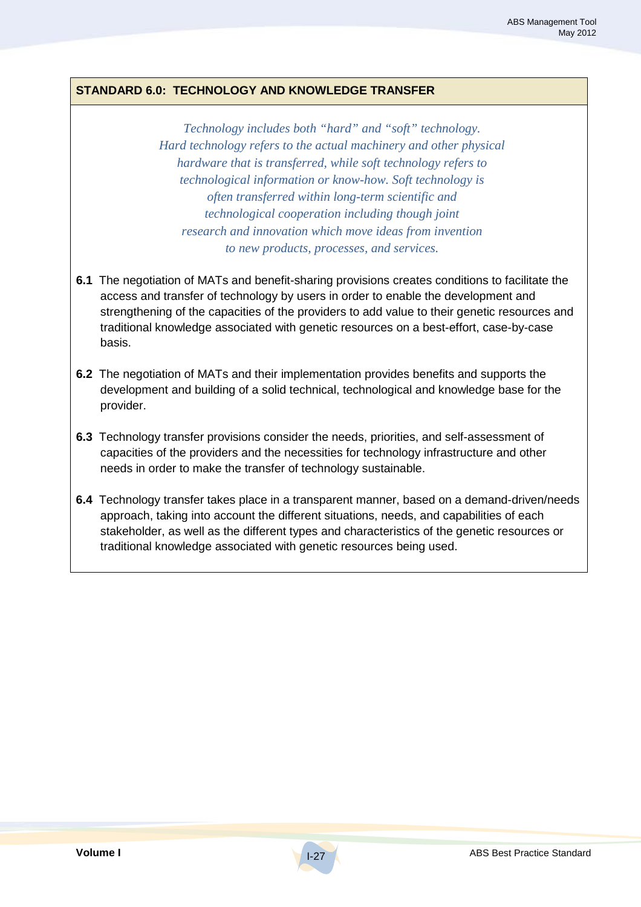## STANDARD 6.0: TECHNOLOGY AND KNOWLEDGE TRANSFER

*Technology includes both "hard" and "soft" technology. Hard technology refers to the actual machinery and other physical hardware that is transferred, while soft technology refers to technological information or know-how. Soft technology is often transferred within long-term scientific and technological cooperation including though joint research and innovation which move ideas from invention to new products, processes, and services.*

**6.1** The negotiation of MATs and benefit-sharing provisions creates conditions to facilitate the access and transfer of technology by users in order to enable the development and strengthening of the capacities of the providers to add value to their genetic resources and traditional knowledge associated with genetic resources on a best-effort, case-by-case basis.

**6.2** The negotiation of MATs and their implementation provides benefits and supports the development and building of a solid technical, technological and knowledge base for the provider.

**6.3** Technology transfer provisions consider the needs, priorities, and self-assessment of capacities of the providers and the necessities for technology infrastructure and other needs in order to make the transfer of technology sustainable.

**6.4** Technology transfer takes place in a transparent manner, based on a demand-driven/needs approach, taking into account the different situations, needs, and capabilities of each stakeholder, as well as the different types and characteristics of the genetic resources or traditional knowledge associated with genetic resources being used.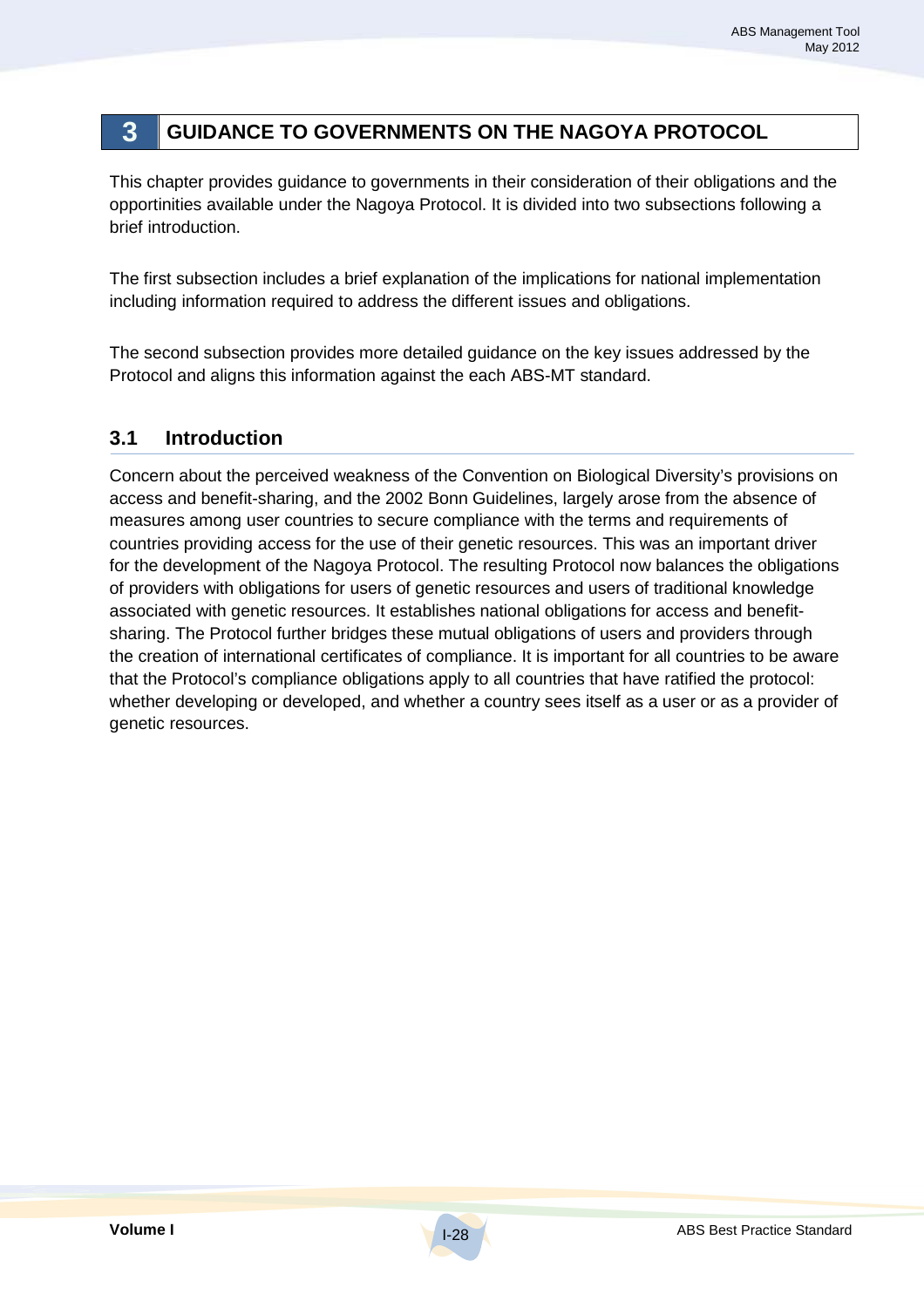# 3 GUIDANCE TO GOVERNMENTS ON THE NAGOYA PROTOCOL

This chapter provides guidance to governments in their consideration of their obligations and the opportinities available under the Nagoya Protocol. It is divided into two subsections following a brief introduction.

The first subsection includes a brief explanation of the implications for national implementation including information required to address the different issues and obligations.

The second subsection provides more detailed guidance on the key issues addressed by the Protocol and aligns this information against the each ABS-MT standard.

## 3.1 Introduction

Concern about the perceived weakness of the Convention on Biological Diversity's provisions on access and benefit-sharing, and the 2002 Bonn Guidelines, largely arose from the absence of measures among user countries to secure compliance with the terms and requirements of countries providing access for the use of their genetic resources. This was an important driver for the development of the Nagoya Protocol. The resulting Protocol now balances the obligations of providers with obligations for users of genetic resources and users of traditional knowledge associated with genetic resources. It establishes national obligations for access and benefit-sharing. The Protocol further bridges these mutual obligations of users and providers through the creation of international certificates of compliance. It is important for all countries to be aware that the Protocol's compliance obligations apply to all countries that have ratified the protocol: whether developing or developed, and whether a country sees itself as a user or as a provider of genetic resources.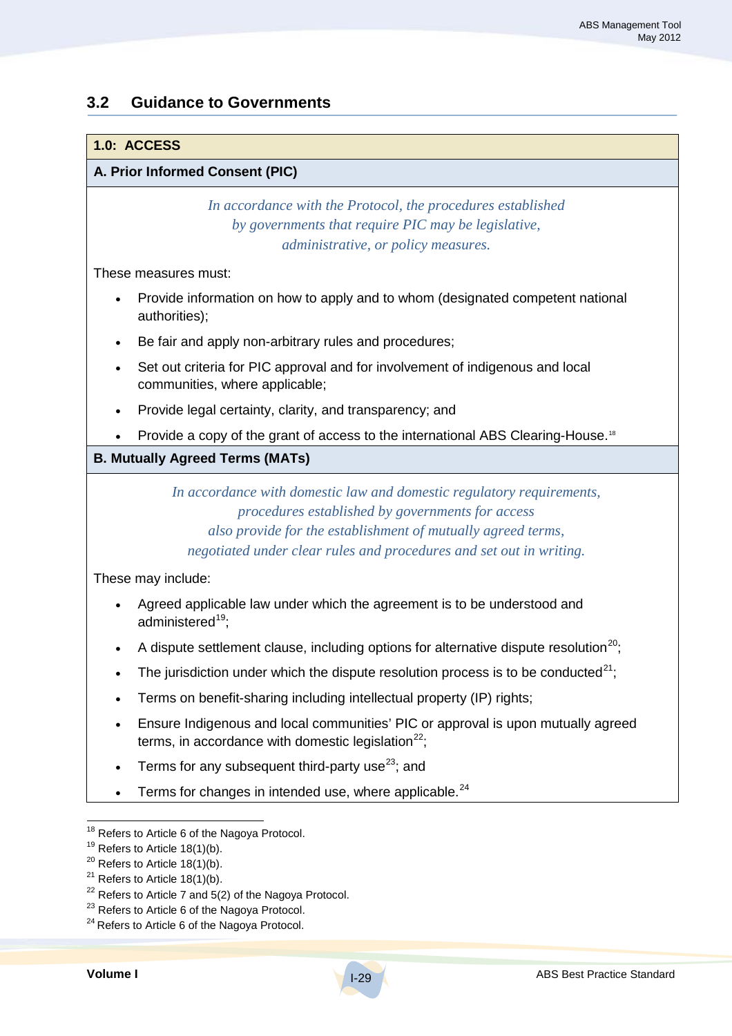## 3.2 Guidance to Governments

**1.0: ACCESS**

**A. Prior Informed Consent (PIC)**

*In accordance with the Protocol, the procedures established by governments that require PIC may be legislative, administrative, or policy measures.*

These measures must:

- Provide information on how to apply and to whom (designated competent national authorities);
- Be fair and apply non-arbitrary rules and procedures;
- Set out criteria for PIC approval and for involvement of indigenous and local communities, where applicable;
- Provide legal certainty, clarity, and transparency; and
- Provide a copy of the grant of access to the international ABS Clearing-House.[18]

**B. Mutually Agreed Terms (MATs)**

*In accordance with domestic law and domestic regulatory requirements, procedures established by governments for access also provide for the establishment of mutually agreed terms, negotiated under clear rules and procedures and set out in writing.*

These may include:

- Agreed applicable law under which the agreement is to be understood and administered[19];
- A dispute settlement clause, including options for alternative dispute resolution[20];
- The jurisdiction under which the dispute resolution process is to be conducted[21];
- Terms on benefit-sharing including intellectual property (IP) rights;
- Ensure Indigenous and local communities' PIC or approval is upon mutually agreed terms, in accordance with domestic legislation[22];
- Terms for any subsequent third-party use[23]; and
- Terms for changes in intended use, where applicable.[24]

---

[18] Refers to Article 6 of the Nagoya Protocol.
[19] Refers to Article 18(1)(b).
[20] Refers to Article 18(1)(b).
[21] Refers to Article 18(1)(b).
[22] Refers to Article 7 and 5(2) of the Nagoya Protocol.
[23] Refers to Article 6 of the Nagoya Protocol.
[24] Refers to Article 6 of the Nagoya Protocol.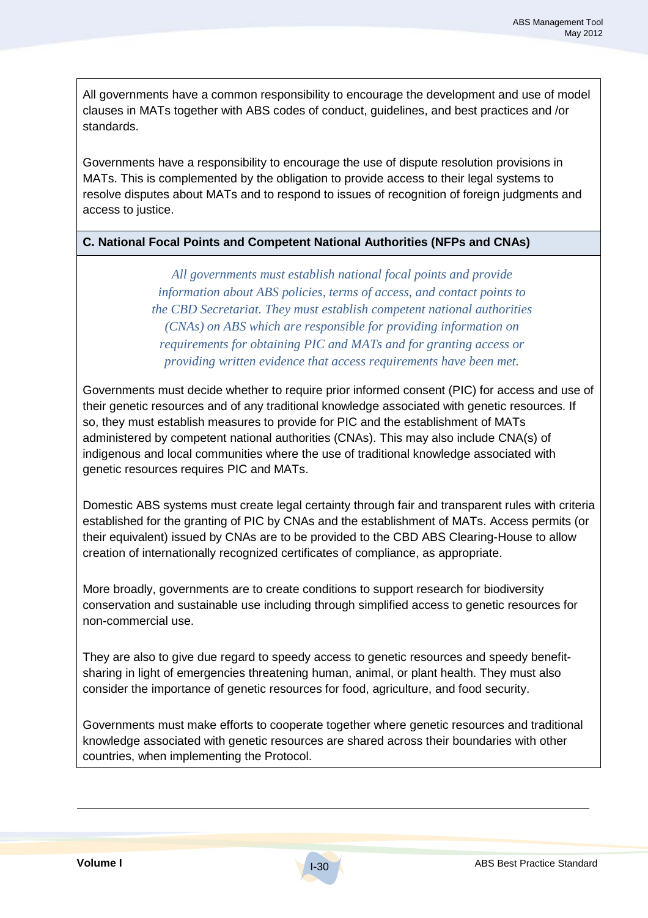All governments have a common responsibility to encourage the development and use of model clauses in MATs together with ABS codes of conduct, guidelines, and best practices and /or standards.

Governments have a responsibility to encourage the use of dispute resolution provisions in MATs. This is complemented by the obligation to provide access to their legal systems to resolve disputes about MATs and to respond to issues of recognition of foreign judgments and access to justice.

### C. National Focal Points and Competent National Authorities (NFPs and CNAs)

*All governments must establish national focal points and provide information about ABS policies, terms of access, and contact points to the CBD Secretariat. They must establish competent national authorities (CNAs) on ABS which are responsible for providing information on requirements for obtaining PIC and MATs and for granting access or providing written evidence that access requirements have been met.*

Governments must decide whether to require prior informed consent (PIC) for access and use of their genetic resources and of any traditional knowledge associated with genetic resources. If so, they must establish measures to provide for PIC and the establishment of MATs administered by competent national authorities (CNAs). This may also include CNA(s) of indigenous and local communities where the use of traditional knowledge associated with genetic resources requires PIC and MATs.

Domestic ABS systems must create legal certainty through fair and transparent rules with criteria established for the granting of PIC by CNAs and the establishment of MATs. Access permits (or their equivalent) issued by CNAs are to be provided to the CBD ABS Clearing-House to allow creation of internationally recognized certificates of compliance, as appropriate.

More broadly, governments are to create conditions to support research for biodiversity conservation and sustainable use including through simplified access to genetic resources for non-commercial use.

They are also to give due regard to speedy access to genetic resources and speedy benefit-sharing in light of emergencies threatening human, animal, or plant health. They must also consider the importance of genetic resources for food, agriculture, and food security.

Governments must make efforts to cooperate together where genetic resources and traditional knowledge associated with genetic resources are shared across their boundaries with other countries, when implementing the Protocol.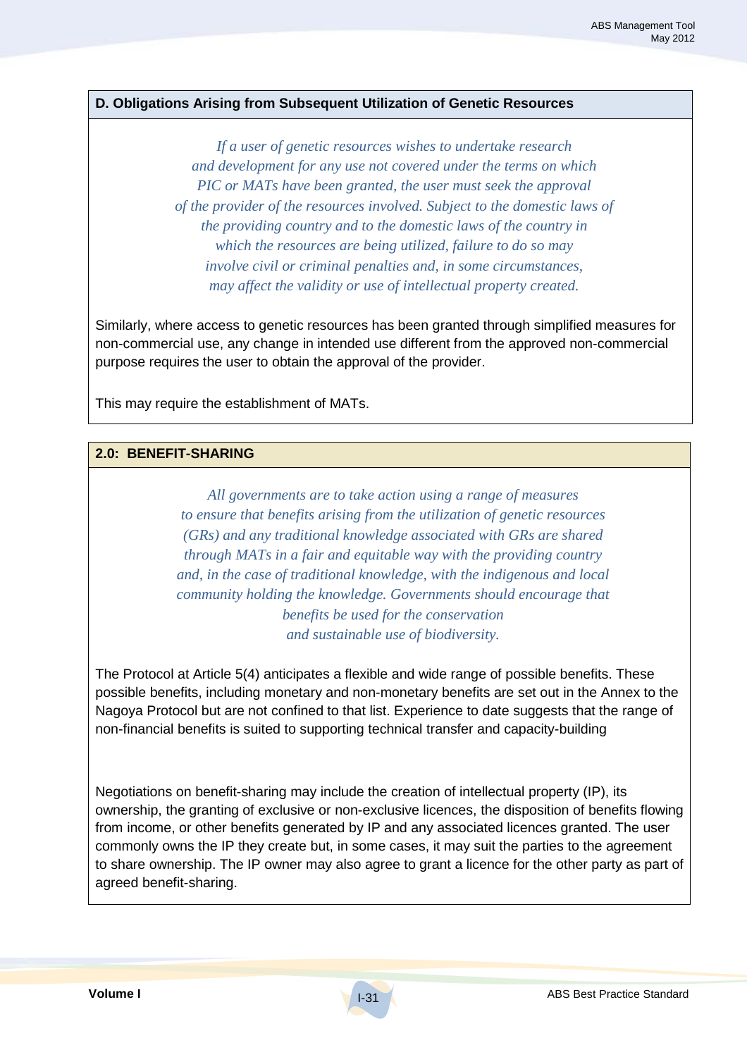### D. Obligations Arising from Subsequent Utilization of Genetic Resources

*If a user of genetic resources wishes to undertake research and development for any use not covered under the terms on which PIC or MATs have been granted, the user must seek the approval of the provider of the resources involved. Subject to the domestic laws of the providing country and to the domestic laws of the country in which the resources are being utilized, failure to do so may involve civil or criminal penalties and, in some circumstances, may affect the validity or use of intellectual property created.*

Similarly, where access to genetic resources has been granted through simplified measures for non-commercial use, any change in intended use different from the approved non-commercial purpose requires the user to obtain the approval of the provider.

This may require the establishment of MATs.

## 2.0: BENEFIT-SHARING

*All governments are to take action using a range of measures to ensure that benefits arising from the utilization of genetic resources (GRs) and any traditional knowledge associated with GRs are shared through MATs in a fair and equitable way with the providing country and, in the case of traditional knowledge, with the indigenous and local community holding the knowledge. Governments should encourage that benefits be used for the conservation and sustainable use of biodiversity.*

The Protocol at Article 5(4) anticipates a flexible and wide range of possible benefits. These possible benefits, including monetary and non-monetary benefits are set out in the Annex to the Nagoya Protocol but are not confined to that list. Experience to date suggests that the range of non-financial benefits is suited to supporting technical transfer and capacity-building

Negotiations on benefit-sharing may include the creation of intellectual property (IP), its ownership, the granting of exclusive or non-exclusive licences, the disposition of benefits flowing from income, or other benefits generated by IP and any associated licences granted. The user commonly owns the IP they create but, in some cases, it may suit the parties to the agreement to share ownership. The IP owner may also agree to grant a licence for the other party as part of agreed benefit-sharing.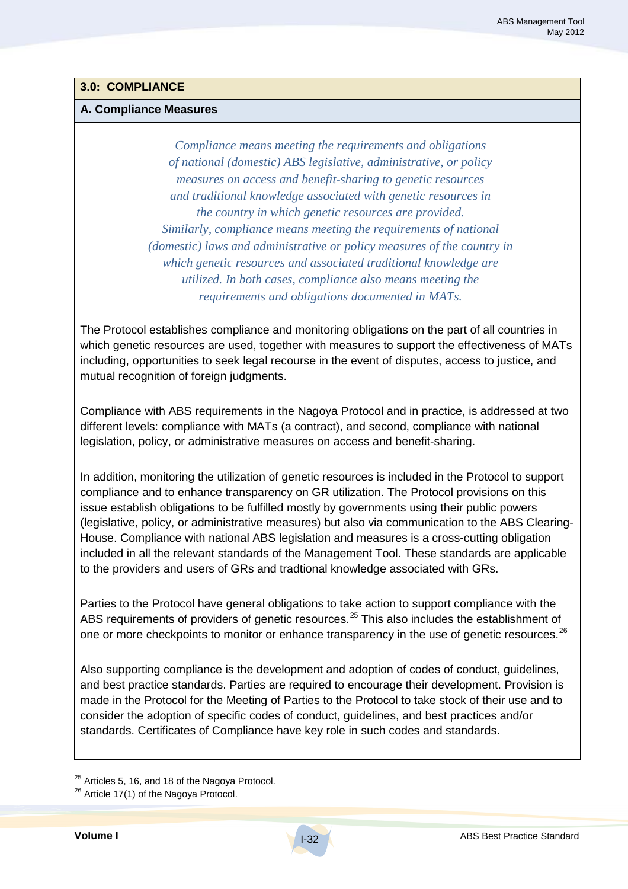## 3.0: COMPLIANCE

### A. Compliance Measures

*Compliance means meeting the requirements and obligations of national (domestic) ABS legislative, administrative, or policy measures on access and benefit-sharing to genetic resources and traditional knowledge associated with genetic resources in the country in which genetic resources are provided. Similarly, compliance means meeting the requirements of national (domestic) laws and administrative or policy measures of the country in which genetic resources and associated traditional knowledge are utilized. In both cases, compliance also means meeting the requirements and obligations documented in MATs.*

The Protocol establishes compliance and monitoring obligations on the part of all countries in which genetic resources are used, together with measures to support the effectiveness of MATs including, opportunities to seek legal recourse in the event of disputes, access to justice, and mutual recognition of foreign judgments.

Compliance with ABS requirements in the Nagoya Protocol and in practice, is addressed at two different levels: compliance with MATs (a contract), and second, compliance with national legislation, policy, or administrative measures on access and benefit-sharing.

In addition, monitoring the utilization of genetic resources is included in the Protocol to support compliance and to enhance transparency on GR utilization. The Protocol provisions on this issue establish obligations to be fulfilled mostly by governments using their public powers (legislative, policy, or administrative measures) but also via communication to the ABS Clearing-House. Compliance with national ABS legislation and measures is a cross-cutting obligation included in all the relevant standards of the Management Tool. These standards are applicable to the providers and users of GRs and tradtional knowledge associated with GRs.

Parties to the Protocol have general obligations to take action to support compliance with the ABS requirements of providers of genetic resources.[25] This also includes the establishment of one or more checkpoints to monitor or enhance transparency in the use of genetic resources.[26]

Also supporting compliance is the development and adoption of codes of conduct, guidelines, and best practice standards. Parties are required to encourage their development. Provision is made in the Protocol for the Meeting of Parties to the Protocol to take stock of their use and to consider the adoption of specific codes of conduct, guidelines, and best practices and/or standards. Certificates of Compliance have key role in such codes and standards.

---

[25] Articles 5, 16, and 18 of the Nagoya Protocol.

[26] Article 17(1) of the Nagoya Protocol.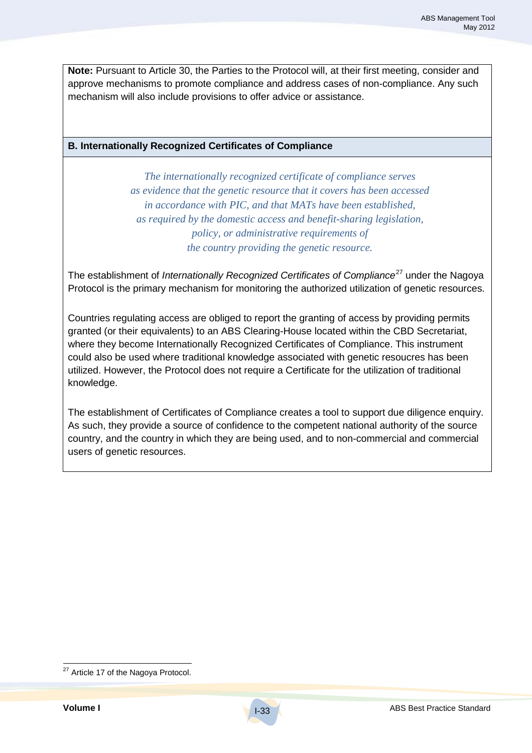**Note:** Pursuant to Article 30, the Parties to the Protocol will, at their first meeting, consider and approve mechanisms to promote compliance and address cases of non-compliance. Any such mechanism will also include provisions to offer advice or assistance.

### B. Internationally Recognized Certificates of Compliance

*The internationally recognized certificate of compliance serves as evidence that the genetic resource that it covers has been accessed in accordance with PIC, and that MATs have been established, as required by the domestic access and benefit-sharing legislation, policy, or administrative requirements of the country providing the genetic resource.*

The establishment of *Internationally Recognized Certificates of Compliance*[27] under the Nagoya Protocol is the primary mechanism for monitoring the authorized utilization of genetic resources.

Countries regulating access are obliged to report the granting of access by providing permits granted (or their equivalents) to an ABS Clearing-House located within the CBD Secretariat, where they become Internationally Recognized Certificates of Compliance. This instrument could also be used where traditional knowledge associated with genetic resoucres has been utilized. However, the Protocol does not require a Certificate for the utilization of traditional knowledge.

The establishment of Certificates of Compliance creates a tool to support due diligence enquiry. As such, they provide a source of confidence to the competent national authority of the source country, and the country in which they are being used, and to non-commercial and commercial users of genetic resources.

[27] Article 17 of the Nagoya Protocol.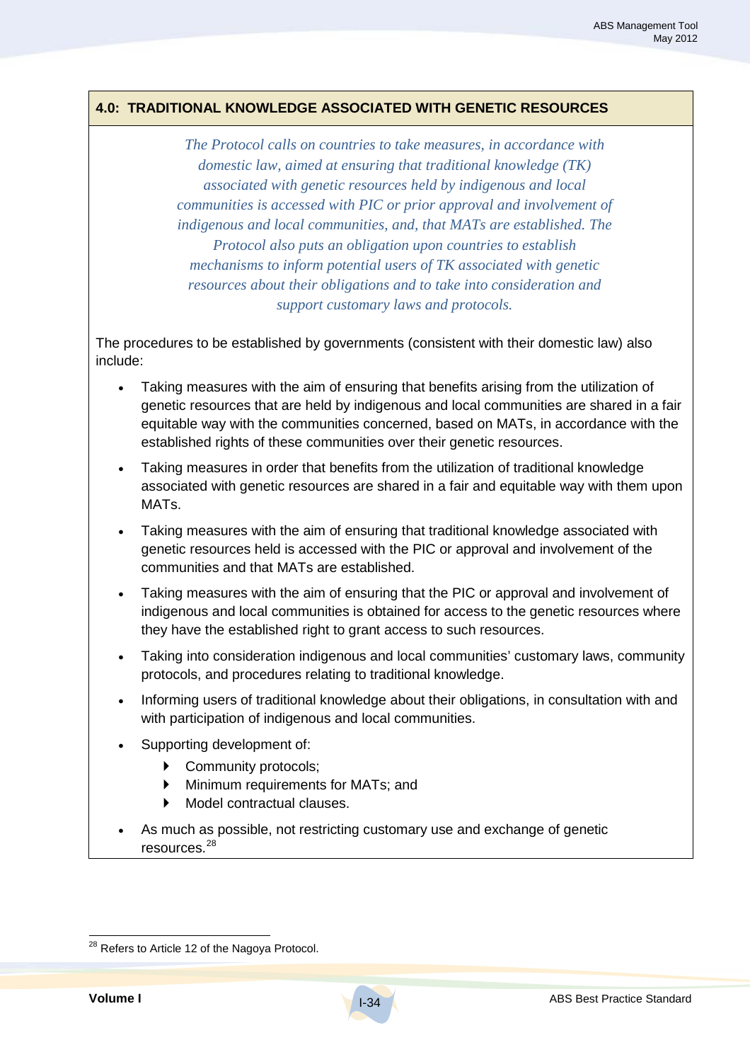## 4.0: TRADITIONAL KNOWLEDGE ASSOCIATED WITH GENETIC RESOURCES

*The Protocol calls on countries to take measures, in accordance with domestic law, aimed at ensuring that traditional knowledge (TK) associated with genetic resources held by indigenous and local communities is accessed with PIC or prior approval and involvement of indigenous and local communities, and, that MATs are established. The Protocol also puts an obligation upon countries to establish mechanisms to inform potential users of TK associated with genetic resources about their obligations and to take into consideration and support customary laws and protocols.*

The procedures to be established by governments (consistent with their domestic law) also include:

- Taking measures with the aim of ensuring that benefits arising from the utilization of genetic resources that are held by indigenous and local communities are shared in a fair equitable way with the communities concerned, based on MATs, in accordance with the established rights of these communities over their genetic resources.
- Taking measures in order that benefits from the utilization of traditional knowledge associated with genetic resources are shared in a fair and equitable way with them upon MATs.
- Taking measures with the aim of ensuring that traditional knowledge associated with genetic resources held is accessed with the PIC or approval and involvement of the communities and that MATs are established.
- Taking measures with the aim of ensuring that the PIC or approval and involvement of indigenous and local communities is obtained for access to the genetic resources where they have the established right to grant access to such resources.
- Taking into consideration indigenous and local communities' customary laws, community protocols, and procedures relating to traditional knowledge.
- Informing users of traditional knowledge about their obligations, in consultation with and with participation of indigenous and local communities.
- Supporting development of:
  - Community protocols;
  - Minimum requirements for MATs; and
  - Model contractual clauses.
- As much as possible, not restricting customary use and exchange of genetic resources.[28]

[28] Refers to Article 12 of the Nagoya Protocol.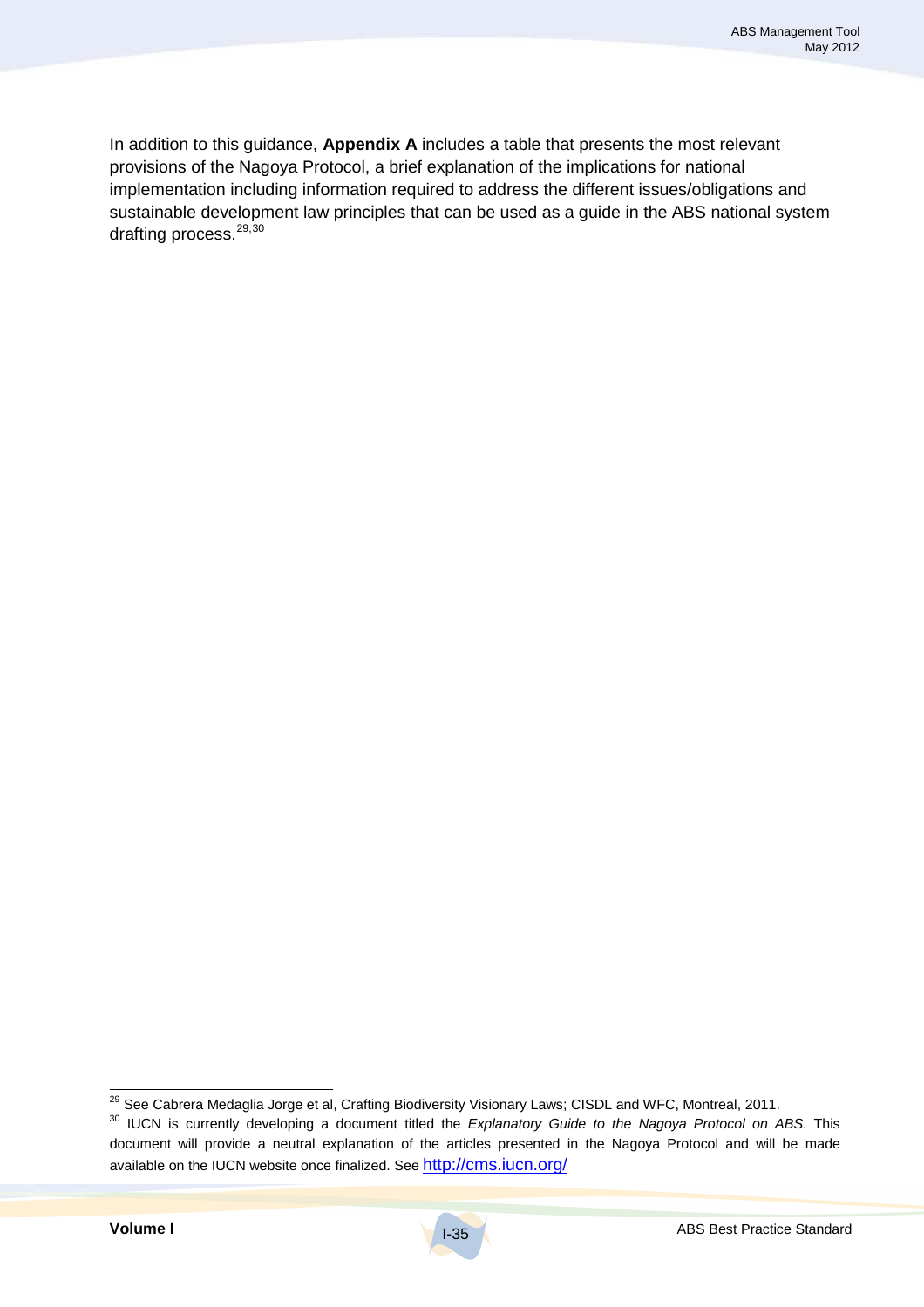In addition to this guidance, **Appendix A** includes a table that presents the most relevant provisions of the Nagoya Protocol, a brief explanation of the implications for national implementation including information required to address the different issues/obligations and sustainable development law principles that can be used as a guide in the ABS national system drafting process.[29,30]

---

[29] See Cabrera Medaglia Jorge et al, Crafting Biodiversity Visionary Laws; CISDL and WFC, Montreal, 2011.

[30] IUCN is currently developing a document titled the *Explanatory Guide to the Nagoya Protocol on ABS*. This document will provide a neutral explanation of the articles presented in the Nagoya Protocol and will be made available on the IUCN website once finalized. See http://cms.iucn.org/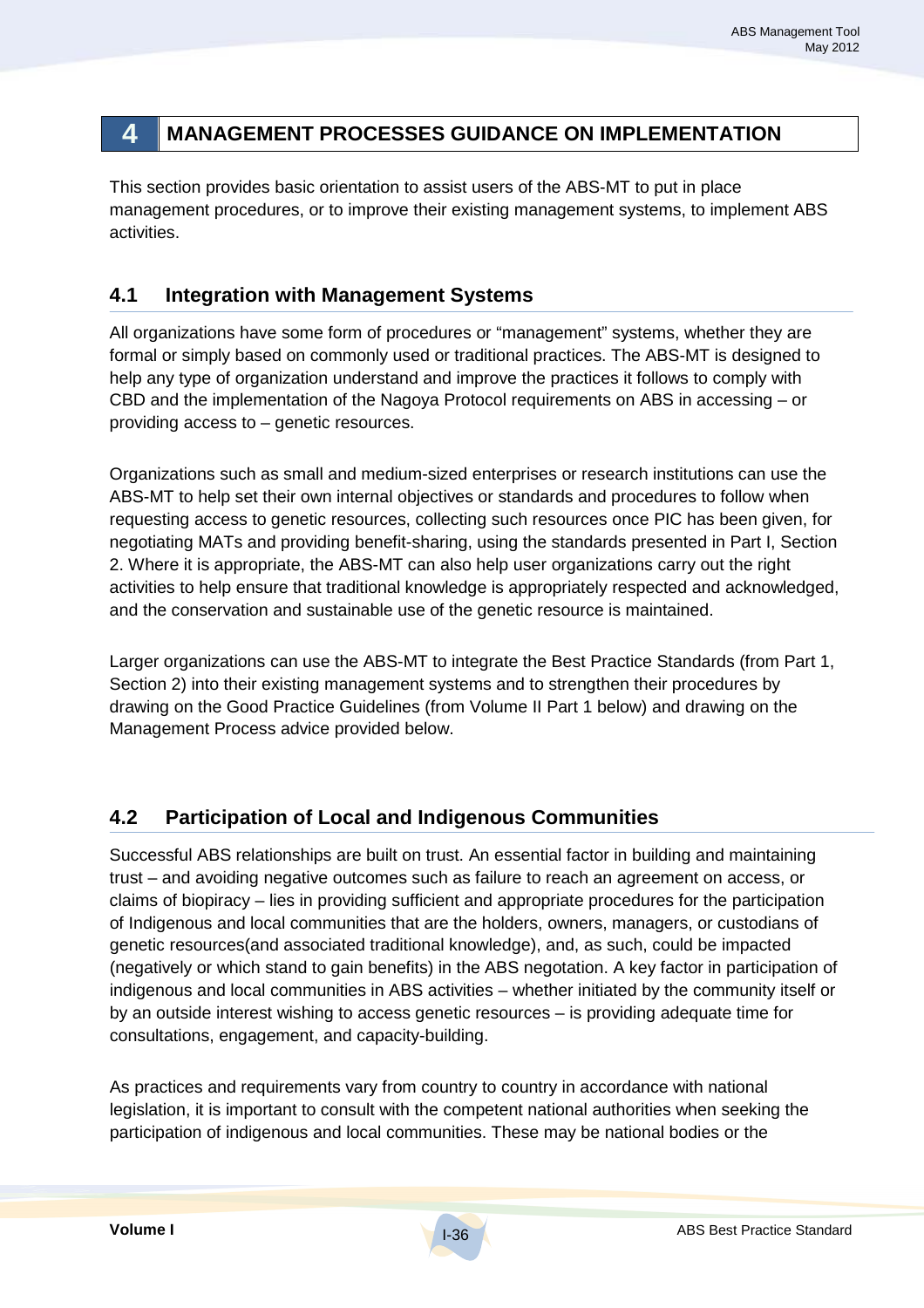# 4 MANAGEMENT PROCESSES GUIDANCE ON IMPLEMENTATION

This section provides basic orientation to assist users of the ABS-MT to put in place management procedures, or to improve their existing management systems, to implement ABS activities.

## 4.1 Integration with Management Systems

All organizations have some form of procedures or "management" systems, whether they are formal or simply based on commonly used or traditional practices. The ABS-MT is designed to help any type of organization understand and improve the practices it follows to comply with CBD and the implementation of the Nagoya Protocol requirements on ABS in accessing – or providing access to – genetic resources.

Organizations such as small and medium-sized enterprises or research institutions can use the ABS-MT to help set their own internal objectives or standards and procedures to follow when requesting access to genetic resources, collecting such resources once PIC has been given, for negotiating MATs and providing benefit-sharing, using the standards presented in Part I, Section 2. Where it is appropriate, the ABS-MT can also help user organizations carry out the right activities to help ensure that traditional knowledge is appropriately respected and acknowledged, and the conservation and sustainable use of the genetic resource is maintained.

Larger organizations can use the ABS-MT to integrate the Best Practice Standards (from Part 1, Section 2) into their existing management systems and to strengthen their procedures by drawing on the Good Practice Guidelines (from Volume II Part 1 below) and drawing on the Management Process advice provided below.

## 4.2 Participation of Local and Indigenous Communities

Successful ABS relationships are built on trust. An essential factor in building and maintaining trust – and avoiding negative outcomes such as failure to reach an agreement on access, or claims of biopiracy – lies in providing sufficient and appropriate procedures for the participation of Indigenous and local communities that are the holders, owners, managers, or custodians of genetic resources(and associated traditional knowledge), and, as such, could be impacted (negatively or which stand to gain benefits) in the ABS negotation. A key factor in participation of indigenous and local communities in ABS activities – whether initiated by the community itself or by an outside interest wishing to access genetic resources – is providing adequate time for consultations, engagement, and capacity-building.

As practices and requirements vary from country to country in accordance with national legislation, it is important to consult with the competent national authorities when seeking the participation of indigenous and local communities. These may be national bodies or the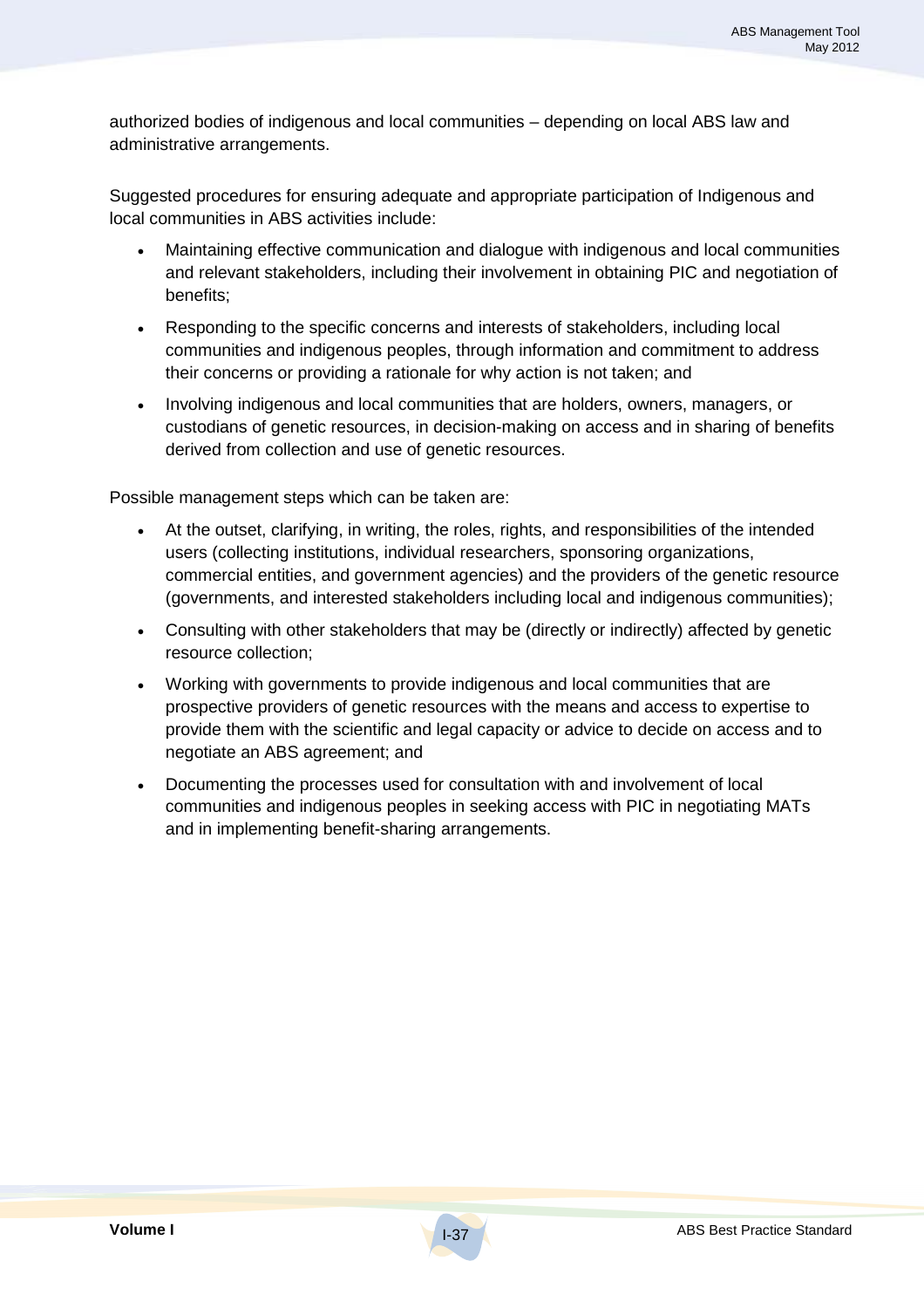authorized bodies of indigenous and local communities – depending on local ABS law and administrative arrangements.

Suggested procedures for ensuring adequate and appropriate participation of Indigenous and local communities in ABS activities include:

- Maintaining effective communication and dialogue with indigenous and local communities and relevant stakeholders, including their involvement in obtaining PIC and negotiation of benefits;
- Responding to the specific concerns and interests of stakeholders, including local communities and indigenous peoples, through information and commitment to address their concerns or providing a rationale for why action is not taken; and
- Involving indigenous and local communities that are holders, owners, managers, or custodians of genetic resources, in decision-making on access and in sharing of benefits derived from collection and use of genetic resources.

Possible management steps which can be taken are:

- At the outset, clarifying, in writing, the roles, rights, and responsibilities of the intended users (collecting institutions, individual researchers, sponsoring organizations, commercial entities, and government agencies) and the providers of the genetic resource (governments, and interested stakeholders including local and indigenous communities);
- Consulting with other stakeholders that may be (directly or indirectly) affected by genetic resource collection;
- Working with governments to provide indigenous and local communities that are prospective providers of genetic resources with the means and access to expertise to provide them with the scientific and legal capacity or advice to decide on access and to negotiate an ABS agreement; and
- Documenting the processes used for consultation with and involvement of local communities and indigenous peoples in seeking access with PIC in negotiating MATs and in implementing benefit-sharing arrangements.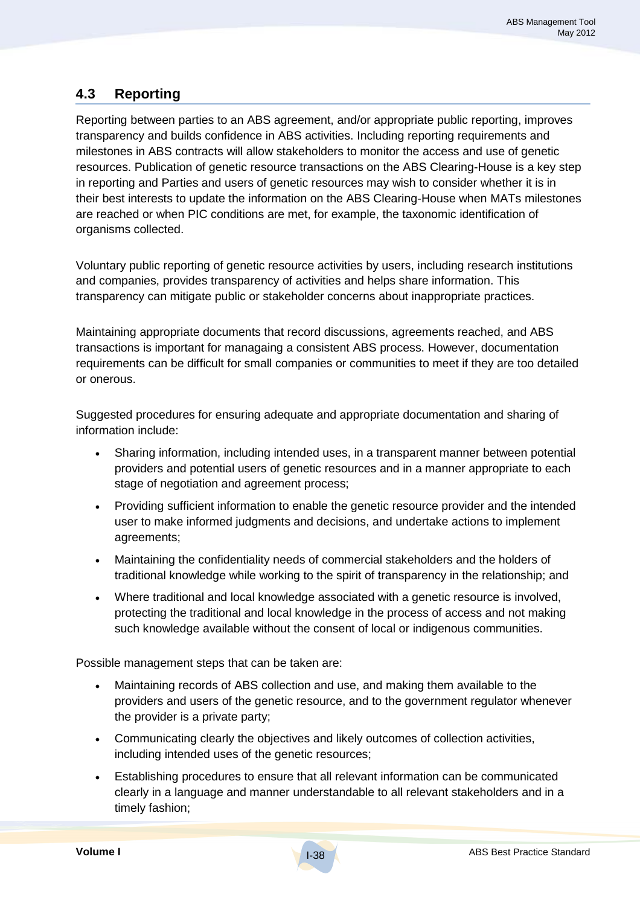## 4.3 Reporting

Reporting between parties to an ABS agreement, and/or appropriate public reporting, improves transparency and builds confidence in ABS activities. Including reporting requirements and milestones in ABS contracts will allow stakeholders to monitor the access and use of genetic resources. Publication of genetic resource transactions on the ABS Clearing-House is a key step in reporting and Parties and users of genetic resources may wish to consider whether it is in their best interests to update the information on the ABS Clearing-House when MATs milestones are reached or when PIC conditions are met, for example, the taxonomic identification of organisms collected.

Voluntary public reporting of genetic resource activities by users, including research institutions and companies, provides transparency of activities and helps share information. This transparency can mitigate public or stakeholder concerns about inappropriate practices.

Maintaining appropriate documents that record discussions, agreements reached, and ABS transactions is important for managaing a consistent ABS process. However, documentation requirements can be difficult for small companies or communities to meet if they are too detailed or onerous.

Suggested procedures for ensuring adequate and appropriate documentation and sharing of information include:

- Sharing information, including intended uses, in a transparent manner between potential providers and potential users of genetic resources and in a manner appropriate to each stage of negotiation and agreement process;
- Providing sufficient information to enable the genetic resource provider and the intended user to make informed judgments and decisions, and undertake actions to implement agreements;
- Maintaining the confidentiality needs of commercial stakeholders and the holders of traditional knowledge while working to the spirit of transparency in the relationship; and
- Where traditional and local knowledge associated with a genetic resource is involved, protecting the traditional and local knowledge in the process of access and not making such knowledge available without the consent of local or indigenous communities.

Possible management steps that can be taken are:

- Maintaining records of ABS collection and use, and making them available to the providers and users of the genetic resource, and to the government regulator whenever the provider is a private party;
- Communicating clearly the objectives and likely outcomes of collection activities, including intended uses of the genetic resources;
- Establishing procedures to ensure that all relevant information can be communicated clearly in a language and manner understandable to all relevant stakeholders and in a timely fashion;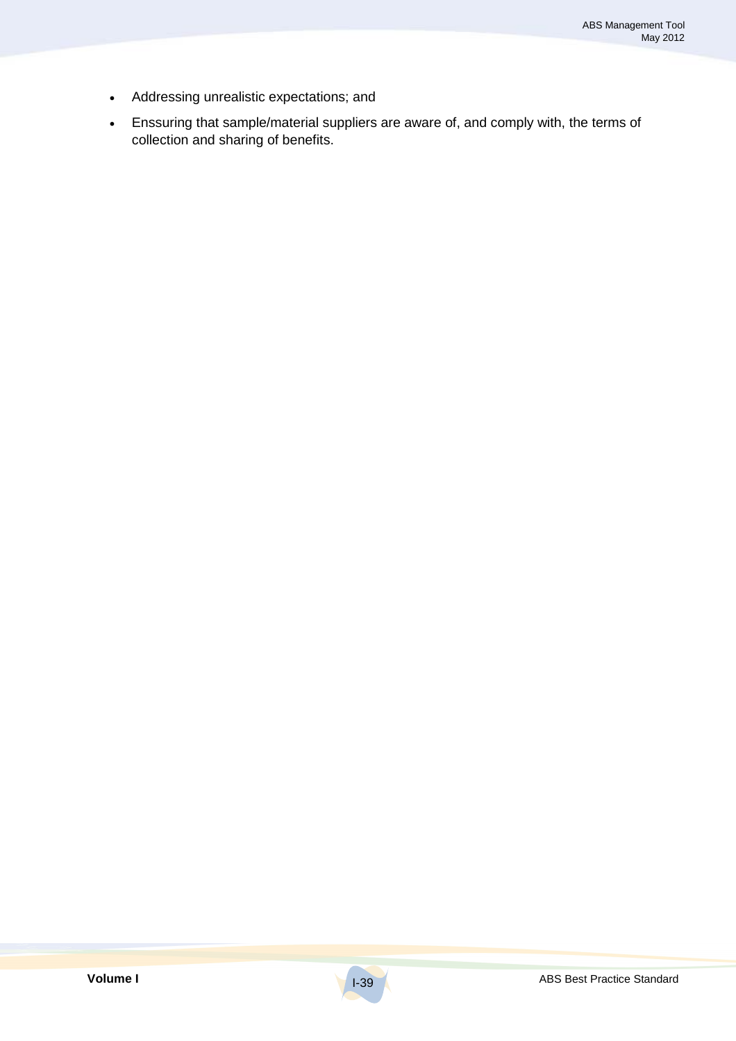- Addressing unrealistic expectations; and
- Enssuring that sample/material suppliers are aware of, and comply with, the terms of collection and sharing of benefits.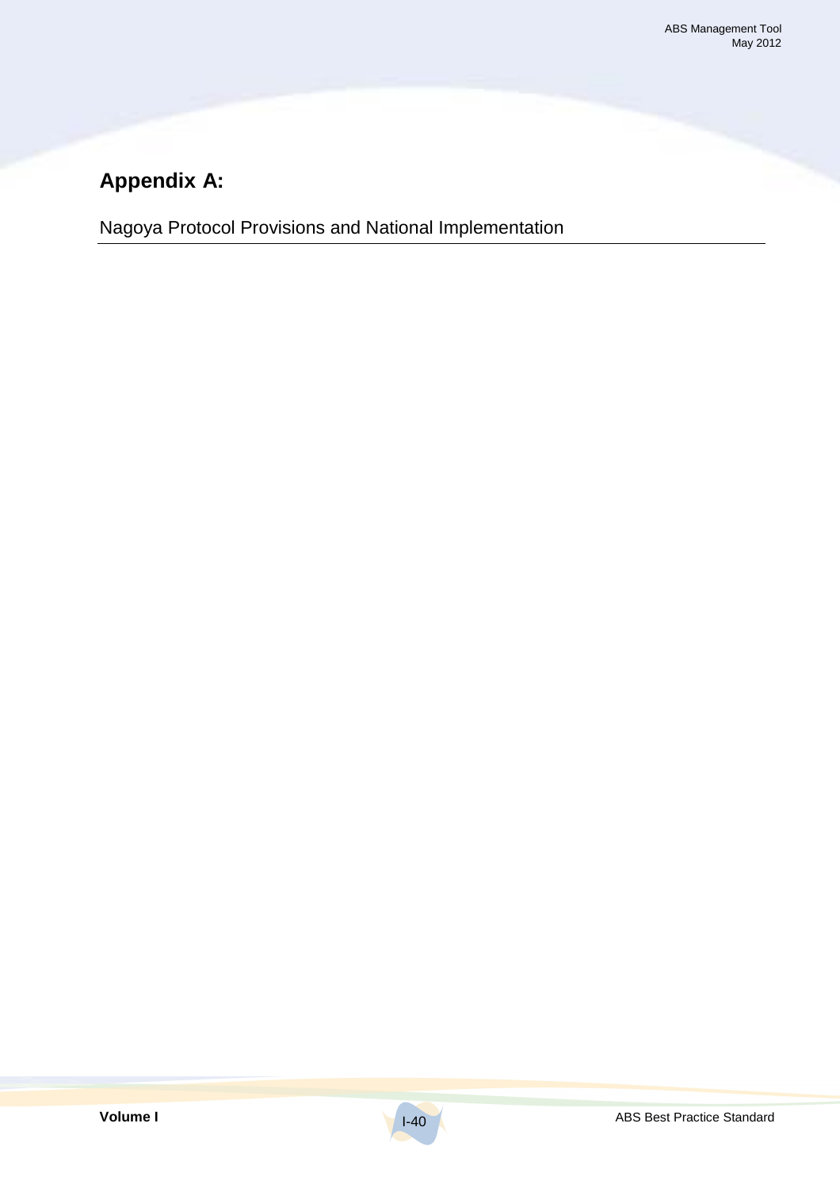# Appendix A:

Nagoya Protocol Provisions and National Implementation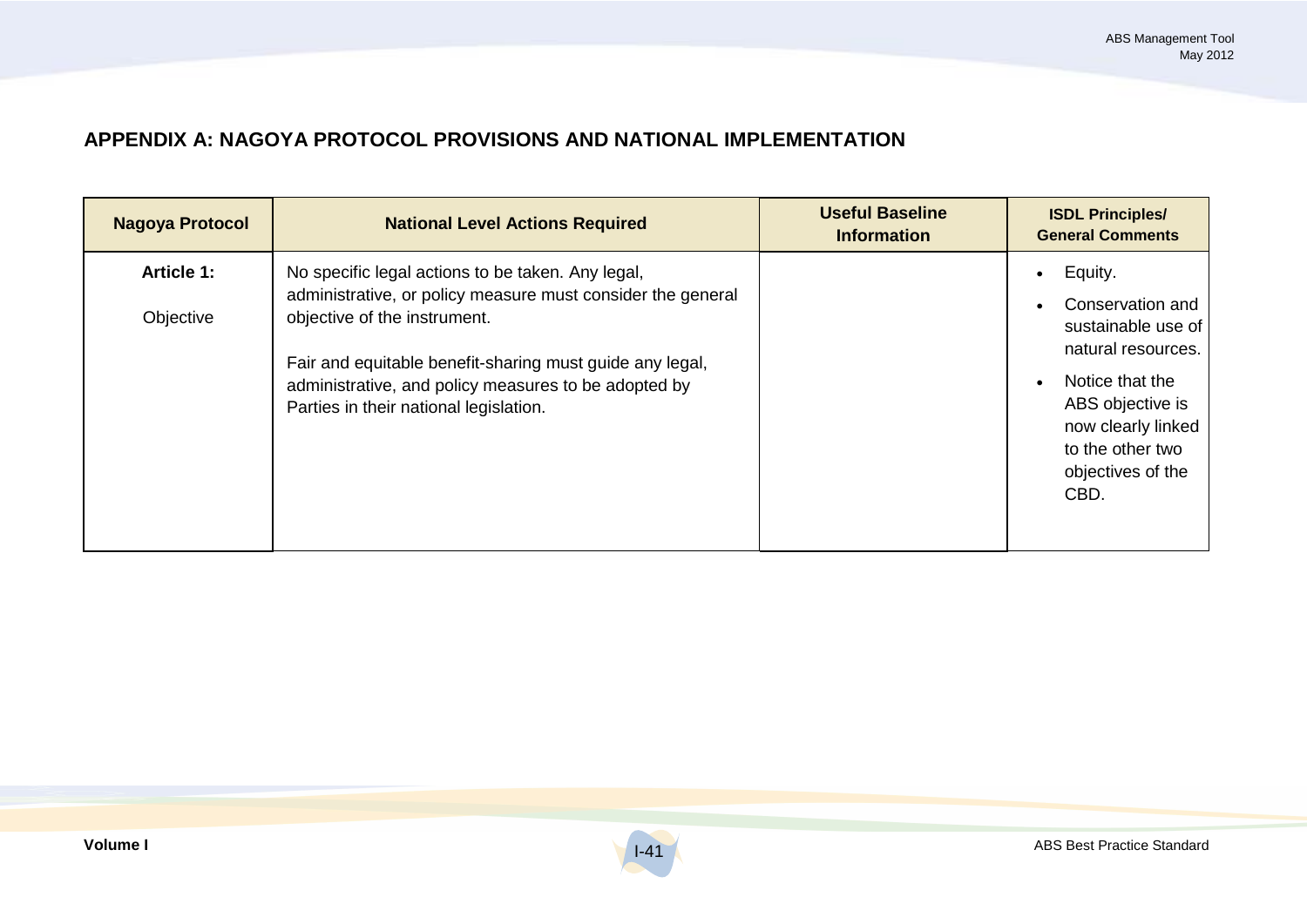## APPENDIX A: NAGOYA PROTOCOL PROVISIONS AND NATIONAL IMPLEMENTATION

| Nagoya Protocol | National Level Actions Required | Useful Baseline Information | ISDL Principles/ General Comments |
|---|---|---|---|
| **Article 1:** Objective | No specific legal actions to be taken. Any legal, administrative, or policy measure must consider the general objective of the instrument. <br><br> Fair and equitable benefit-sharing must guide any legal, administrative, and policy measures to be adopted by Parties in their national legislation. | | • Equity. <br> • Conservation and sustainable use of natural resources. <br> • Notice that the ABS objective is now clearly linked to the other two objectives of the CBD. |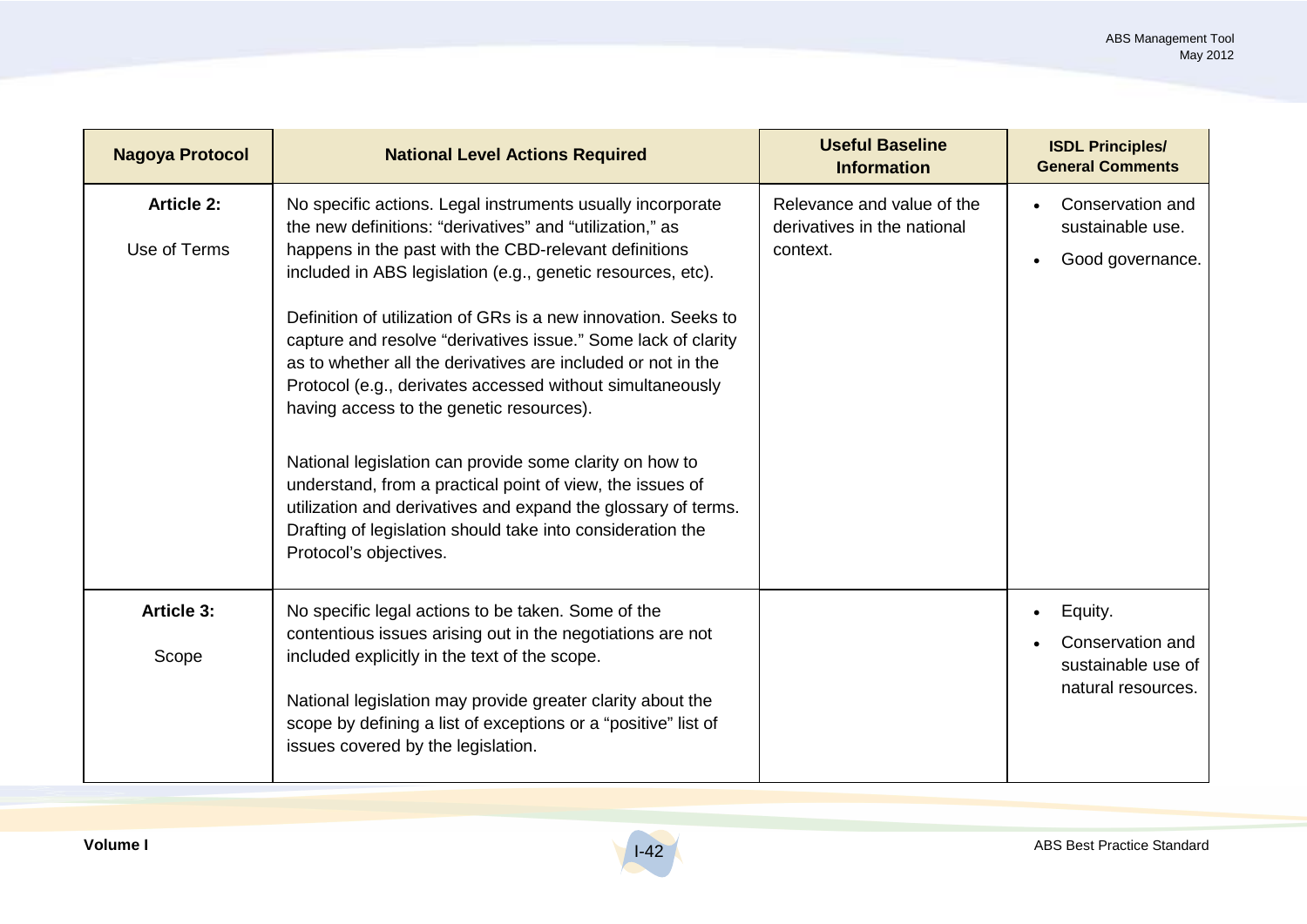| Nagoya Protocol | National Level Actions Required | Useful Baseline Information | ISDL Principles/ General Comments |
|---|---|---|---|
| **Article 2:**<br><br>Use of Terms | No specific actions. Legal instruments usually incorporate the new definitions: "derivatives" and "utilization," as happens in the past with the CBD-relevant definitions included in ABS legislation (e.g., genetic resources, etc).<br><br>Definition of utilization of GRs is a new innovation. Seeks to capture and resolve "derivatives issue." Some lack of clarity as to whether all the derivatives are included or not in the Protocol (e.g., derivates accessed without simultaneously having access to the genetic resources).<br><br>National legislation can provide some clarity on how to understand, from a practical point of view, the issues of utilization and derivatives and expand the glossary of terms. Drafting of legislation should take into consideration the Protocol's objectives. | Relevance and value of the derivatives in the national context. | • Conservation and sustainable use.<br>• Good governance. |
| **Article 3:**<br><br>Scope | No specific legal actions to be taken. Some of the contentious issues arising out in the negotiations are not included explicitly in the text of the scope.<br><br>National legislation may provide greater clarity about the scope by defining a list of exceptions or a "positive" list of issues covered by the legislation. | | • Equity.<br>• Conservation and sustainable use of natural resources. |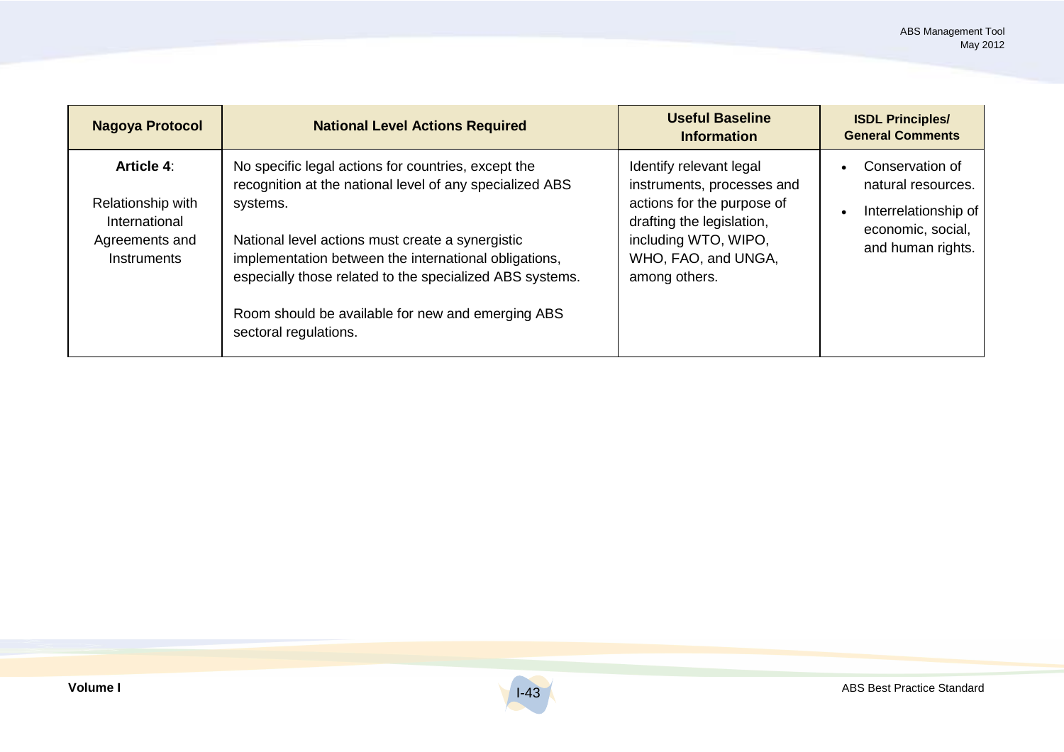| Nagoya Protocol | National Level Actions Required | Useful Baseline Information | ISDL Principles/ General Comments |
|---|---|---|---|
| **Article 4**: Relationship with International Agreements and Instruments | No specific legal actions for countries, except the recognition at the national level of any specialized ABS systems.<br><br>National level actions must create a synergistic implementation between the international obligations, especially those related to the specialized ABS systems.<br><br>Room should be available for new and emerging ABS sectoral regulations. | Identify relevant legal instruments, processes and actions for the purpose of drafting the legislation, including WTO, WIPO, WHO, FAO, and UNGA, among others. | • Conservation of natural resources.<br>• Interrelationship of economic, social, and human rights. |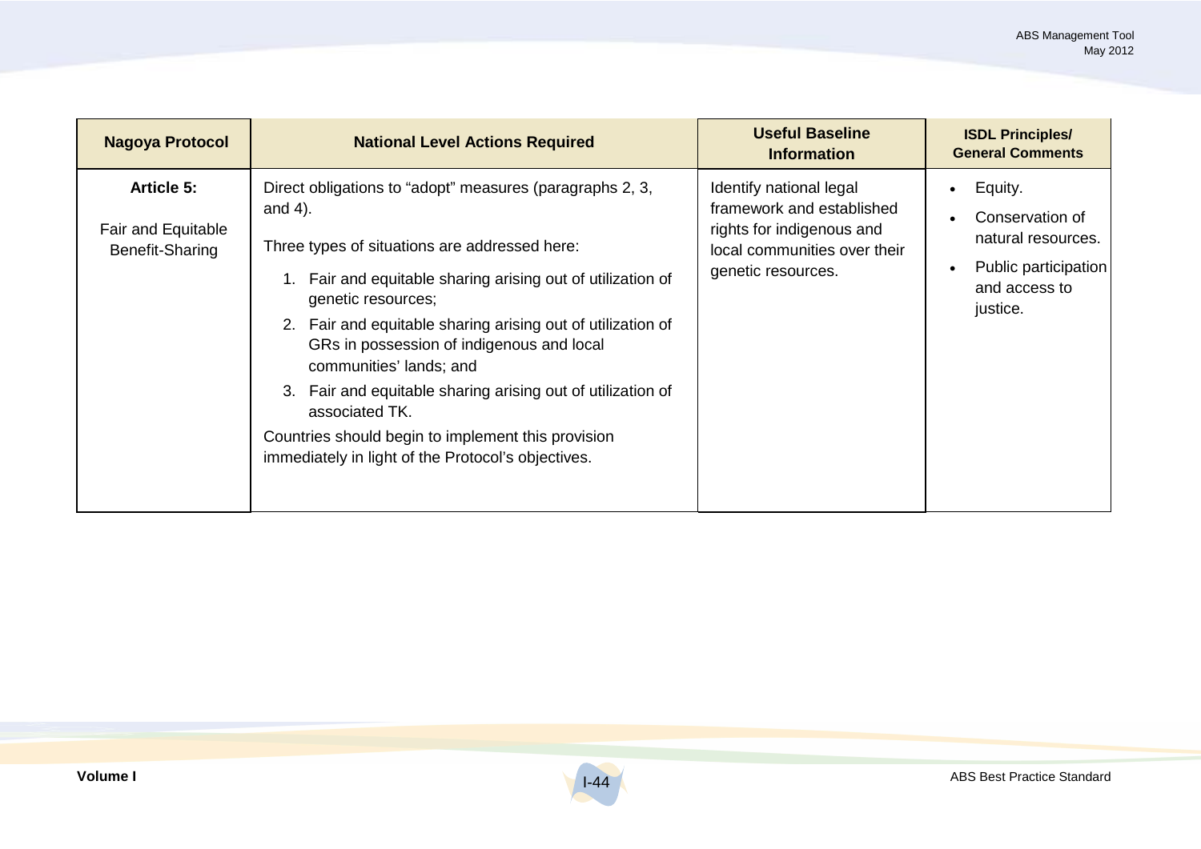| Nagoya Protocol | National Level Actions Required | Useful Baseline Information | ISDL Principles/ General Comments |
|---|---|---|---|
| **Article 5:**<br><br>Fair and Equitable Benefit-Sharing | Direct obligations to "adopt" measures (paragraphs 2, 3, and 4).<br><br>Three types of situations are addressed here:<br><br>1. Fair and equitable sharing arising out of utilization of genetic resources;<br>2. Fair and equitable sharing arising out of utilization of GRs in possession of indigenous and local communities' lands; and<br>3. Fair and equitable sharing arising out of utilization of associated TK.<br><br>Countries should begin to implement this provision immediately in light of the Protocol's objectives. | Identify national legal framework and established rights for indigenous and local communities over their genetic resources. | • Equity.<br>• Conservation of natural resources.<br>• Public participation and access to justice. |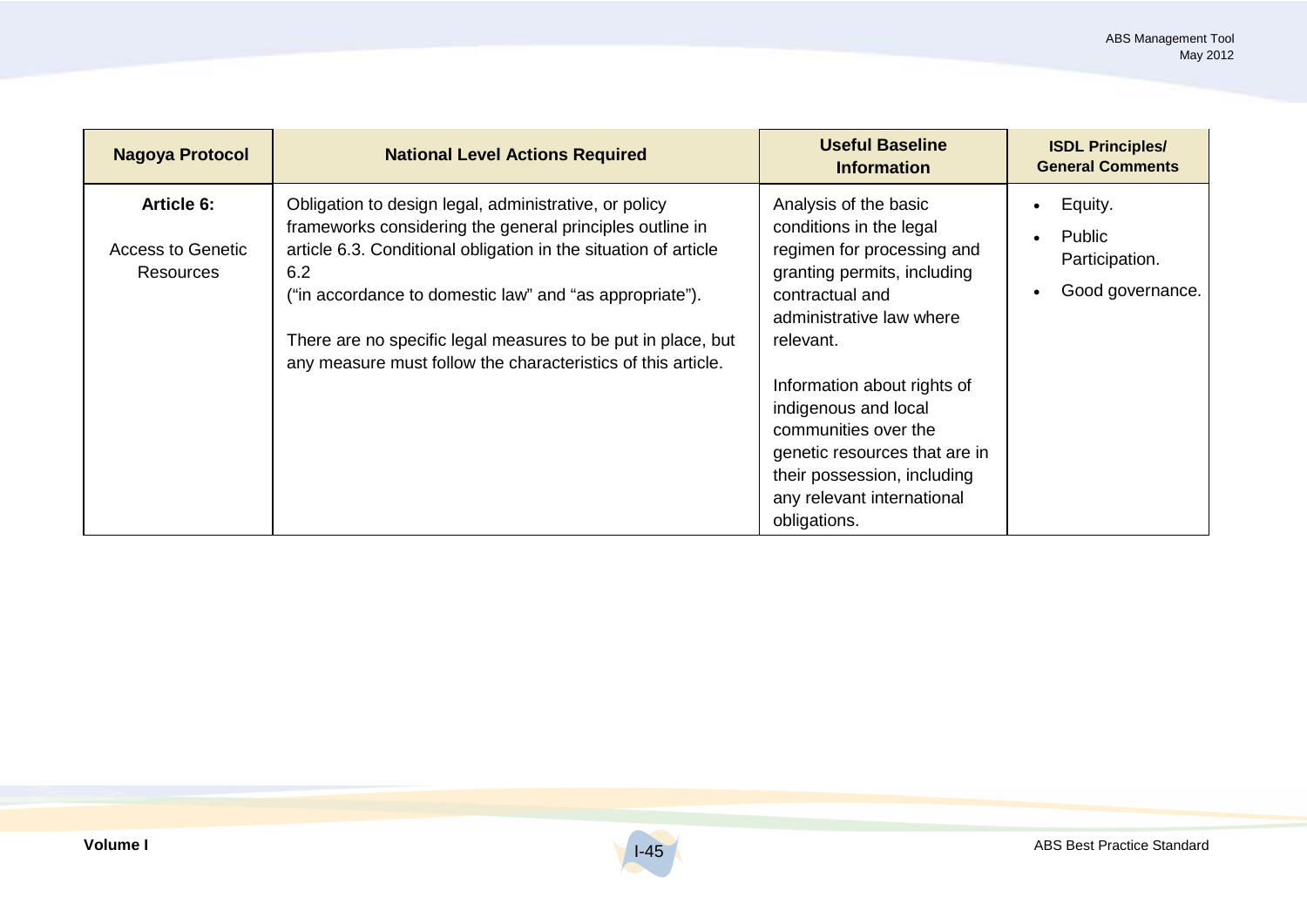| Nagoya Protocol | National Level Actions Required | Useful Baseline Information | ISDL Principles/ General Comments |
|---|---|---|---|
| **Article 6:**<br><br>Access to Genetic Resources | Obligation to design legal, administrative, or policy frameworks considering the general principles outline in article 6.3. Conditional obligation in the situation of article 6.2<br>("in accordance to domestic law" and "as appropriate").<br><br>There are no specific legal measures to be put in place, but any measure must follow the characteristics of this article. | Analysis of the basic conditions in the legal regimen for processing and granting permits, including contractual and administrative law where relevant.<br><br>Information about rights of indigenous and local communities over the genetic resources that are in their possession, including any relevant international obligations. | • Equity.<br>• Public Participation.<br>• Good governance. |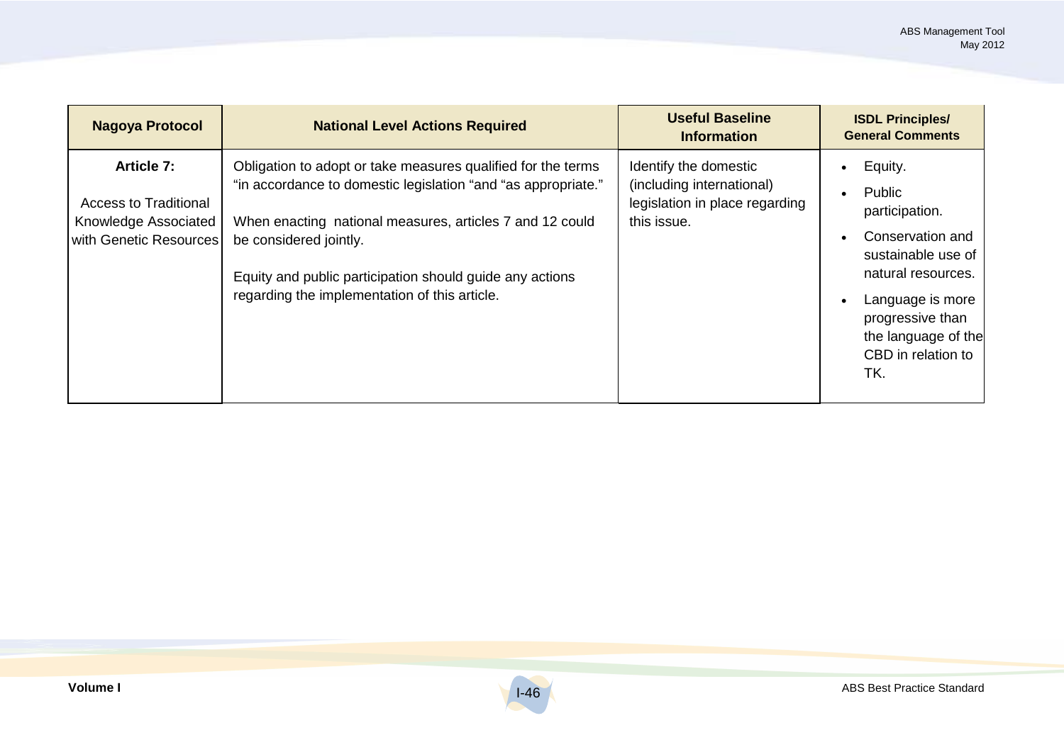| Nagoya Protocol | National Level Actions Required | Useful Baseline Information | ISDL Principles/ General Comments |
|---|---|---|---|
| **Article 7:** Access to Traditional Knowledge Associated with Genetic Resources | Obligation to adopt or take measures qualified for the terms "in accordance to domestic legislation "and "as appropriate." When enacting national measures, articles 7 and 12 could be considered jointly. Equity and public participation should guide any actions regarding the implementation of this article. | Identify the domestic (including international) legislation in place regarding this issue. | • Equity. • Public participation. • Conservation and sustainable use of natural resources. • Language is more progressive than the language of the CBD in relation to TK. |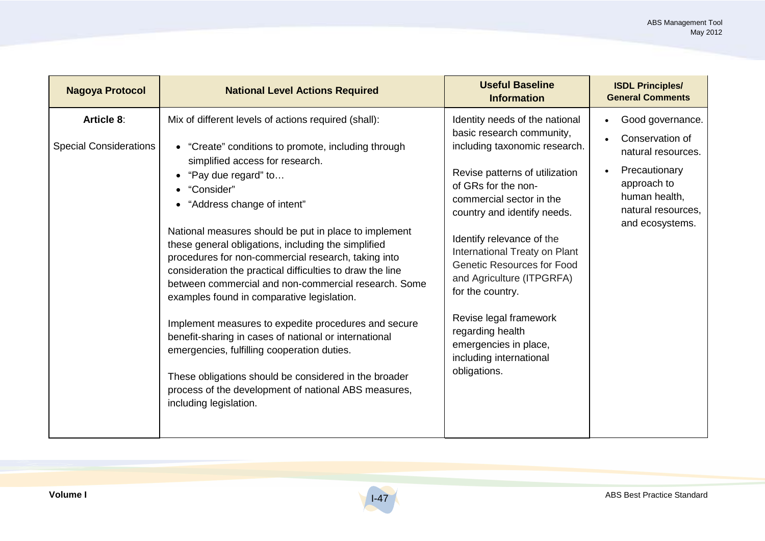| Nagoya Protocol | National Level Actions Required | Useful Baseline Information | ISDL Principles/ General Comments |
|---|---|---|---|
| **Article 8**: Special Considerations | Mix of different levels of actions required (shall): <br>• "Create" conditions to promote, including through simplified access for research.<br>• "Pay due regard" to…<br>• "Consider"<br>• "Address change of intent"<br><br>National measures should be put in place to implement these general obligations, including the simplified procedures for non-commercial research, taking into consideration the practical difficulties to draw the line between commercial and non-commercial research. Some examples found in comparative legislation.<br><br>Implement measures to expedite procedures and secure benefit-sharing in cases of national or international emergencies, fulfilling cooperation duties.<br><br>These obligations should be considered in the broader process of the development of national ABS measures, including legislation. | Identity needs of the national basic research community, including taxonomic research.<br><br>Revise patterns of utilization of GRs for the non-commercial sector in the country and identify needs.<br><br>Identify relevance of the International Treaty on Plant Genetic Resources for Food and Agriculture (ITPGRFA) for the country.<br><br>Revise legal framework regarding health emergencies in place, including international obligations. | • Good governance.<br>• Conservation of natural resources.<br>• Precautionary approach to human health, natural resources, and ecosystems. |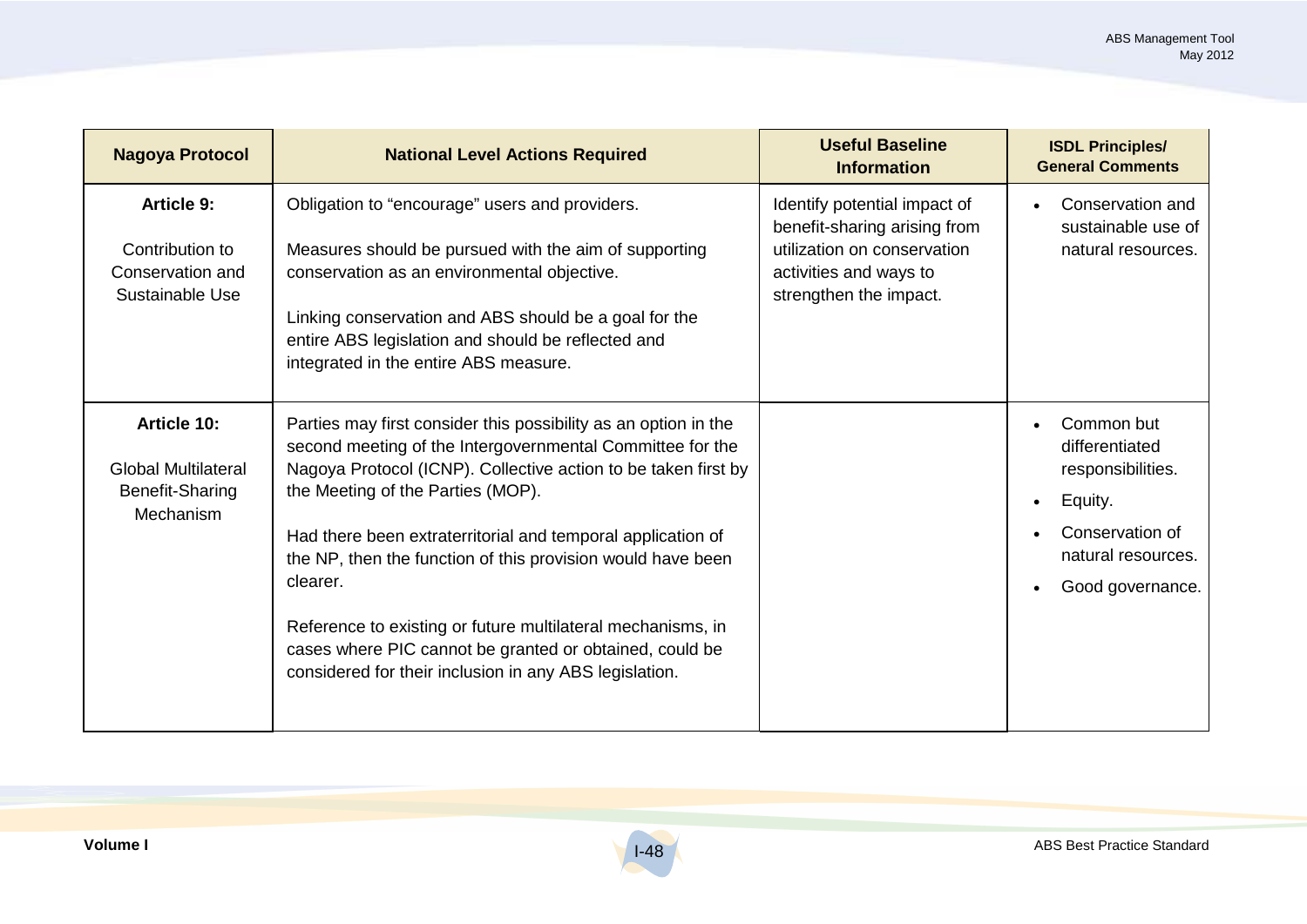| Nagoya Protocol | National Level Actions Required | Useful Baseline Information | ISDL Principles/ General Comments |
|---|---|---|---|
| **Article 9:**<br><br>Contribution to Conservation and Sustainable Use | Obligation to "encourage" users and providers.<br><br>Measures should be pursued with the aim of supporting conservation as an environmental objective.<br><br>Linking conservation and ABS should be a goal for the entire ABS legislation and should be reflected and integrated in the entire ABS measure. | Identify potential impact of benefit-sharing arising from utilization on conservation activities and ways to strengthen the impact. | • Conservation and sustainable use of natural resources. |
| **Article 10:**<br><br>Global Multilateral Benefit-Sharing Mechanism | Parties may first consider this possibility as an option in the second meeting of the Intergovernmental Committee for the Nagoya Protocol (ICNP). Collective action to be taken first by the Meeting of the Parties (MOP).<br><br>Had there been extraterritorial and temporal application of the NP, then the function of this provision would have been clearer.<br><br>Reference to existing or future multilateral mechanisms, in cases where PIC cannot be granted or obtained, could be considered for their inclusion in any ABS legislation. | | • Common but differentiated responsibilities.<br>• Equity.<br>• Conservation of natural resources.<br>• Good governance. |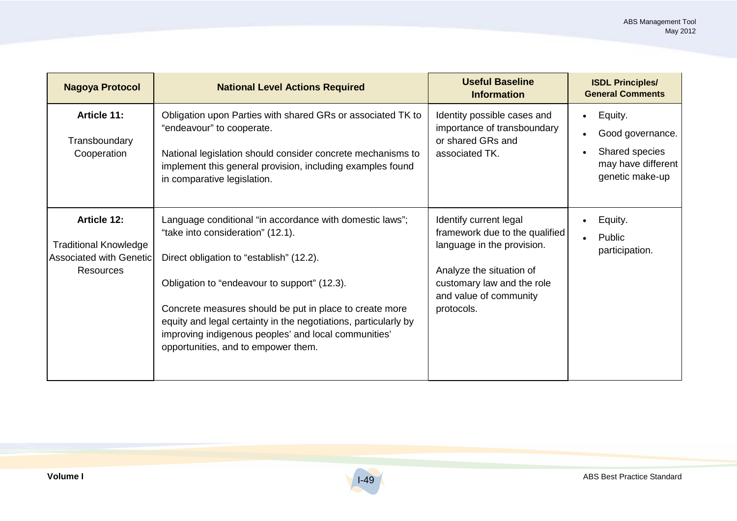| Nagoya Protocol | National Level Actions Required | Useful Baseline Information | ISDL Principles/ General Comments |
|---|---|---|---|
| **Article 11:**<br><br>Transboundary Cooperation | Obligation upon Parties with shared GRs or associated TK to "endeavour" to cooperate.<br><br>National legislation should consider concrete mechanisms to implement this general provision, including examples found in comparative legislation. | Identity possible cases and importance of transboundary or shared GRs and associated TK. | • Equity.<br>• Good governance.<br>• Shared species may have different genetic make-up |
| **Article 12:**<br><br>Traditional Knowledge Associated with Genetic Resources | Language conditional "in accordance with domestic laws"; "take into consideration" (12.1).<br><br>Direct obligation to "establish" (12.2).<br><br>Obligation to "endeavour to support" (12.3).<br><br>Concrete measures should be put in place to create more equity and legal certainty in the negotiations, particularly by improving indigenous peoples' and local communities' opportunities, and to empower them. | Identify current legal framework due to the qualified language in the provision.<br><br>Analyze the situation of customary law and the role and value of community protocols. | • Equity.<br>• Public participation. |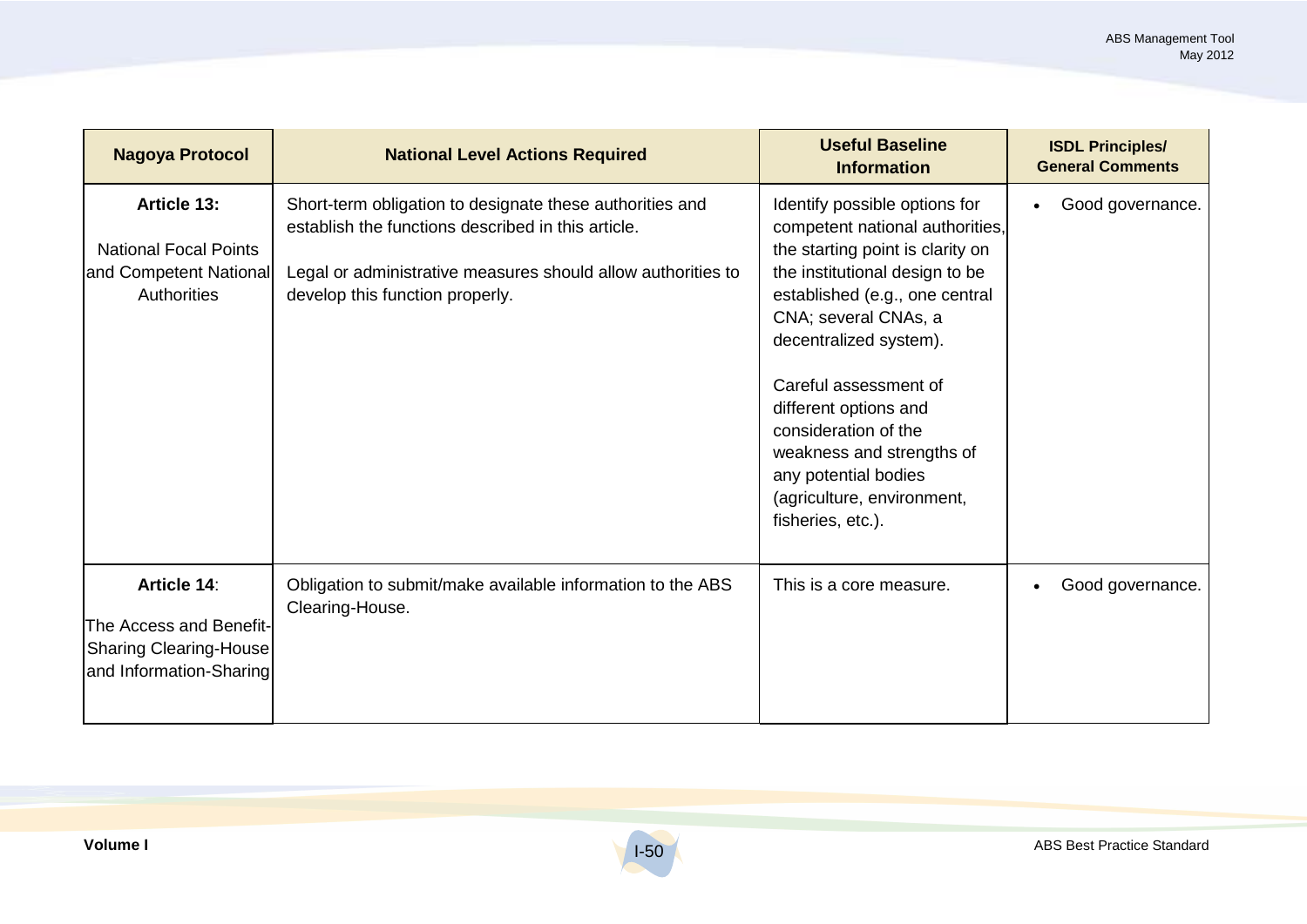| Nagoya Protocol | National Level Actions Required | Useful Baseline Information | ISDL Principles/ General Comments |
|---|---|---|---|
| **Article 13:** National Focal Points and Competent National Authorities | Short-term obligation to designate these authorities and establish the functions described in this article.<br><br>Legal or administrative measures should allow authorities to develop this function properly. | Identify possible options for competent national authorities, the starting point is clarity on the institutional design to be established (e.g., one central CNA; several CNAs, a decentralized system).<br><br>Careful assessment of different options and consideration of the weakness and strengths of any potential bodies (agriculture, environment, fisheries, etc.). | • Good governance. |
| **Article 14**: The Access and Benefit-Sharing Clearing-House and Information-Sharing | Obligation to submit/make available information to the ABS Clearing-House. | This is a core measure. | • Good governance. |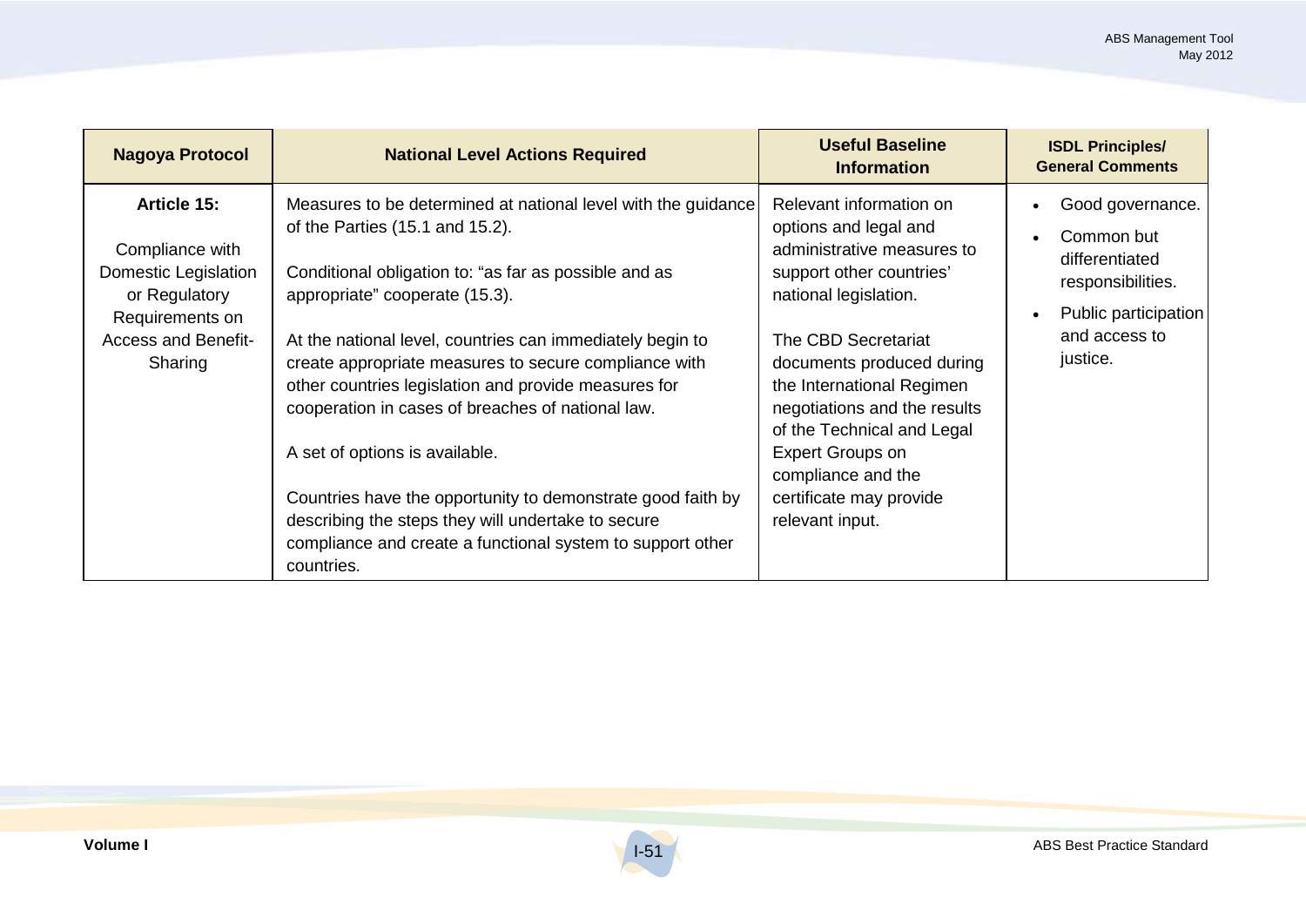| Nagoya Protocol | National Level Actions Required | Useful Baseline Information | ISDL Principles/ General Comments |
|---|---|---|---|
| **Article 15:**<br><br>Compliance with Domestic Legislation or Regulatory Requirements on Access and Benefit-Sharing | Measures to be determined at national level with the guidance of the Parties (15.1 and 15.2).<br><br>Conditional obligation to: "as far as possible and as appropriate" cooperate (15.3).<br><br>At the national level, countries can immediately begin to create appropriate measures to secure compliance with other countries legislation and provide measures for cooperation in cases of breaches of national law.<br><br>A set of options is available.<br><br>Countries have the opportunity to demonstrate good faith by describing the steps they will undertake to secure compliance and create a functional system to support other countries. | Relevant information on options and legal and administrative measures to support other countries' national legislation.<br><br>The CBD Secretariat documents produced during the International Regimen negotiations and the results of the Technical and Legal Expert Groups on compliance and the certificate may provide relevant input. | • Good governance.<br>• Common but differentiated responsibilities.<br>• Public participation and access to justice. |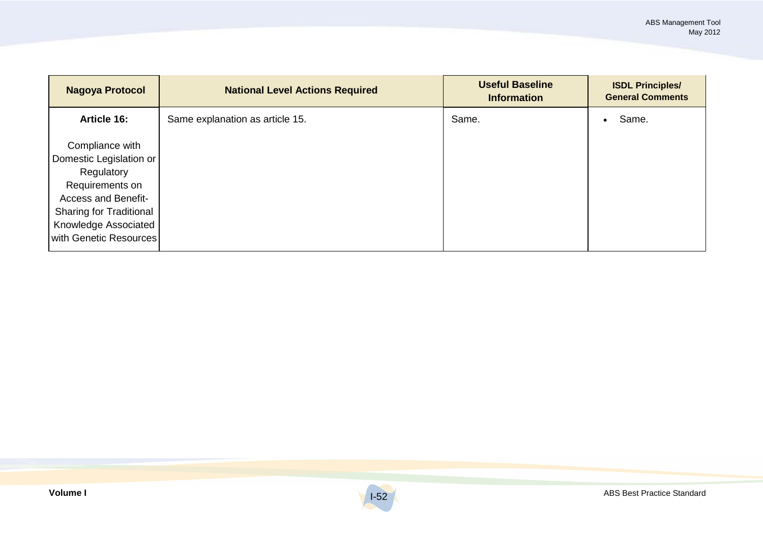| Nagoya Protocol | National Level Actions Required | Useful Baseline Information | ISDL Principles/ General Comments |
|---|---|---|---|
| **Article 16:** Compliance with Domestic Legislation or Regulatory Requirements on Access and Benefit-Sharing for Traditional Knowledge Associated with Genetic Resources | Same explanation as article 15. | Same. | • Same. |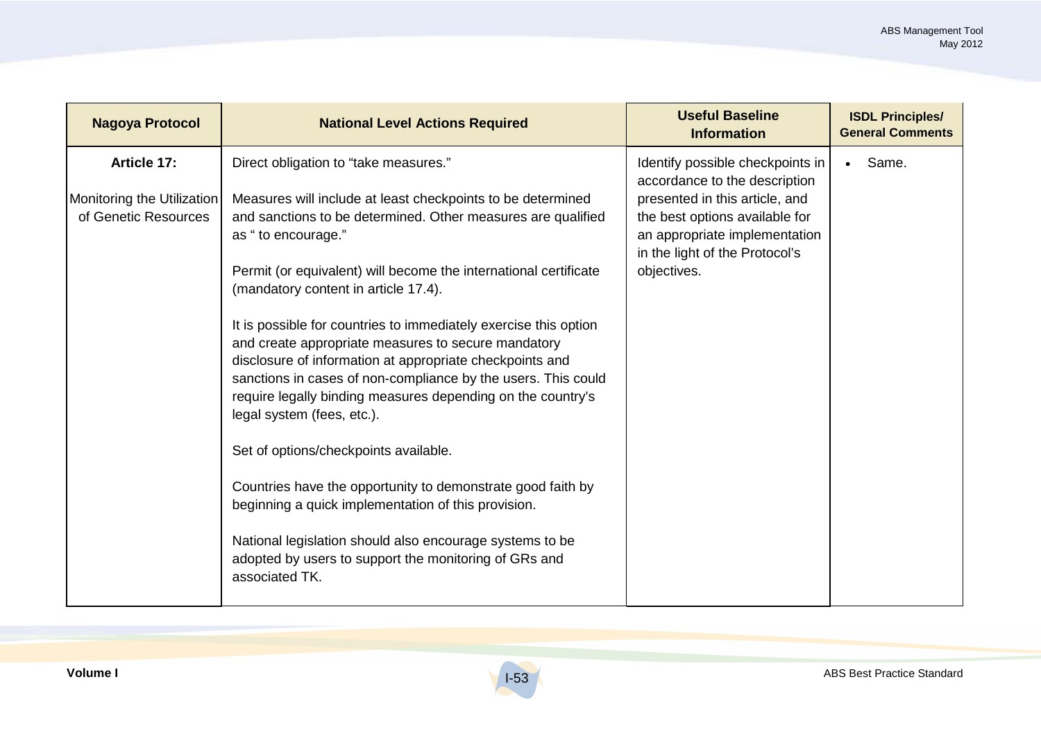| Nagoya Protocol | National Level Actions Required | Useful Baseline Information | ISDL Principles/ General Comments |
|---|---|---|---|
| **Article 17:**<br><br>Monitoring the Utilization of Genetic Resources | Direct obligation to "take measures."<br><br>Measures will include at least checkpoints to be determined and sanctions to be determined. Other measures are qualified as " to encourage."<br><br>Permit (or equivalent) will become the international certificate (mandatory content in article 17.4).<br><br>It is possible for countries to immediately exercise this option and create appropriate measures to secure mandatory disclosure of information at appropriate checkpoints and sanctions in cases of non-compliance by the users. This could require legally binding measures depending on the country's legal system (fees, etc.).<br><br>Set of options/checkpoints available.<br><br>Countries have the opportunity to demonstrate good faith by beginning a quick implementation of this provision.<br><br>National legislation should also encourage systems to be adopted by users to support the monitoring of GRs and associated TK. | Identify possible checkpoints in accordance to the description presented in this article, and the best options available for an appropriate implementation in the light of the Protocol's objectives. | • Same. |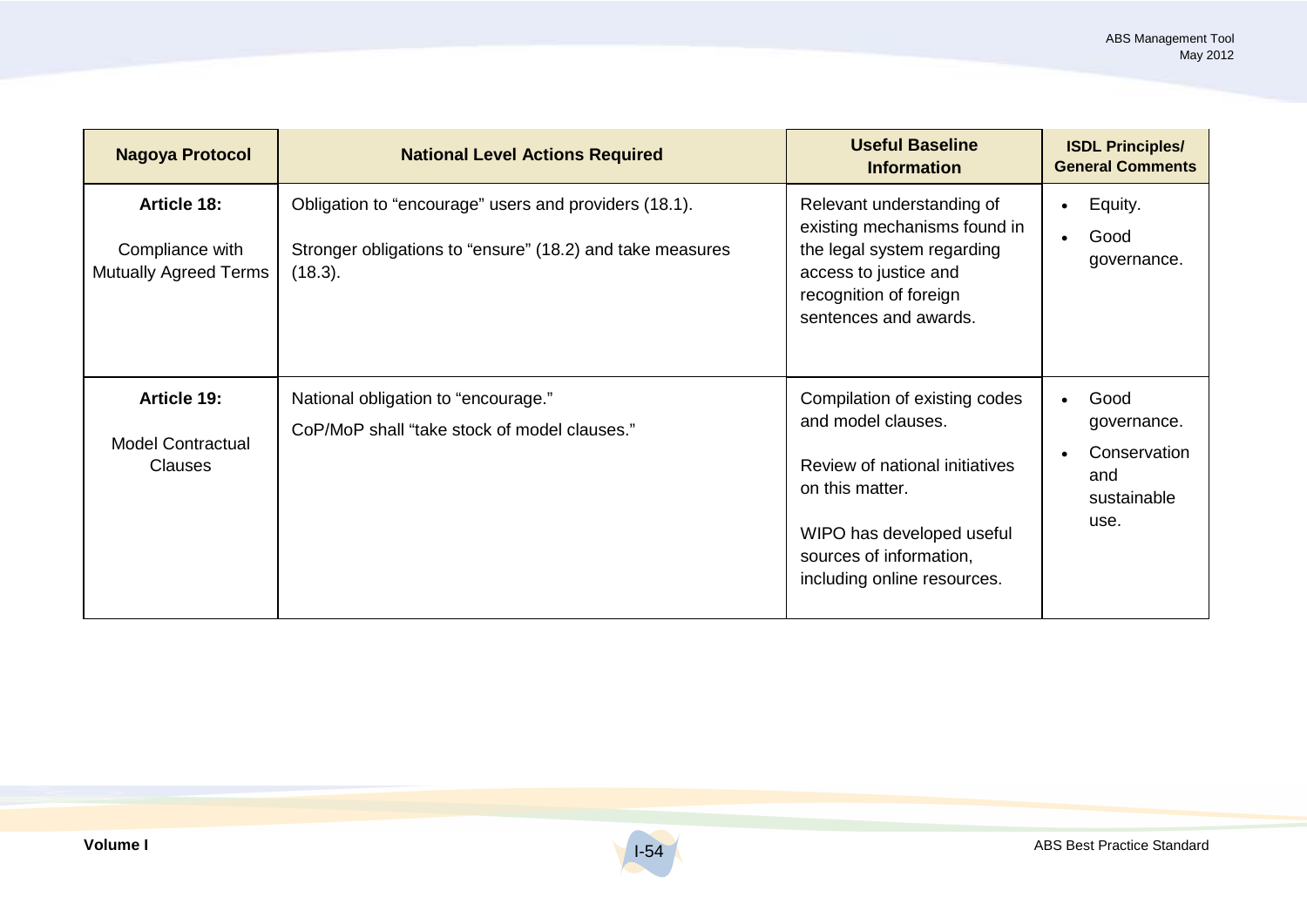| Nagoya Protocol | National Level Actions Required | Useful Baseline Information | ISDL Principles/ General Comments |
| --- | --- | --- | --- |
| **Article 18:**<br><br>Compliance with Mutually Agreed Terms | Obligation to "encourage" users and providers (18.1).<br><br>Stronger obligations to "ensure" (18.2) and take measures (18.3). | Relevant understanding of existing mechanisms found in the legal system regarding access to justice and recognition of foreign sentences and awards. | • Equity.<br>• Good governance. |
| **Article 19:**<br><br>Model Contractual Clauses | National obligation to "encourage."<br>CoP/MoP shall "take stock of model clauses." | Compilation of existing codes and model clauses.<br><br>Review of national initiatives on this matter.<br><br>WIPO has developed useful sources of information, including online resources. | • Good governance.<br>• Conservation and sustainable use. |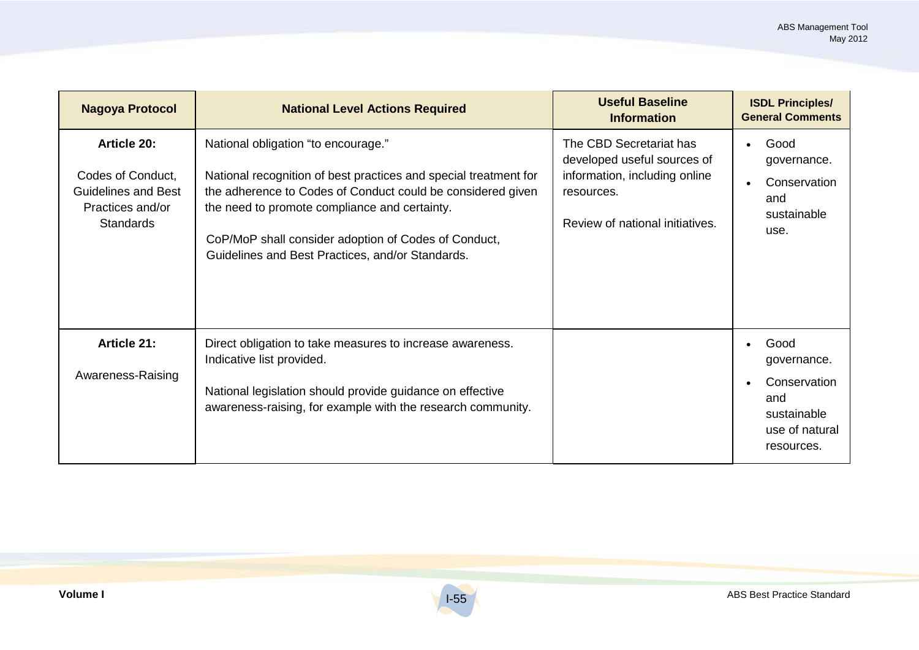| Nagoya Protocol | National Level Actions Required | Useful Baseline Information | ISDL Principles/ General Comments |
|---|---|---|---|
| **Article 20:** Codes of Conduct, Guidelines and Best Practices and/or Standards | National obligation "to encourage." National recognition of best practices and special treatment for the adherence to Codes of Conduct could be considered given the need to promote compliance and certainty. CoP/MoP shall consider adoption of Codes of Conduct, Guidelines and Best Practices, and/or Standards. | The CBD Secretariat has developed useful sources of information, including online resources. Review of national initiatives. | • Good governance. • Conservation and sustainable use. |
| **Article 21:** Awareness-Raising | Direct obligation to take measures to increase awareness. Indicative list provided. National legislation should provide guidance on effective awareness-raising, for example with the research community. | | • Good governance. • Conservation and sustainable use of natural resources. |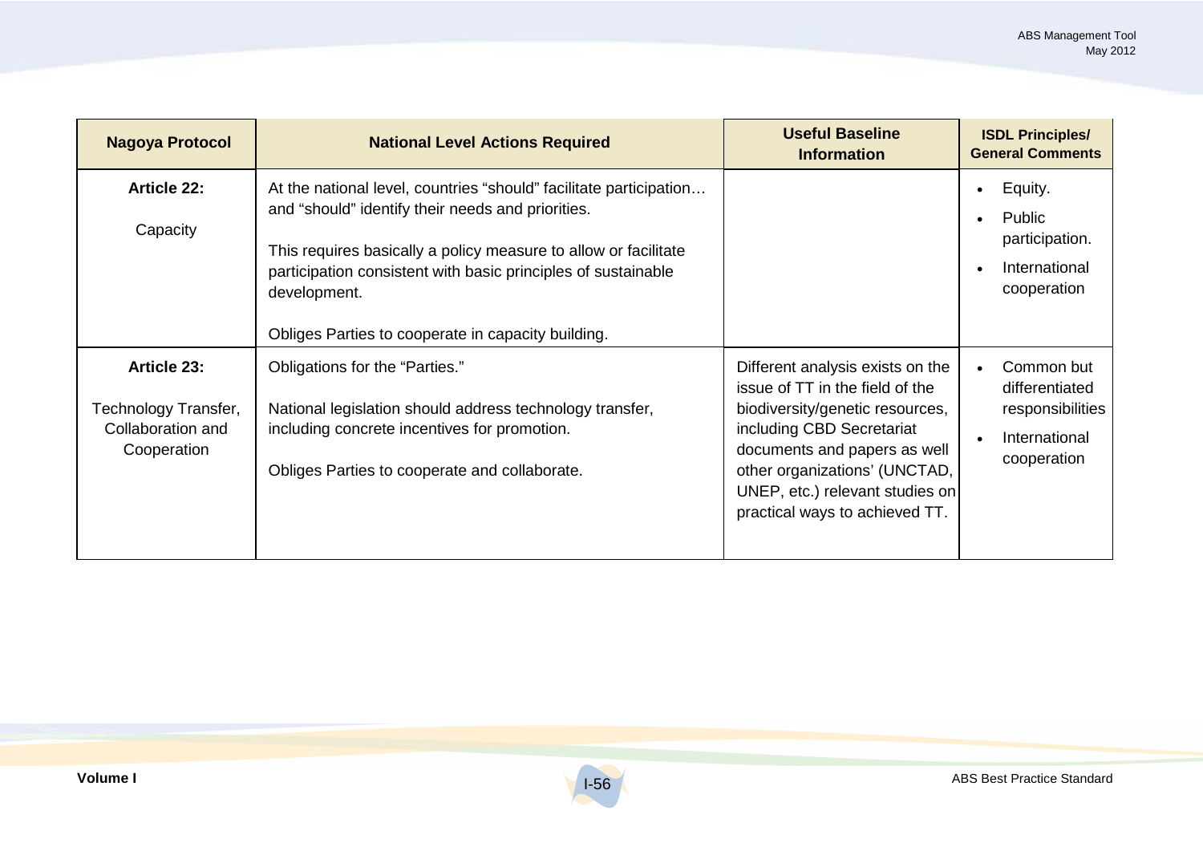| Nagoya Protocol | National Level Actions Required | Useful Baseline Information | ISDL Principles/ General Comments |
|---|---|---|---|
| **Article 22:**<br><br>Capacity | At the national level, countries "should" facilitate participation… and "should" identify their needs and priorities.<br><br>This requires basically a policy measure to allow or facilitate participation consistent with basic principles of sustainable development.<br><br>Obliges Parties to cooperate in capacity building. | | • Equity.<br>• Public participation.<br>• International cooperation |
| **Article 23:**<br><br>Technology Transfer, Collaboration and Cooperation | Obligations for the "Parties."<br><br>National legislation should address technology transfer, including concrete incentives for promotion.<br><br>Obliges Parties to cooperate and collaborate. | Different analysis exists on the issue of TT in the field of the biodiversity/genetic resources, including CBD Secretariat documents and papers as well other organizations' (UNCTAD, UNEP, etc.) relevant studies on practical ways to achieved TT. | • Common but differentiated responsibilities<br>• International cooperation |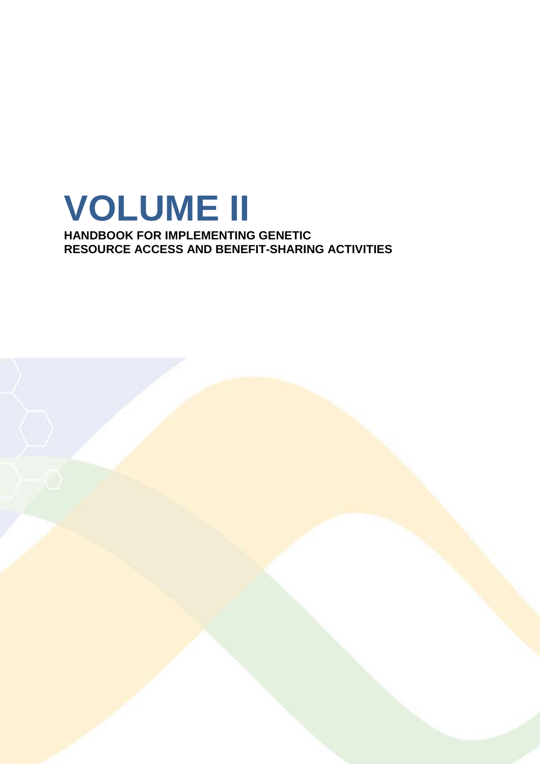# VOLUME II

**HANDBOOK FOR IMPLEMENTING GENETIC RESOURCE ACCESS AND BENEFIT-SHARING ACTIVITIES**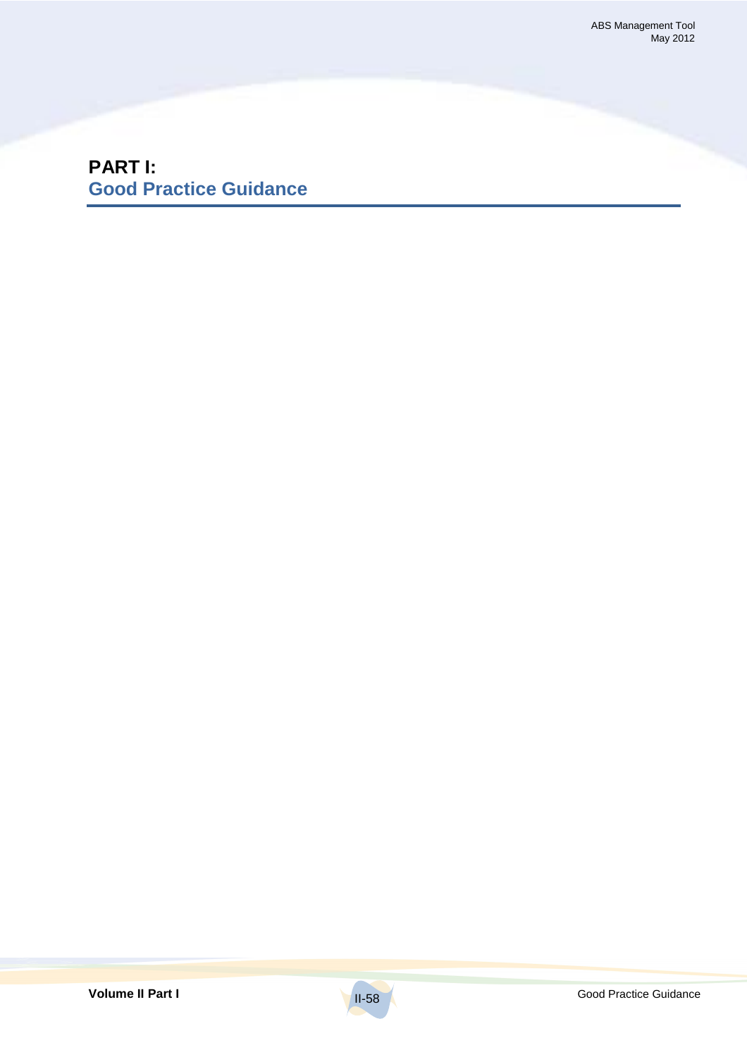# PART I:
## Good Practice Guidance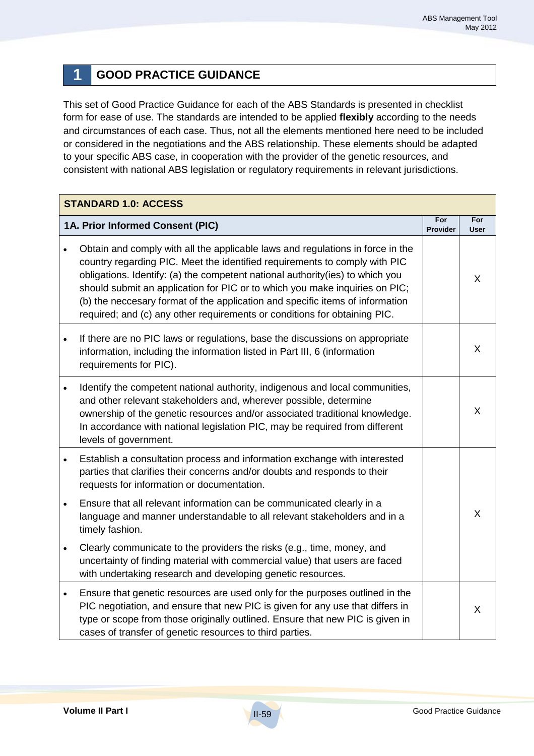# 1 GOOD PRACTICE GUIDANCE

This set of Good Practice Guidance for each of the ABS Standards is presented in checklist form for ease of use. The standards are intended to be applied **flexibly** according to the needs and circumstances of each case. Thus, not all the elements mentioned here need to be included or considered in the negotiations and the ABS relationship. These elements should be adapted to your specific ABS case, in cooperation with the provider of the genetic resources, and consistent with national ABS legislation or regulatory requirements in relevant jurisdictions.

| **STANDARD 1.0: ACCESS** | | |
|---|---|---|
| **1A. Prior Informed Consent (PIC)** | **For Provider** | **For User** |
| • Obtain and comply with all the applicable laws and regulations in force in the country regarding PIC. Meet the identified requirements to comply with PIC obligations. Identify: (a) the competent national authority(ies) to which you should submit an application for PIC or to which you make inquiries on PIC; (b) the neccesary format of the application and specific items of information required; and (c) any other requirements or conditions for obtaining PIC. | | X |
| • If there are no PIC laws or regulations, base the discussions on appropriate information, including the information listed in Part III, 6 (information requirements for PIC). | | X |
| • Identify the competent national authority, indigenous and local communities, and other relevant stakeholders and, wherever possible, determine ownership of the genetic resources and/or associated traditional knowledge. In accordance with national legislation PIC, may be required from different levels of government. | | X |
| • Establish a consultation process and information exchange with interested parties that clarifies their concerns and/or doubts and responds to their requests for information or documentation.<br>• Ensure that all relevant information can be communicated clearly in a language and manner understandable to all relevant stakeholders and in a timely fashion.<br>• Clearly communicate to the providers the risks (e.g., time, money, and uncertainty of finding material with commercial value) that users are faced with undertaking research and developing genetic resources. | | X |
| • Ensure that genetic resources are used only for the purposes outlined in the PIC negotiation, and ensure that new PIC is given for any use that differs in type or scope from those originally outlined. Ensure that new PIC is given in cases of transfer of genetic resources to third parties. | | X |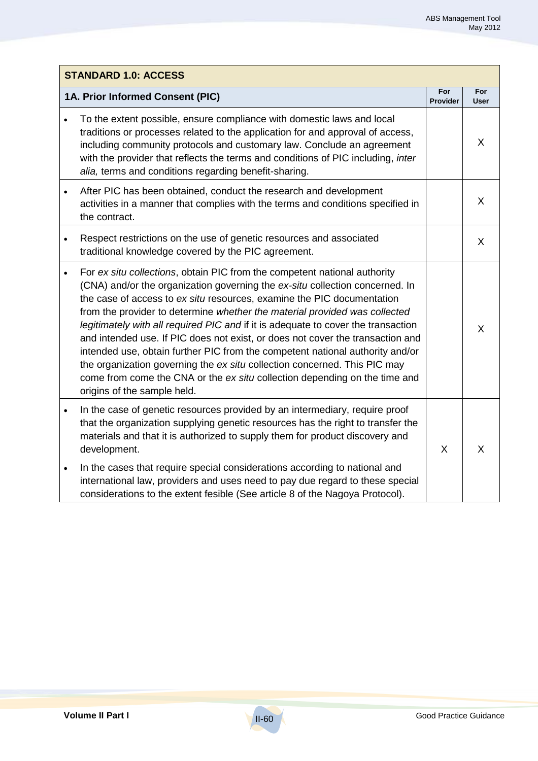| STANDARD 1.0: ACCESS | | |
|---|---|---|
| **1A. Prior Informed Consent (PIC)** | **For Provider** | **For User** |
| • To the extent possible, ensure compliance with domestic laws and local traditions or processes related to the application for and approval of access, including community protocols and customary law. Conclude an agreement with the provider that reflects the terms and conditions of PIC including, *inter alia,* terms and conditions regarding benefit-sharing. | | X |
| • After PIC has been obtained, conduct the research and development activities in a manner that complies with the terms and conditions specified in the contract. | | X |
| • Respect restrictions on the use of genetic resources and associated traditional knowledge covered by the PIC agreement. | | X |
| • For *ex situ collections*, obtain PIC from the competent national authority (CNA) and/or the organization governing the *ex-situ* collection concerned. In the case of access to *ex situ* resources, examine the PIC documentation from the provider to determine *whether the material provided was collected legitimately with all required PIC and* if it is adequate to cover the transaction and intended use. If PIC does not exist, or does not cover the transaction and intended use, obtain further PIC from the competent national authority and/or the organization governing the *ex situ* collection concerned. This PIC may come from come the CNA or the *ex situ* collection depending on the time and origins of the sample held. | | X |
| • In the case of genetic resources provided by an intermediary, require proof that the organization supplying genetic resources has the right to transfer the materials and that it is authorized to supply them for product discovery and development. • In the cases that require special considerations according to national and international law, providers and uses need to pay due regard to these special considerations to the extent fesible (See article 8 of the Nagoya Protocol). | X | X |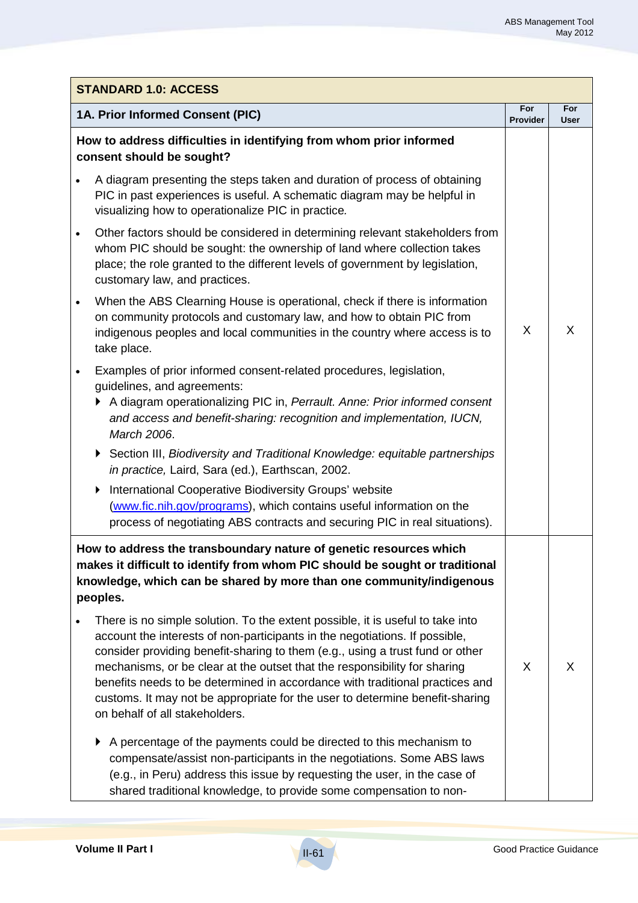| STANDARD 1.0: ACCESS | | |
|---|---|---|
| **1A. Prior Informed Consent (PIC)** | **For Provider** | **For User** |
| **How to address difficulties in identifying from whom prior informed consent should be sought?**<br><br>• A diagram presenting the steps taken and duration of process of obtaining PIC in past experiences is useful. A schematic diagram may be helpful in visualizing how to operationalize PIC in practice.<br><br>• Other factors should be considered in determining relevant stakeholders from whom PIC should be sought: the ownership of land where collection takes place; the role granted to the different levels of government by legislation, customary law, and practices.<br><br>• When the ABS Clearning House is operational, check if there is information on community protocols and customary law, and how to obtain PIC from indigenous peoples and local communities in the country where access is to take place.<br><br>• Examples of prior informed consent-related procedures, legislation, guidelines, and agreements:<br>▸ A diagram operationalizing PIC in, *Perrault. Anne: Prior informed consent and access and benefit-sharing: recognition and implementation, IUCN, March 2006*.<br>▸ Section III, *Biodiversity and Traditional Knowledge: equitable partnerships in practice,* Laird, Sara (ed.), Earthscan, 2002.<br>▸ International Cooperative Biodiversity Groups' website (www.fic.nih.gov/programs), which contains useful information on the process of negotiating ABS contracts and securing PIC in real situations). | X | X |
| **How to address the transboundary nature of genetic resources which makes it difficult to identify from whom PIC should be sought or traditional knowledge, which can be shared by more than one community/indigenous peoples.**<br><br>• There is no simple solution. To the extent possible, it is useful to take into account the interests of non-participants in the negotiations. If possible, consider providing benefit-sharing to them (e.g., using a trust fund or other mechanisms, or be clear at the outset that the responsibility for sharing benefits needs to be determined in accordance with traditional practices and customs. It may not be appropriate for the user to determine benefit-sharing on behalf of all stakeholders.<br><br>▸ A percentage of the payments could be directed to this mechanism to compensate/assist non-participants in the negotiations. Some ABS laws (e.g., in Peru) address this issue by requesting the user, in the case of shared traditional knowledge, to provide some compensation to non- | X | X |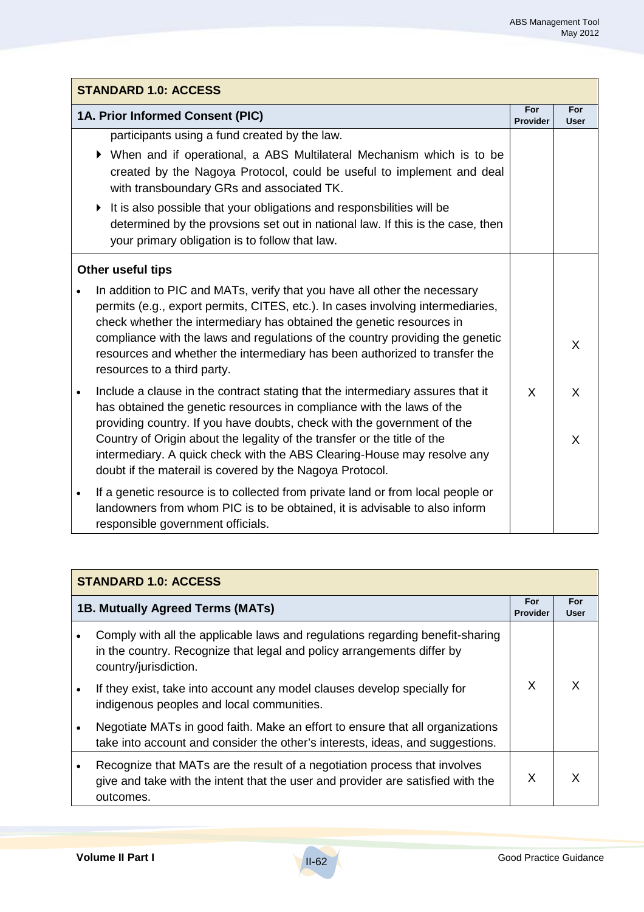| STANDARD 1.0: ACCESS | | |
|---|---|---|
| **1A. Prior Informed Consent (PIC)** | **For Provider** | **For User** |
| participants using a fund created by the law.<br>▸ When and if operational, a ABS Multilateral Mechanism which is to be created by the Nagoya Protocol, could be useful to implement and deal with transboundary GRs and associated TK.<br>▸ It is also possible that your obligations and responsbilities will be determined by the provsions set out in national law. If this is the case, then your primary obligation is to follow that law. | | |
| **Other useful tips**<br>• In addition to PIC and MATs, verify that you have all other the necessary permits (e.g., export permits, CITES, etc.). In cases involving intermediaries, check whether the intermediary has obtained the genetic resources in compliance with the laws and regulations of the country providing the genetic resources and whether the intermediary has been authorized to transfer the resources to a third party.<br>• Include a clause in the contract stating that the intermediary assures that it has obtained the genetic resources in compliance with the laws of the providing country. If you have doubts, check with the government of the Country of Origin about the legality of the transfer or the title of the intermediary. A quick check with the ABS Clearing-House may resolve any doubt if the materail is covered by the Nagoya Protocol.<br>• If a genetic resource is to collected from private land or from local people or landowners from whom PIC is to be obtained, it is advisable to also inform responsible government officials. | X | X<br>X<br>X |

| STANDARD 1.0: ACCESS | | |
|---|---|---|
| **1B. Mutually Agreed Terms (MATs)** | **For Provider** | **For User** |
| • Comply with all the applicable laws and regulations regarding benefit-sharing in the country. Recognize that legal and policy arrangements differ by country/jurisdiction.<br>• If they exist, take into account any model clauses develop specially for indigenous peoples and local communities.<br>• Negotiate MATs in good faith. Make an effort to ensure that all organizations take into account and consider the other's interests, ideas, and suggestions. | X | X |
| • Recognize that MATs are the result of a negotiation process that involves give and take with the intent that the user and provider are satisfied with the outcomes. | X | X |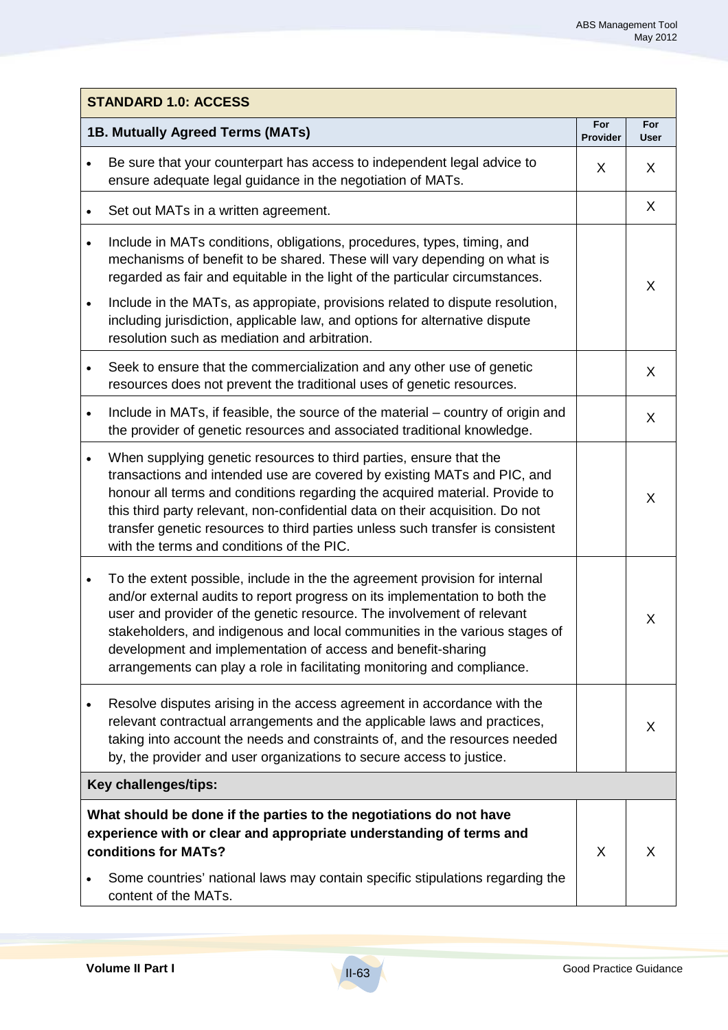| STANDARD 1.0: ACCESS | | |
|---|---|---|
| **1B. Mutually Agreed Terms (MATs)** | **For Provider** | **For User** |
| • Be sure that your counterpart has access to independent legal advice to ensure adequate legal guidance in the negotiation of MATs. | X | X |
| • Set out MATs in a written agreement. | | X |
| • Include in MATs conditions, obligations, procedures, types, timing, and mechanisms of benefit to be shared. These will vary depending on what is regarded as fair and equitable in the light of the particular circumstances. • Include in the MATs, as appopiate, provisions related to dispute resolution, including jurisdiction, applicable law, and options for alternative dispute resolution such as mediation and arbitration. | | X |
| • Seek to ensure that the commercialization and any other use of genetic resources does not prevent the traditional uses of genetic resources. | | X |
| • Include in MATs, if feasible, the source of the material – country of origin and the provider of genetic resources and associated traditional knowledge. | | X |
| • When supplying genetic resources to third parties, ensure that the transactions and intended use are covered by existing MATs and PIC, and honour all terms and conditions regarding the acquired material. Provide to this third party relevant, non-confidential data on their acquisition. Do not transfer genetic resources to third parties unless such transfer is consistent with the terms and conditions of the PIC. | | X |
| • To the extent possible, include in the the agreement provision for internal and/or external audits to report progress on its implementation to both the user and provider of the genetic resource. The involvement of relevant stakeholders, and indigenous and local communities in the various stages of development and implementation of access and benefit-sharing arrangements can play a role in facilitating monitoring and compliance. | | X |
| • Resolve disputes arising in the access agreement in accordance with the relevant contractual arrangements and the applicable laws and practices, taking into account the needs and constraints of, and the resources needed by, the provider and user organizations to secure access to justice. | | X |
| **Key challenges/tips:** | | |
| **What should be done if the parties to the negotiations do not have experience with or clear and appropriate understanding of terms and conditions for MATs?** • Some countries' national laws may contain specific stipulations regarding the content of the MATs. | X | X |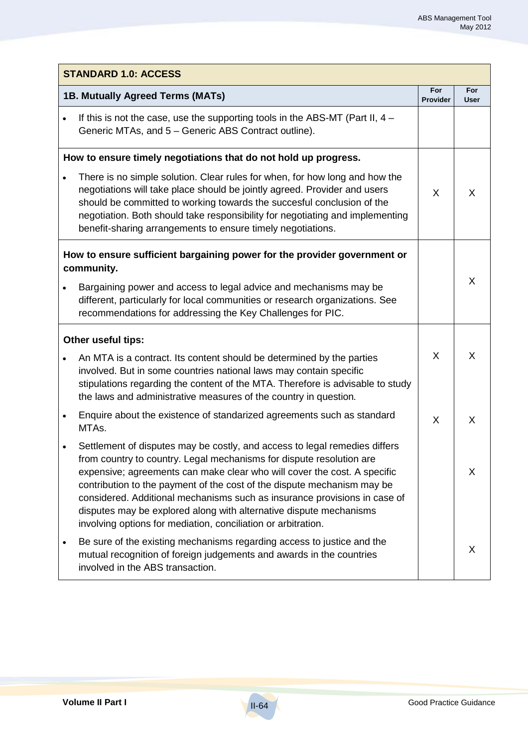| STANDARD 1.0: ACCESS | | |
|---|---|---|
| **1B. Mutually Agreed Terms (MATs)** | **For Provider** | **For User** |
| • If this is not the case, use the supporting tools in the ABS-MT (Part II, 4 – Generic MTAs, and 5 – Generic ABS Contract outline). | | |
| **How to ensure timely negotiations that do not hold up progress.** <br> • There is no simple solution. Clear rules for when, for how long and how the negotiations will take place should be jointly agreed. Provider and users should be committed to working towards the succesful conclusion of the negotiation. Both should take responsibility for negotiating and implementing benefit-sharing arrangements to ensure timely negotiations. | X | X |
| **How to ensure sufficient bargaining power for the provider government or community.** <br> • Bargaining power and access to legal advice and mechanisms may be different, particularly for local communities or research organizations. See recommendations for addressing the Key Challenges for PIC. | | X |
| **Other useful tips:** <br> • An MTA is a contract. Its content should be determined by the parties involved. But in some countries national laws may contain specific stipulations regarding the content of the MTA. Therefore is advisable to study the laws and administrative measures of the country in question. | X | X |
| • Enquire about the existence of standarized agreements such as standard MTAs. | X | X |
| • Settlement of disputes may be costly, and access to legal remedies differs from country to country. Legal mechanisms for dispute resolution are expensive; agreements can make clear who will cover the cost. A specific contribution to the payment of the cost of the dispute mechanism may be considered. Additional mechanisms such as insurance provisions in case of disputes may be explored along with alternative dispute mechanisms involving options for mediation, conciliation or arbitration. | | X |
| • Be sure of the existing mechanisms regarding access to justice and the mutual recognition of foreign judgements and awards in the countries involved in the ABS transaction. | | X |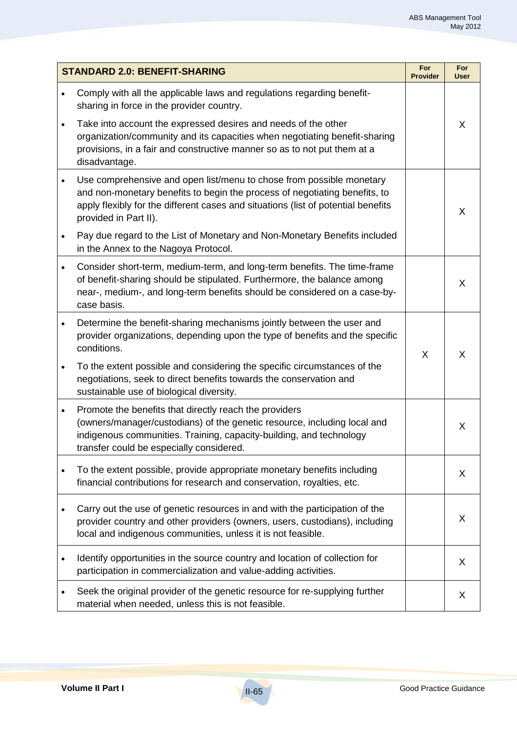| STANDARD 2.0: BENEFIT-SHARING | For Provider | For User |
|---|---|---|
| • Comply with all the applicable laws and regulations regarding benefit-sharing in force in the provider country.<br>• Take into account the expressed desires and needs of the other organization/community and its capacities when negotiating benefit-sharing provisions, in a fair and constructive manner so as to not put them at a disadvantage. | | X |
| • Use comprehensive and open list/menu to chose from possible monetary and non-monetary benefits to begin the process of negotiating benefits, to apply flexibly for the different cases and situations (list of potential benefits provided in Part II).<br>• Pay due regard to the List of Monetary and Non-Monetary Benefits included in the Annex to the Nagoya Protocol. | | X |
| • Consider short-term, medium-term, and long-term benefits. The time-frame of benefit-sharing should be stipulated. Furthermore, the balance among near-, medium-, and long-term benefits should be considered on a case-by-case basis. | | X |
| • Determine the benefit-sharing mechanisms jointly between the user and provider organizations, depending upon the type of benefits and the specific conditions.<br>• To the extent possible and considering the specific circumstances of the negotiations, seek to direct benefits towards the conservation and sustainable use of biological diversity. | X | X |
| • Promote the benefits that directly reach the providers (owners/manager/custodians) of the genetic resource, including local and indigenous communities. Training, capacity-building, and technology transfer could be especially considered. | | X |
| • To the extent possible, provide appropriate monetary benefits including financial contributions for research and conservation, royalties, etc. | | X |
| • Carry out the use of genetic resources in and with the participation of the provider country and other providers (owners, users, custodians), including local and indigenous communities, unless it is not feasible. | | X |
| • Identify opportunities in the source country and location of collection for participation in commercialization and value-adding activities. | | X |
| • Seek the original provider of the genetic resource for re-supplying further material when needed, unless this is not feasible. | | X |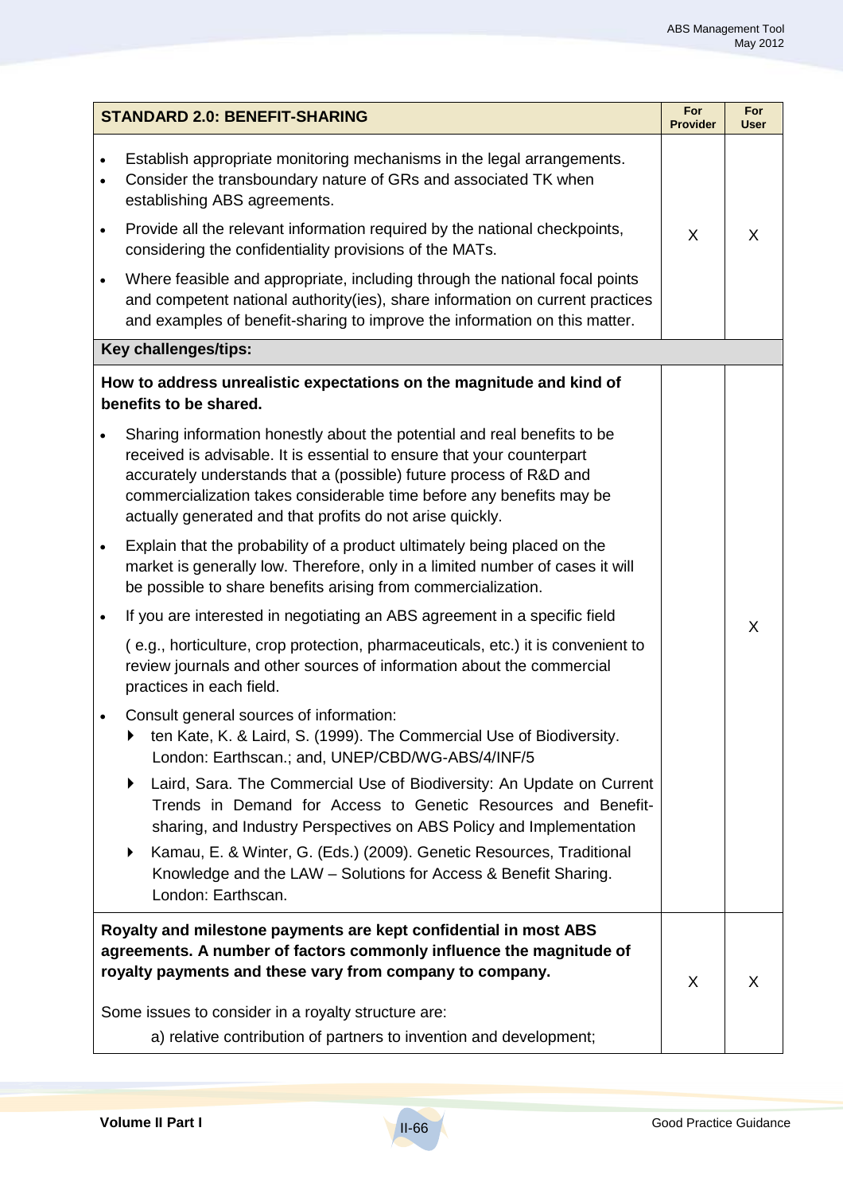| STANDARD 2.0: BENEFIT-SHARING | For Provider | For User |
|---|---|---|
| • Establish appropriate monitoring mechanisms in the legal arrangements.<br>• Consider the transboundary nature of GRs and associated TK when establishing ABS agreements.<br>• Provide all the relevant information required by the national checkpoints, considering the confidentiality provisions of the MATs.<br>• Where feasible and appropriate, including through the national focal points and competent national authority(ies), share information on current practices and examples of benefit-sharing to improve the information on this matter. | X | X |
| **Key challenges/tips:** | | |
| **How to address unrealistic expectations on the magnitude and kind of benefits to be shared.**<br>• Sharing information honestly about the potential and real benefits to be received is advisable. It is essential to ensure that your counterpart accurately understands that a (possible) future process of R&D and commercialization takes considerable time before any benefits may be actually generated and that profits do not arise quickly.<br>• Explain that the probability of a product ultimately being placed on the market is generally low. Therefore, only in a limited number of cases it will be possible to share benefits arising from commercialization.<br>• If you are interested in negotiating an ABS agreement in a specific field ( e.g., horticulture, crop protection, pharmaceuticals, etc.) it is convenient to review journals and other sources of information about the commercial practices in each field.<br>• Consult general sources of information:<br>▸ ten Kate, K. & Laird, S. (1999). The Commercial Use of Biodiversity. London: Earthscan.; and, UNEP/CBD/WG-ABS/4/INF/5<br>▸ Laird, Sara. The Commercial Use of Biodiversity: An Update on Current Trends in Demand for Access to Genetic Resources and Benefit-sharing, and Industry Perspectives on ABS Policy and Implementation<br>▸ Kamau, E. & Winter, G. (Eds.) (2009). Genetic Resources, Traditional Knowledge and the LAW – Solutions for Access & Benefit Sharing. London: Earthscan. | | X |
| **Royalty and milestone payments are kept confidential in most ABS agreements. A number of factors commonly influence the magnitude of royalty payments and these vary from company to company.**<br>Some issues to consider in a royalty structure are:<br>a) relative contribution of partners to invention and development; | X | X |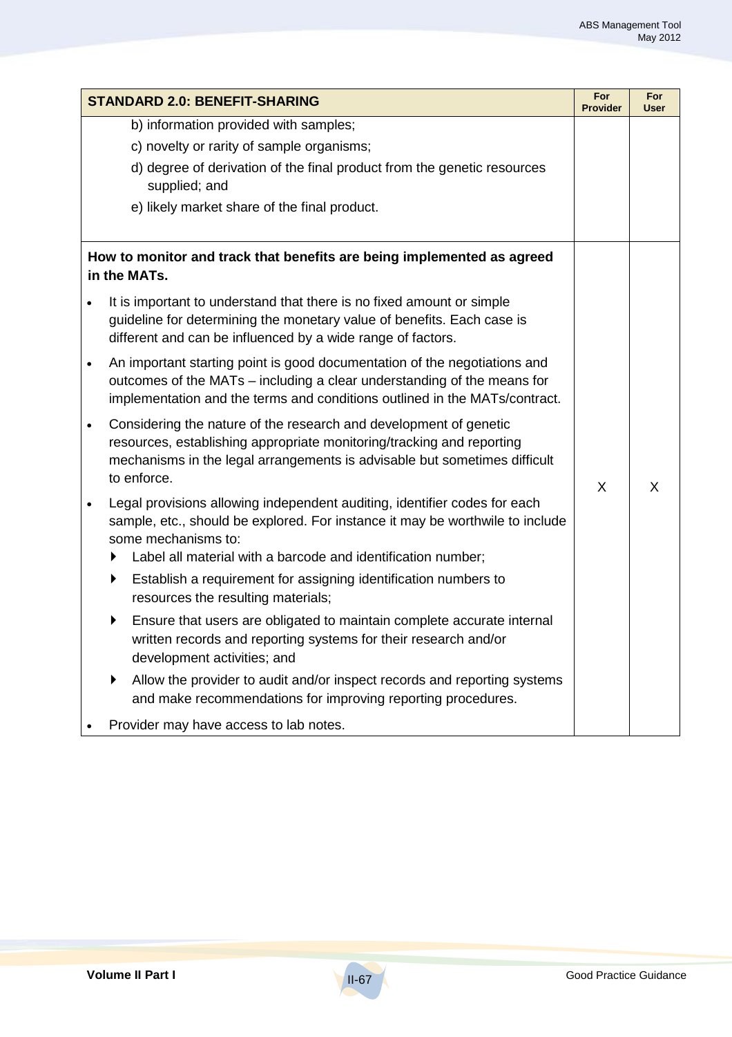| STANDARD 2.0: BENEFIT-SHARING | For Provider | For User |
|---|---|---|
| b) information provided with samples;<br>c) novelty or rarity of sample organisms;<br>d) degree of derivation of the final product from the genetic resources supplied; and<br>e) likely market share of the final product. | | |
| **How to monitor and track that benefits are being implemented as agreed in the MATs.**<br>• It is important to understand that there is no fixed amount or simple guideline for determining the monetary value of benefits. Each case is different and can be influenced by a wide range of factors.<br>• An important starting point is good documentation of the negotiations and outcomes of the MATs – including a clear understanding of the means for implementation and the terms and conditions outlined in the MATs/contract.<br>• Considering the nature of the research and development of genetic resources, establishing appropriate monitoring/tracking and reporting mechanisms in the legal arrangements is advisable but sometimes difficult to enforce.<br>• Legal provisions allowing independent auditing, identifier codes for each sample, etc., should be explored. For instance it may be worthwile to include some mechanisms to:<br>▸ Label all material with a barcode and identification number;<br>▸ Establish a requirement for assigning identification numbers to resources the resulting materials;<br>▸ Ensure that users are obligated to maintain complete accurate internal written records and reporting systems for their research and/or development activities; and<br>▸ Allow the provider to audit and/or inspect records and reporting systems and make recommendations for improving reporting procedures.<br>• Provider may have access to lab notes. | X | X |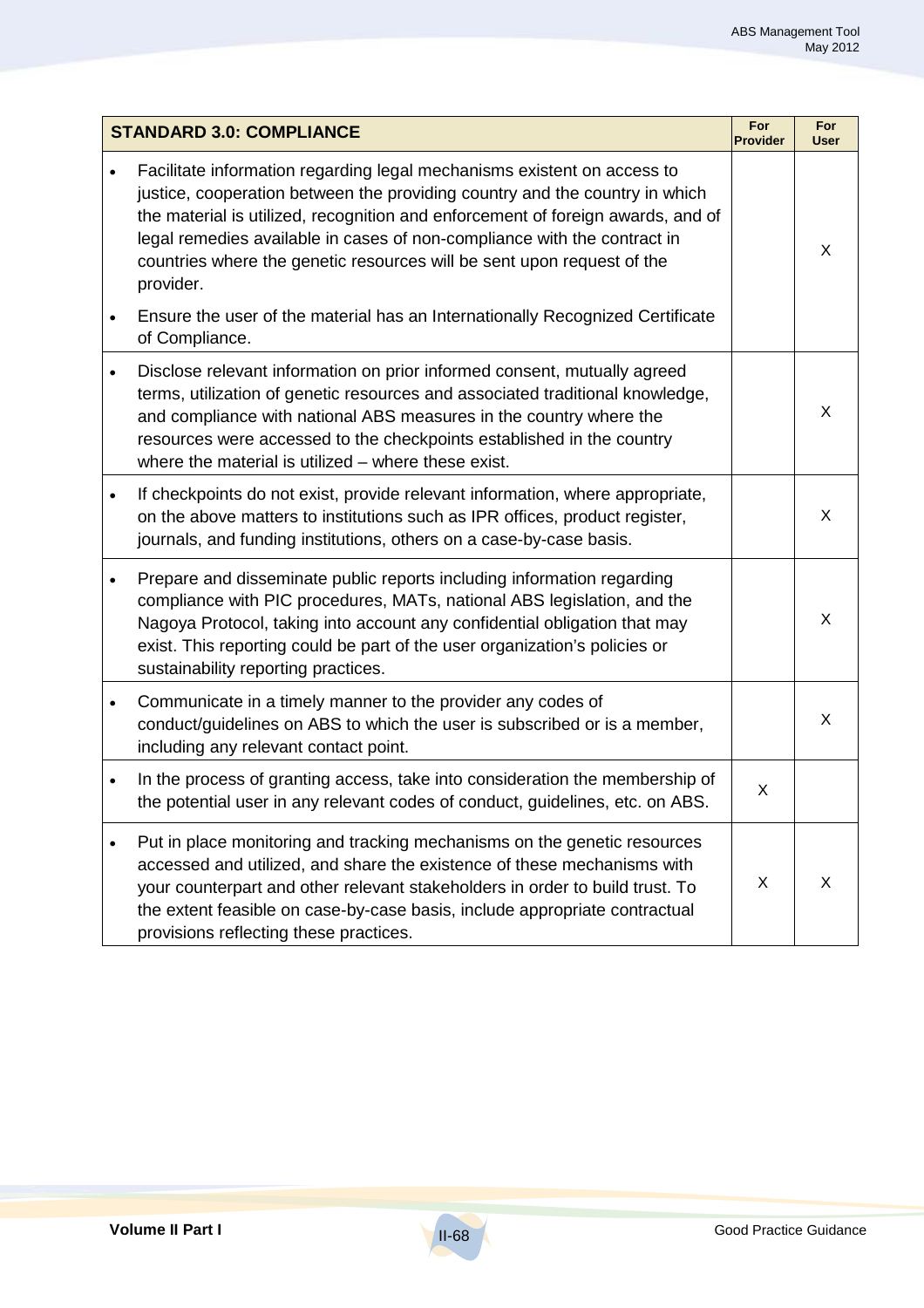| STANDARD 3.0: COMPLIANCE | For Provider | For User |
|---|---|---|
| • Facilitate information regarding legal mechanisms existent on access to justice, cooperation between the providing country and the country in which the material is utilized, recognition and enforcement of foreign awards, and of legal remedies available in cases of non-compliance with the contract in countries where the genetic resources will be sent upon request of the provider.<br>• Ensure the user of the material has an Internationally Recognized Certificate of Compliance. | | X |
| • Disclose relevant information on prior informed consent, mutually agreed terms, utilization of genetic resources and associated traditional knowledge, and compliance with national ABS measures in the country where the resources were accessed to the checkpoints established in the country where the material is utilized – where these exist. | | X |
| • If checkpoints do not exist, provide relevant information, where appropriate, on the above matters to institutions such as IPR offices, product register, journals, and funding institutions, others on a case-by-case basis. | | X |
| • Prepare and disseminate public reports including information regarding compliance with PIC procedures, MATs, national ABS legislation, and the Nagoya Protocol, taking into account any confidential obligation that may exist. This reporting could be part of the user organization's policies or sustainability reporting practices. | | X |
| • Communicate in a timely manner to the provider any codes of conduct/guidelines on ABS to which the user is subscribed or is a member, including any relevant contact point. | | X |
| • In the process of granting access, take into consideration the membership of the potential user in any relevant codes of conduct, guidelines, etc. on ABS. | X | |
| • Put in place monitoring and tracking mechanisms on the genetic resources accessed and utilized, and share the existence of these mechanisms with your counterpart and other relevant stakeholders in order to build trust. To the extent feasible on case-by-case basis, include appropriate contractual provisions reflecting these practices. | X | X |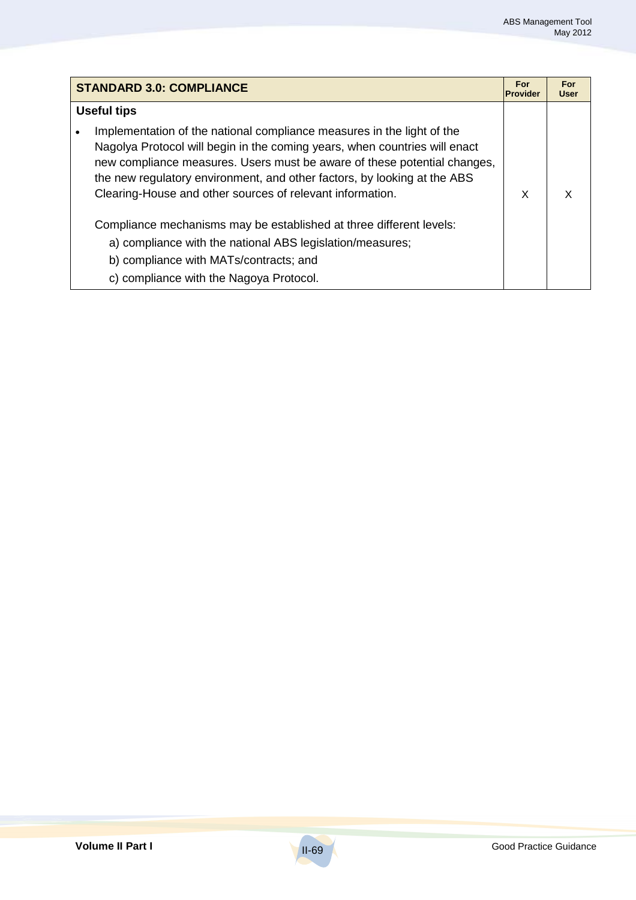| STANDARD 3.0: COMPLIANCE | For Provider | For User |
|---|---|---|
| **Useful tips** | | |
| • Implementation of the national compliance measures in the light of the Nagolya Protocol will begin in the coming years, when countries will enact new compliance measures. Users must be aware of these potential changes, the new regulatory environment, and other factors, by looking at the ABS Clearing-House and other sources of relevant information.<br><br>Compliance mechanisms may be established at three different levels:<br>a) compliance with the national ABS legislation/measures;<br>b) compliance with MATs/contracts; and<br>c) compliance with the Nagoya Protocol. | X | X |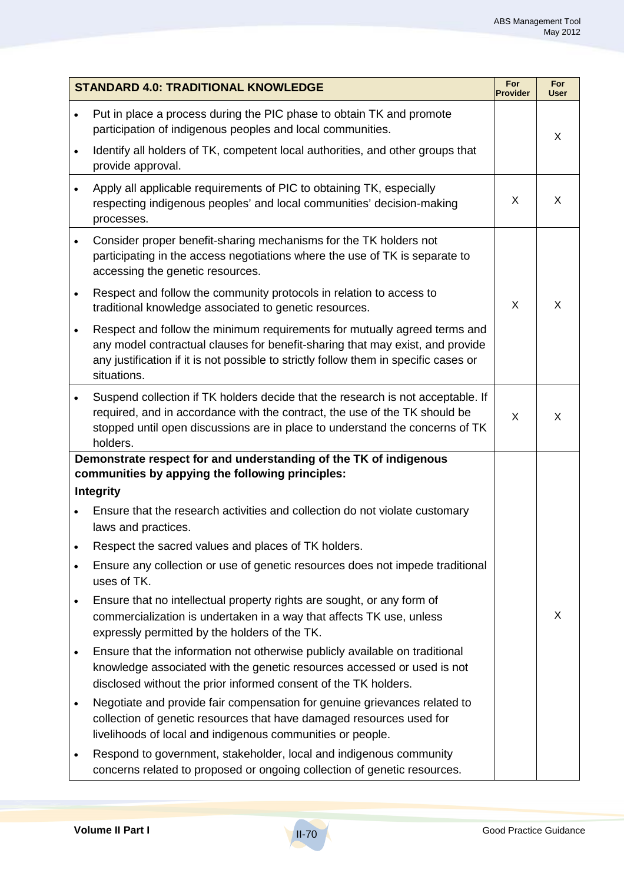| STANDARD 4.0: TRADITIONAL KNOWLEDGE | For Provider | For User |
| --- | --- | --- |
| • Put in place a process during the PIC phase to obtain TK and promote participation of indigenous peoples and local communities.<br>• Identify all holders of TK, competent local authorities, and other groups that provide approval. | | X |
| • Apply all applicable requirements of PIC to obtaining TK, especially respecting indigenous peoples' and local communities' decision-making processes. | X | X |
| • Consider proper benefit-sharing mechanisms for the TK holders not participating in the access negotiations where the use of TK is separate to accessing the genetic resources.<br>• Respect and follow the community protocols in relation to access to traditional knowledge associated to genetic resources.<br>• Respect and follow the minimum requirements for mutually agreed terms and any model contractual clauses for benefit-sharing that may exist, and provide any justification if it is not possible to strictly follow them in specific cases or situations. | X | X |
| • Suspend collection if TK holders decide that the research is not acceptable. If required, and in accordance with the contract, the use of the TK should be stopped until open discussions are in place to understand the concerns of TK holders. | X | X |
| **Demonstrate respect for and understanding of the TK of indigenous communities by appying the following principles:**<br>**Integrity**<br>• Ensure that the research activities and collection do not violate customary laws and practices.<br>• Respect the sacred values and places of TK holders.<br>• Ensure any collection or use of genetic resources does not impede traditional uses of TK.<br>• Ensure that no intellectual property rights are sought, or any form of commercialization is undertaken in a way that affects TK use, unless expressly permitted by the holders of the TK.<br>• Ensure that the information not otherwise publicly available on traditional knowledge associated with the genetic resources accessed or used is not disclosed without the prior informed consent of the TK holders.<br>• Negotiate and provide fair compensation for genuine grievances related to collection of genetic resources that have damaged resources used for livelihoods of local and indigenous communities or people.<br>• Respond to government, stakeholder, local and indigenous community concerns related to proposed or ongoing collection of genetic resources. | | X |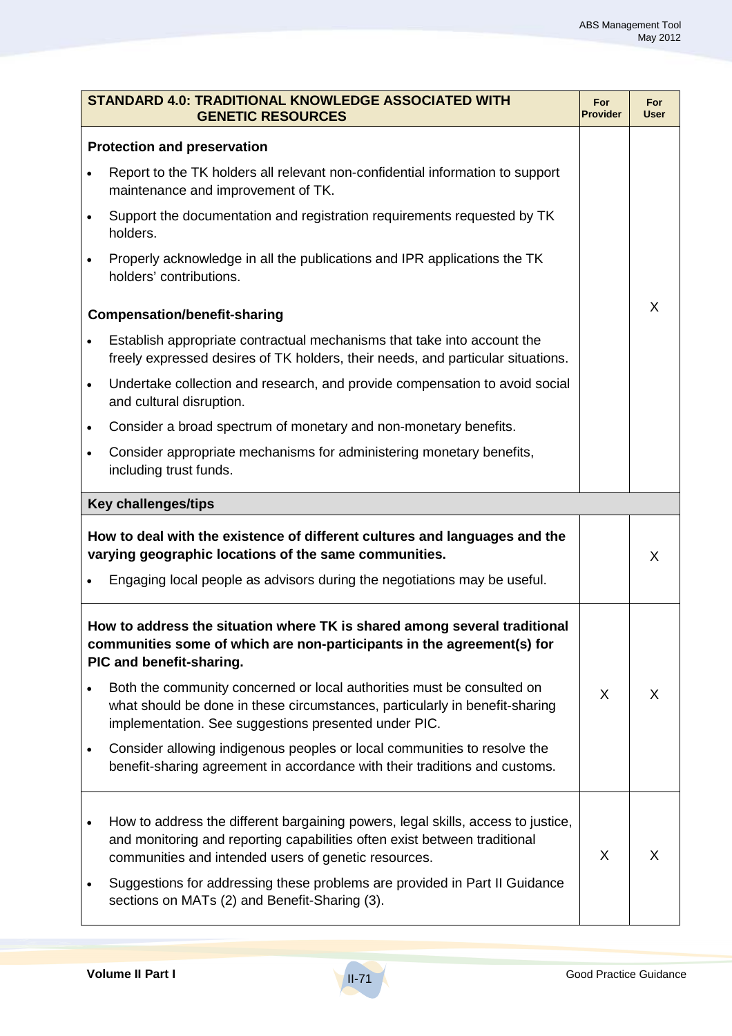| STANDARD 4.0: TRADITIONAL KNOWLEDGE ASSOCIATED WITH GENETIC RESOURCES | For Provider | For User |
|---|---|---|
| **Protection and preservation**<br>• Report to the TK holders all relevant non-confidential information to support maintenance and improvement of TK.<br>• Support the documentation and registration requirements requested by TK holders.<br>• Properly acknowledge in all the publications and IPR applications the TK holders' contributions.<br>**Compensation/benefit-sharing**<br>• Establish appropriate contractual mechanisms that take into account the freely expressed desires of TK holders, their needs, and particular situations.<br>• Undertake collection and research, and provide compensation to avoid social and cultural disruption.<br>• Consider a broad spectrum of monetary and non-monetary benefits.<br>• Consider appropriate mechanisms for administering monetary benefits, including trust funds. | | X |
| **Key challenges/tips** | | |
| **How to deal with the existence of different cultures and languages and the varying geographic locations of the same communities.**<br>• Engaging local people as advisors during the negotiations may be useful. | | X |
| **How to address the situation where TK is shared among several traditional communities some of which are non-participants in the agreement(s) for PIC and benefit-sharing.**<br>• Both the community concerned or local authorities must be consulted on what should be done in these circumstances, particularly in benefit-sharing implementation. See suggestions presented under PIC.<br>• Consider allowing indigenous peoples or local communities to resolve the benefit-sharing agreement in accordance with their traditions and customs. | X | X |
| • How to address the different bargaining powers, legal skills, access to justice, and monitoring and reporting capabilities often exist between traditional communities and intended users of genetic resources.<br>• Suggestions for addressing these problems are provided in Part II Guidance sections on MATs (2) and Benefit-Sharing (3). | X | X |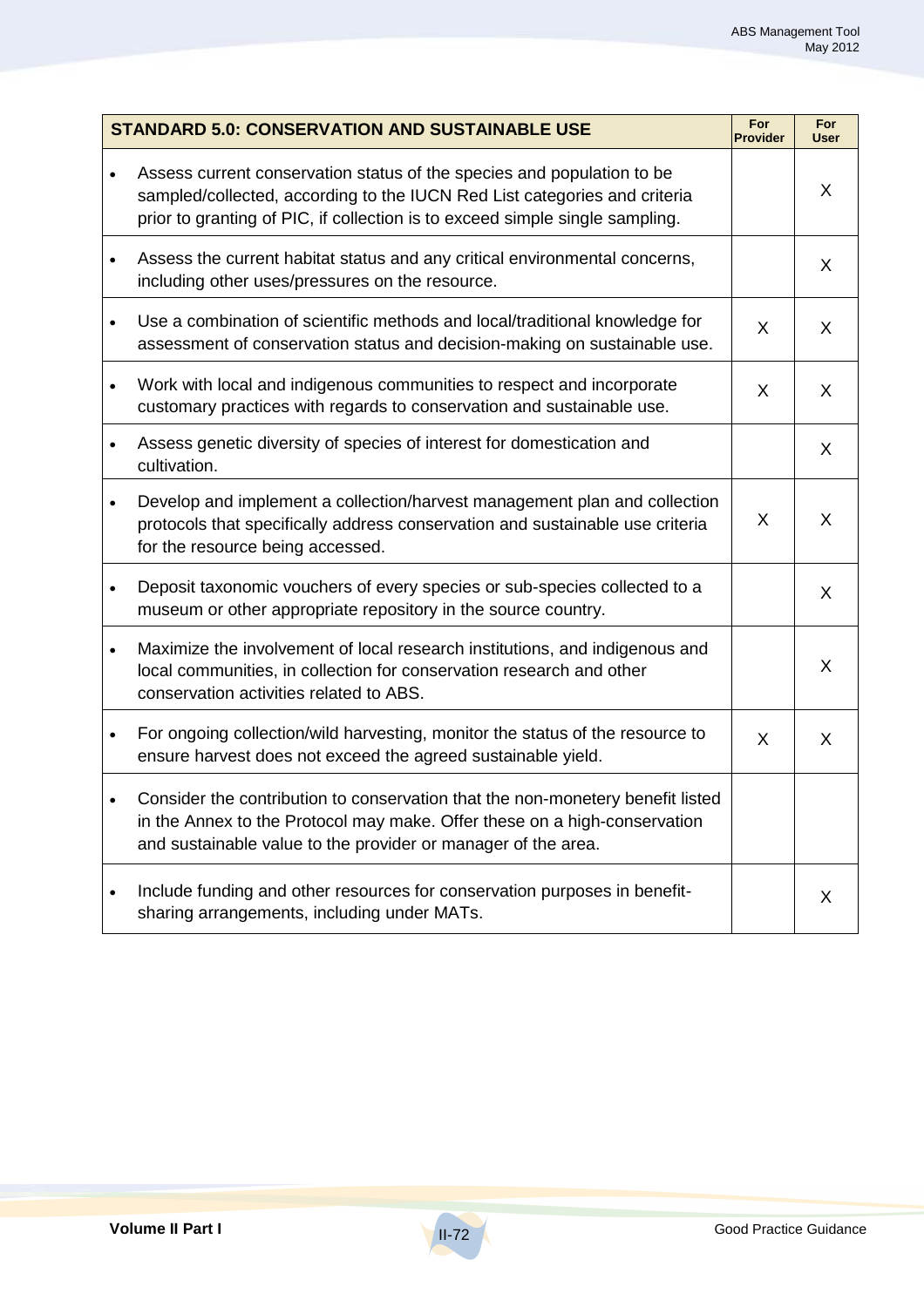| STANDARD 5.0: CONSERVATION AND SUSTAINABLE USE | For Provider | For User |
|---|---|---|
| • Assess current conservation status of the species and population to be sampled/collected, according to the IUCN Red List categories and criteria prior to granting of PIC, if collection is to exceed simple single sampling. | | X |
| • Assess the current habitat status and any critical environmental concerns, including other uses/pressures on the resource. | | X |
| • Use a combination of scientific methods and local/traditional knowledge for assessment of conservation status and decision-making on sustainable use. | X | X |
| • Work with local and indigenous communities to respect and incorporate customary practices with regards to conservation and sustainable use. | X | X |
| • Assess genetic diversity of species of interest for domestication and cultivation. | | X |
| • Develop and implement a collection/harvest management plan and collection protocols that specifically address conservation and sustainable use criteria for the resource being accessed. | X | X |
| • Deposit taxonomic vouchers of every species or sub-species collected to a museum or other appropriate repository in the source country. | | X |
| • Maximize the involvement of local research institutions, and indigenous and local communities, in collection for conservation research and other conservation activities related to ABS. | | X |
| • For ongoing collection/wild harvesting, monitor the status of the resource to ensure harvest does not exceed the agreed sustainable yield. | X | X |
| • Consider the contribution to conservation that the non-monetery benefit listed in the Annex to the Protocol may make. Offer these on a high-conservation and sustainable value to the provider or manager of the area. | | |
| • Include funding and other resources for conservation purposes in benefit-sharing arrangements, including under MATs. | | X |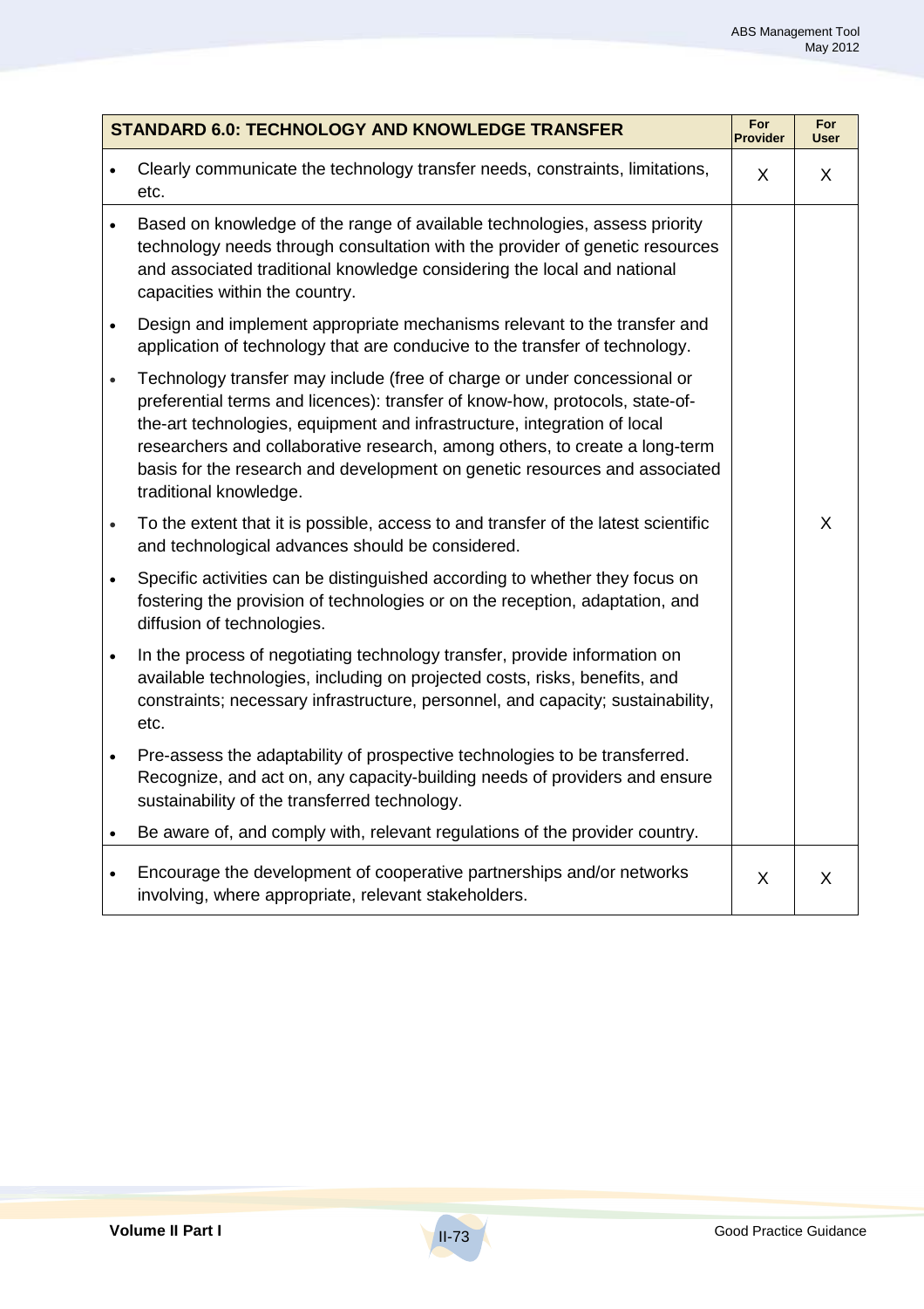| STANDARD 6.0: TECHNOLOGY AND KNOWLEDGE TRANSFER | For Provider | For User |
|---|---|---|
| • Clearly communicate the technology transfer needs, constraints, limitations, etc. | X | X |
| • Based on knowledge of the range of available technologies, assess priority technology needs through consultation with the provider of genetic resources and associated traditional knowledge considering the local and national capacities within the country.<br>• Design and implement appropriate mechanisms relevant to the transfer and application of technology that are conducive to the transfer of technology.<br>• Technology transfer may include (free of charge or under concessional or preferential terms and licences): transfer of know-how, protocols, state-of-the-art technologies, equipment and infrastructure, integration of local researchers and collaborative research, among others, to create a long-term basis for the research and development on genetic resources and associated traditional knowledge.<br>• To the extent that it is possible, access to and transfer of the latest scientific and technological advances should be considered.<br>• Specific activities can be distinguished according to whether they focus on fostering the provision of technologies or on the reception, adaptation, and diffusion of technologies.<br>• In the process of negotiating technology transfer, provide information on available technologies, including on projected costs, risks, benefits, and constraints; necessary infrastructure, personnel, and capacity; sustainability, etc.<br>• Pre-assess the adaptability of prospective technologies to be transferred. Recognize, and act on, any capacity-building needs of providers and ensure sustainability of the transferred technology.<br>• Be aware of, and comply with, relevant regulations of the provider country. | | X |
| • Encourage the development of cooperative partnerships and/or networks involving, where appropriate, relevant stakeholders. | X | X |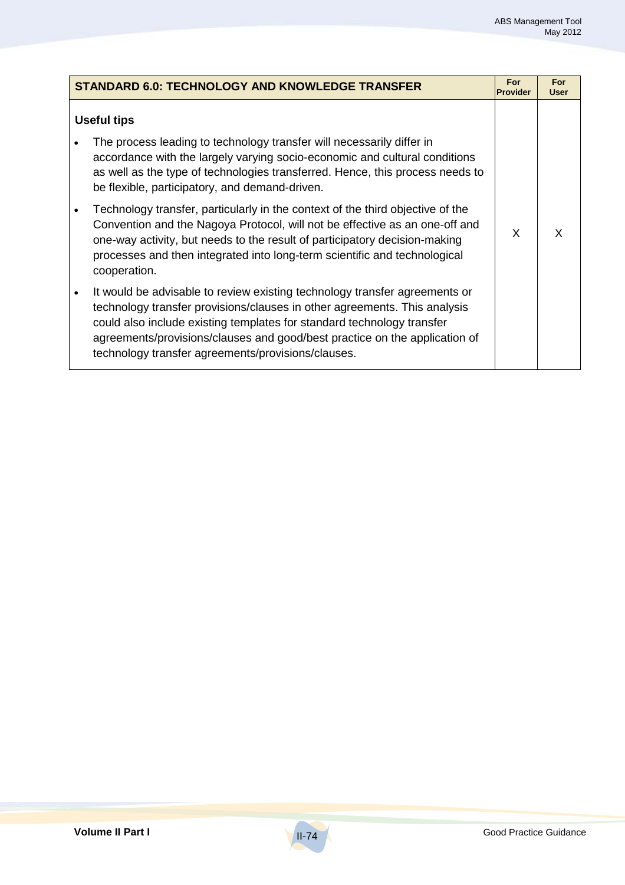| STANDARD 6.0: TECHNOLOGY AND KNOWLEDGE TRANSFER | For Provider | For User |
|---|---|---|
| **Useful tips**<br>• The process leading to technology transfer will necessarily differ in accordance with the largely varying socio-economic and cultural conditions as well as the type of technologies transferred. Hence, this process needs to be flexible, participatory, and demand-driven.<br>• Technology transfer, particularly in the context of the third objective of the Convention and the Nagoya Protocol, will not be effective as an one-off and one-way activity, but needs to the result of participatory decision-making processes and then integrated into long-term scientific and technological cooperation.<br>• It would be advisable to review existing technology transfer agreements or technology transfer provisions/clauses in other agreements. This analysis could also include existing templates for standard technology transfer agreements/provisions/clauses and good/best practice on the application of technology transfer agreements/provisions/clauses. | X | X |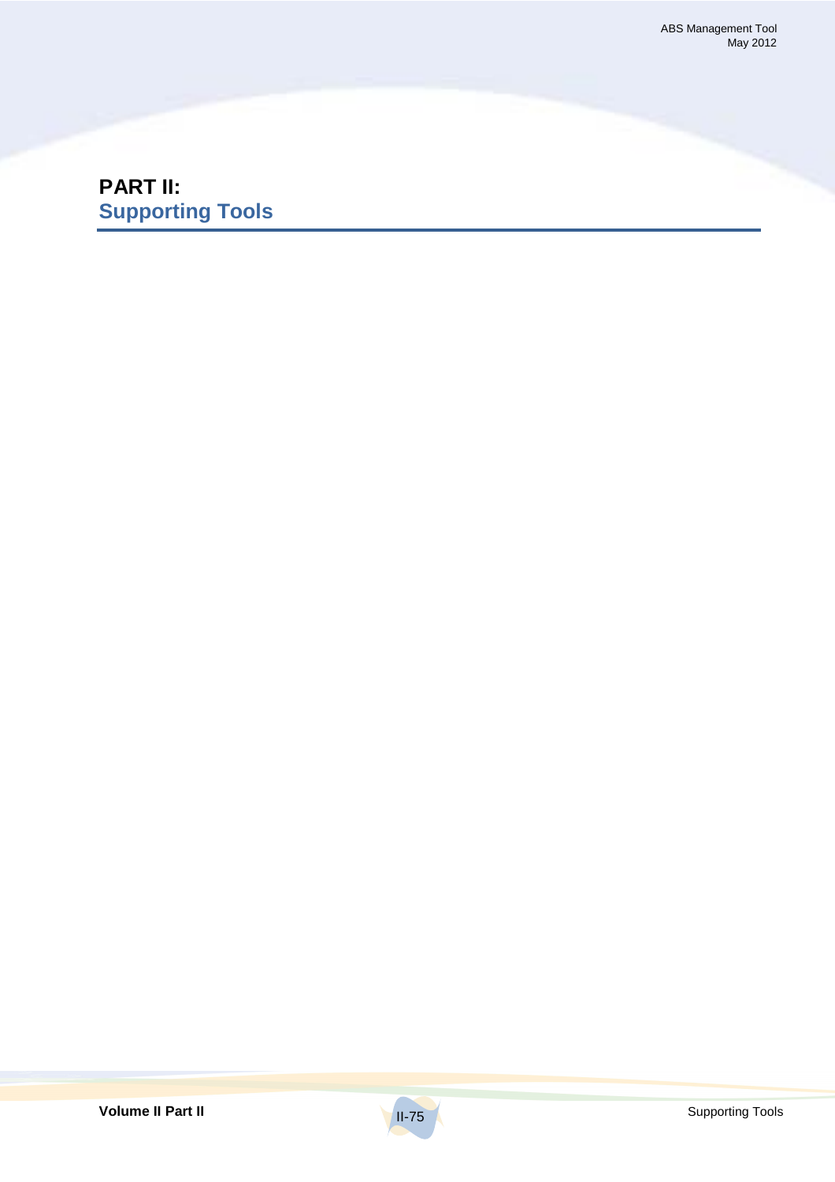# PART II:
## Supporting Tools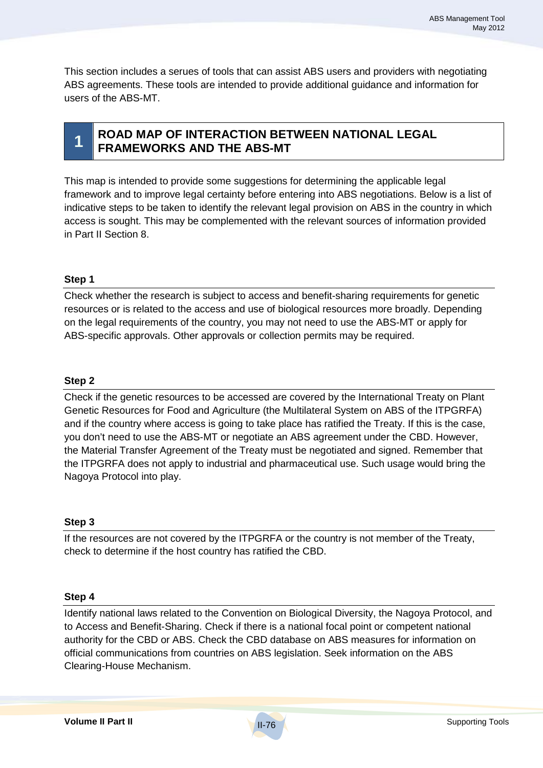This section includes a serues of tools that can assist ABS users and providers with negotiating ABS agreements. These tools are intended to provide additional guidance and information for users of the ABS-MT.

## 1 ROAD MAP OF INTERACTION BETWEEN NATIONAL LEGAL FRAMEWORKS AND THE ABS-MT

This map is intended to provide some suggestions for determining the applicable legal framework and to improve legal certainty before entering into ABS negotiations. Below is a list of indicative steps to be taken to identify the relevant legal provision on ABS in the country in which access is sought. This may be complemented with the relevant sources of information provided in Part II Section 8.

**Step 1**

Check whether the research is subject to access and benefit-sharing requirements for genetic resources or is related to the access and use of biological resources more broadly. Depending on the legal requirements of the country, you may not need to use the ABS-MT or apply for ABS-specific approvals. Other approvals or collection permits may be required.

**Step 2**

Check if the genetic resources to be accessed are covered by the International Treaty on Plant Genetic Resources for Food and Agriculture (the Multilateral System on ABS of the ITPGRFA) and if the country where access is going to take place has ratified the Treaty. If this is the case, you don't need to use the ABS-MT or negotiate an ABS agreement under the CBD. However, the Material Transfer Agreement of the Treaty must be negotiated and signed. Remember that the ITPGRFA does not apply to industrial and pharmaceutical use. Such usage would bring the Nagoya Protocol into play.

**Step 3**

If the resources are not covered by the ITPGRFA or the country is not member of the Treaty, check to determine if the host country has ratified the CBD.

**Step 4**

Identify national laws related to the Convention on Biological Diversity, the Nagoya Protocol, and to Access and Benefit-Sharing. Check if there is a national focal point or competent national authority for the CBD or ABS. Check the CBD database on ABS measures for information on official communications from countries on ABS legislation. Seek information on the ABS Clearing-House Mechanism.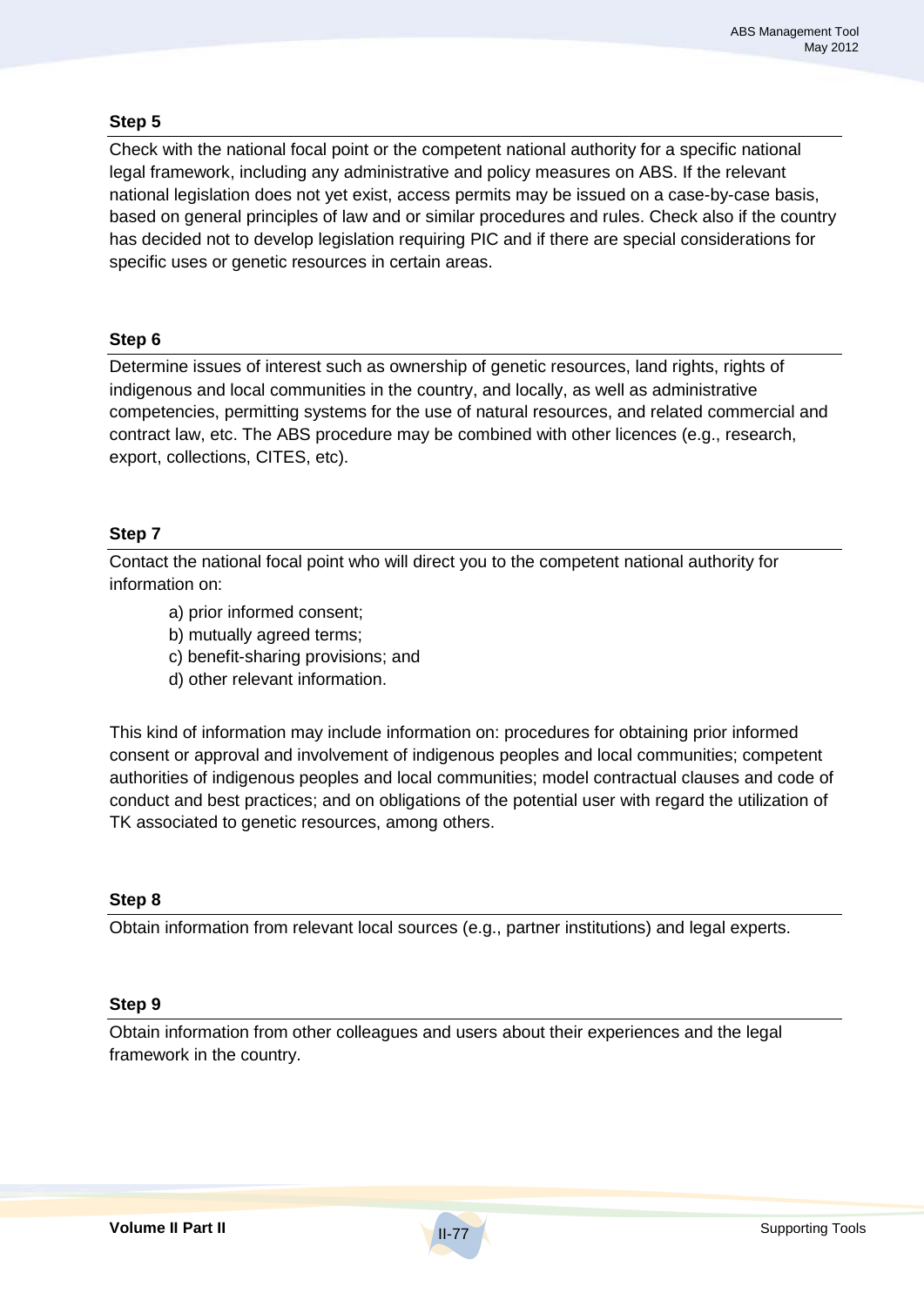### Step 5

Check with the national focal point or the competent national authority for a specific national legal framework, including any administrative and policy measures on ABS. If the relevant national legislation does not yet exist, access permits may be issued on a case-by-case basis, based on general principles of law and or similar procedures and rules. Check also if the country has decided not to develop legislation requiring PIC and if there are special considerations for specific uses or genetic resources in certain areas.

### Step 6

Determine issues of interest such as ownership of genetic resources, land rights, rights of indigenous and local communities in the country, and locally, as well as administrative competencies, permitting systems for the use of natural resources, and related commercial and contract law, etc. The ABS procedure may be combined with other licences (e.g., research, export, collections, CITES, etc).

### Step 7

Contact the national focal point who will direct you to the competent national authority for information on:

a) prior informed consent;
b) mutually agreed terms;
c) benefit-sharing provisions; and
d) other relevant information.

This kind of information may include information on: procedures for obtaining prior informed consent or approval and involvement of indigenous peoples and local communities; competent authorities of indigenous peoples and local communities; model contractual clauses and code of conduct and best practices; and on obligations of the potential user with regard the utilization of TK associated to genetic resources, among others.

### Step 8

Obtain information from relevant local sources (e.g., partner institutions) and legal experts.

### Step 9

Obtain information from other colleagues and users about their experiences and the legal framework in the country.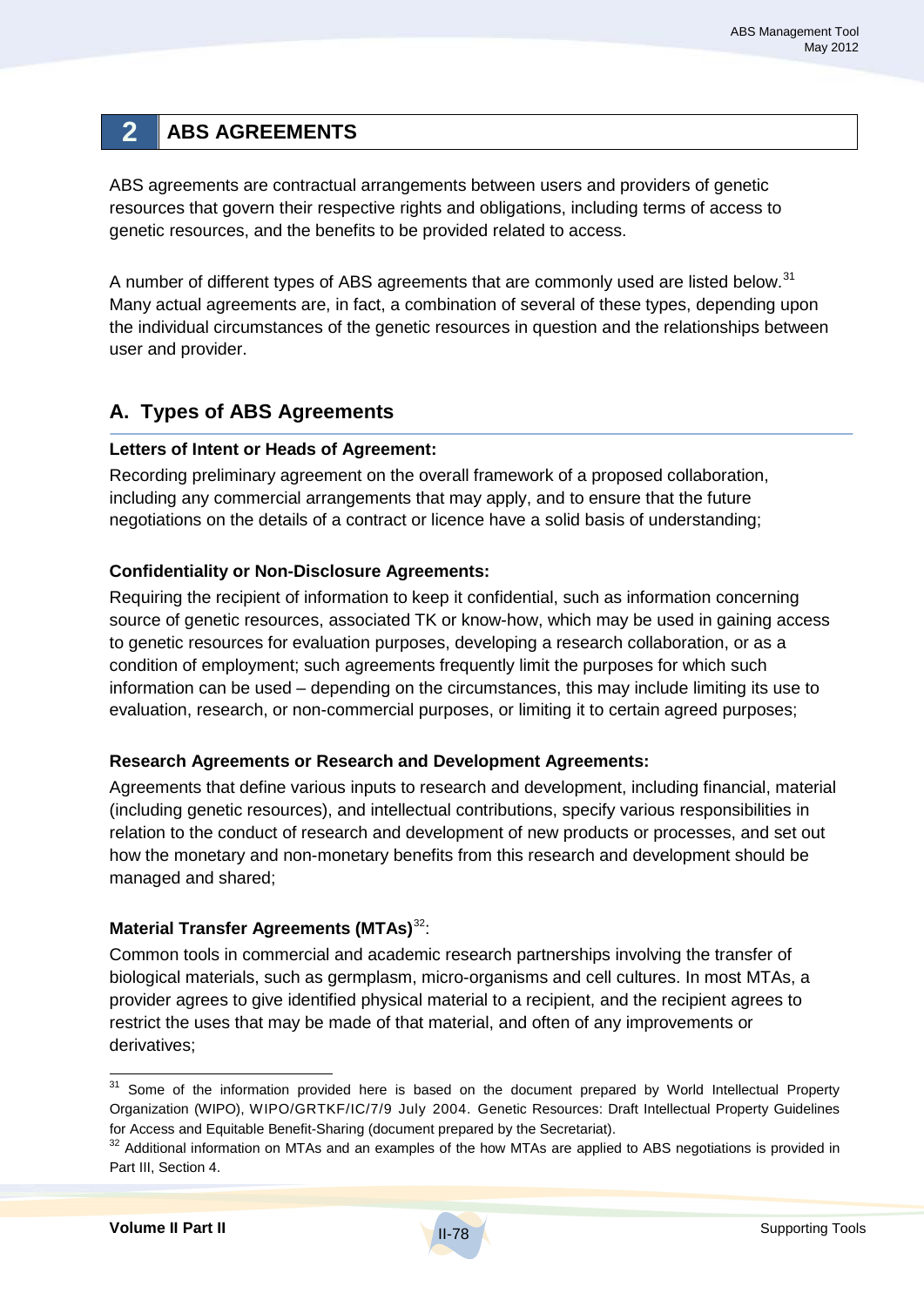# 2 ABS AGREEMENTS

ABS agreements are contractual arrangements between users and providers of genetic resources that govern their respective rights and obligations, including terms of access to genetic resources, and the benefits to be provided related to access.

A number of different types of ABS agreements that are commonly used are listed below.[31] Many actual agreements are, in fact, a combination of several of these types, depending upon the individual circumstances of the genetic resources in question and the relationships between user and provider.

## A. Types of ABS Agreements

**Letters of Intent or Heads of Agreement:**

Recording preliminary agreement on the overall framework of a proposed collaboration, including any commercial arrangements that may apply, and to ensure that the future negotiations on the details of a contract or licence have a solid basis of understanding;

**Confidentiality or Non-Disclosure Agreements:**

Requiring the recipient of information to keep it confidential, such as information concerning source of genetic resources, associated TK or know-how, which may be used in gaining access to genetic resources for evaluation purposes, developing a research collaboration, or as a condition of employment; such agreements frequently limit the purposes for which such information can be used – depending on the circumstances, this may include limiting its use to evaluation, research, or non-commercial purposes, or limiting it to certain agreed purposes;

**Research Agreements or Research and Development Agreements:**

Agreements that define various inputs to research and development, including financial, material (including genetic resources), and intellectual contributions, specify various responsibilities in relation to the conduct of research and development of new products or processes, and set out how the monetary and non-monetary benefits from this research and development should be managed and shared;

**Material Transfer Agreements (MTAs)**[32]:

Common tools in commercial and academic research partnerships involving the transfer of biological materials, such as germplasm, micro-organisms and cell cultures. In most MTAs, a provider agrees to give identified physical material to a recipient, and the recipient agrees to restrict the uses that may be made of that material, and often of any improvements or derivatives;

---

[31] Some of the information provided here is based on the document prepared by World Intellectual Property Organization (WIPO), WIPO/GRTKF/IC/7/9 July 2004. Genetic Resources: Draft Intellectual Property Guidelines for Access and Equitable Benefit-Sharing (document prepared by the Secretariat).

[32] Additional information on MTAs and an examples of the how MTAs are applied to ABS negotiations is provided in Part III, Section 4.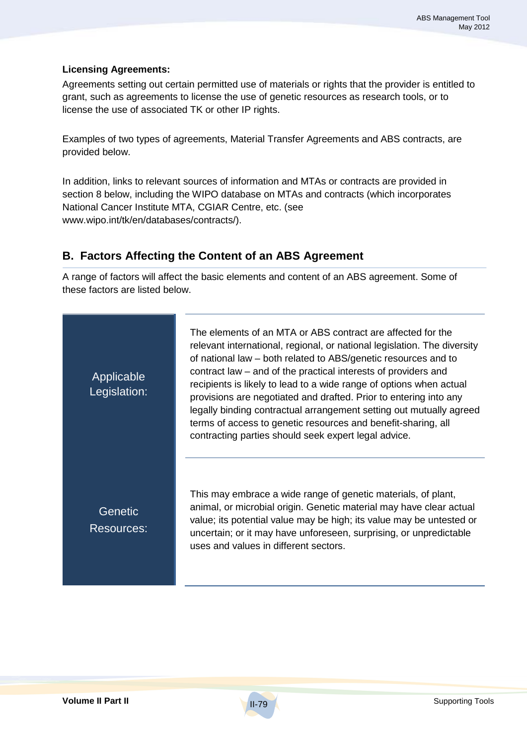**Licensing Agreements:**

Agreements setting out certain permitted use of materials or rights that the provider is entitled to grant, such as agreements to license the use of genetic resources as research tools, or to license the use of associated TK or other IP rights.

Examples of two types of agreements, Material Transfer Agreements and ABS contracts, are provided below.

In addition, links to relevant sources of information and MTAs or contracts are provided in section 8 below, including the WIPO database on MTAs and contracts (which incorporates National Cancer Institute MTA, CGIAR Centre, etc. (see www.wipo.int/tk/en/databases/contracts/).

## B. Factors Affecting the Content of an ABS Agreement

A range of factors will affect the basic elements and content of an ABS agreement. Some of these factors are listed below.

| | |
|---|---|
| Applicable Legislation: | The elements of an MTA or ABS contract are affected for the relevant international, regional, or national legislation. The diversity of national law – both related to ABS/genetic resources and to contract law – and of the practical interests of providers and recipients is likely to lead to a wide range of options when actual provisions are negotiated and drafted. Prior to entering into any legally binding contractual arrangement setting out mutually agreed terms of access to genetic resources and benefit-sharing, all contracting parties should seek expert legal advice. |
| Genetic Resources: | This may embrace a wide range of genetic materials, of plant, animal, or microbial origin. Genetic material may have clear actual value; its potential value may be high; its value may be untested or uncertain; or it may have unforeseen, surprising, or unpredictable uses and values in different sectors. |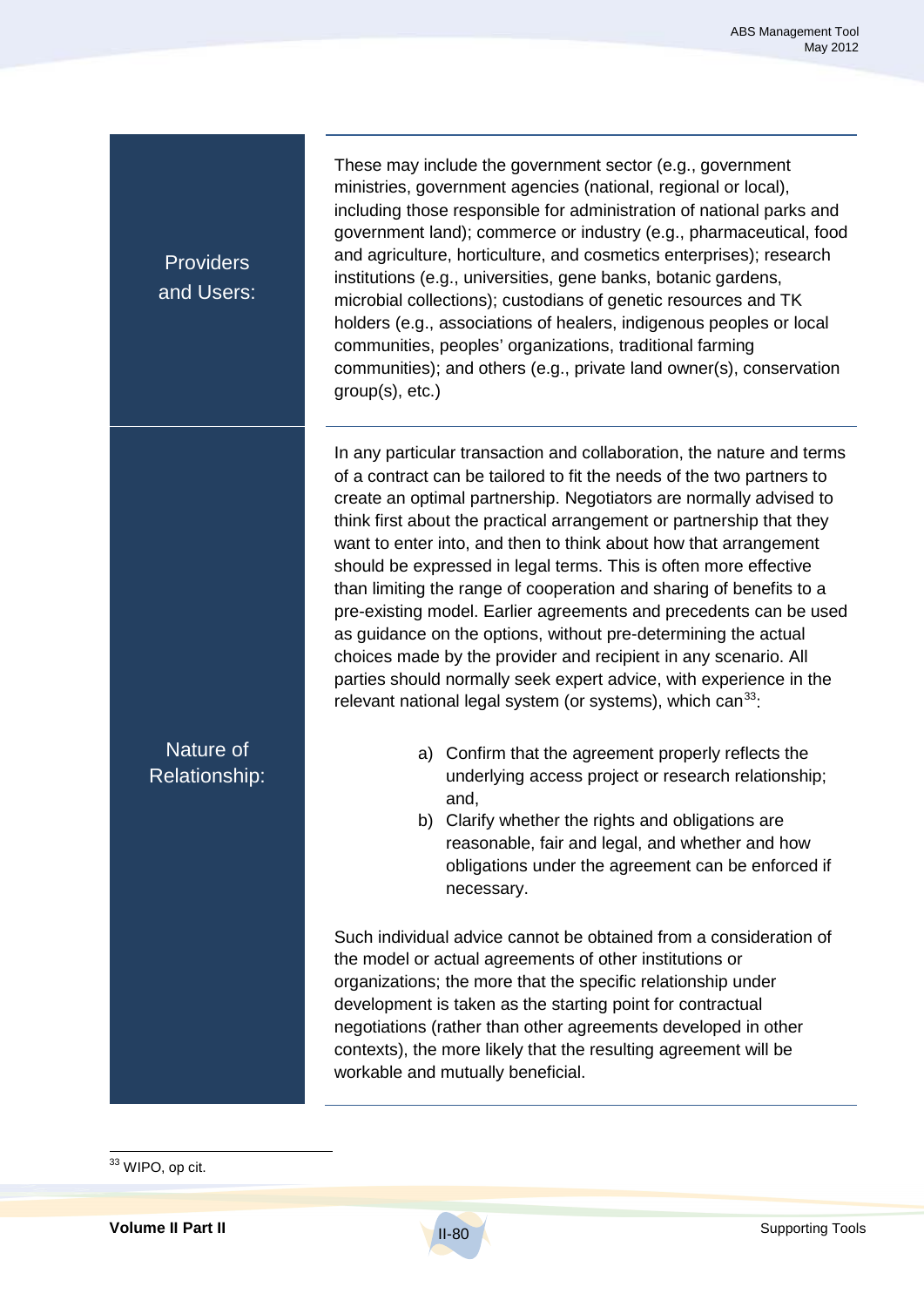| | |
|---|---|
| Providers and Users: | These may include the government sector (e.g., government ministries, government agencies (national, regional or local), including those responsible for administration of national parks and government land); commerce or industry (e.g., pharmaceutical, food and agriculture, horticulture, and cosmetics enterprises); research institutions (e.g., universities, gene banks, botanic gardens, microbial collections); custodians of genetic resources and TK holders (e.g., associations of healers, indigenous peoples or local communities, peoples' organizations, traditional farming communities); and others (e.g., private land owner(s), conservation group(s), etc.) |
| Nature of Relationship: | In any particular transaction and collaboration, the nature and terms of a contract can be tailored to fit the needs of the two partners to create an optimal partnership. Negotiators are normally advised to think first about the practical arrangement or partnership that they want to enter into, and then to think about how that arrangement should be expressed in legal terms. This is often more effective than limiting the range of cooperation and sharing of benefits to a pre-existing model. Earlier agreements and precedents can be used as guidance on the options, without pre-determining the actual choices made by the provider and recipient in any scenario. All parties should normally seek expert advice, with experience in the relevant national legal system (or systems), which can[33]:<br><br>a) Confirm that the agreement properly reflects the underlying access project or research relationship; and,<br>b) Clarify whether the rights and obligations are reasonable, fair and legal, and whether and how obligations under the agreement can be enforced if necessary.<br><br>Such individual advice cannot be obtained from a consideration of the model or actual agreements of other institutions or organizations; the more that the specific relationship under development is taken as the starting point for contractual negotiations (rather than other agreements developed in other contexts), the more likely that the resulting agreement will be workable and mutually beneficial. |

[33] WIPO, op cit.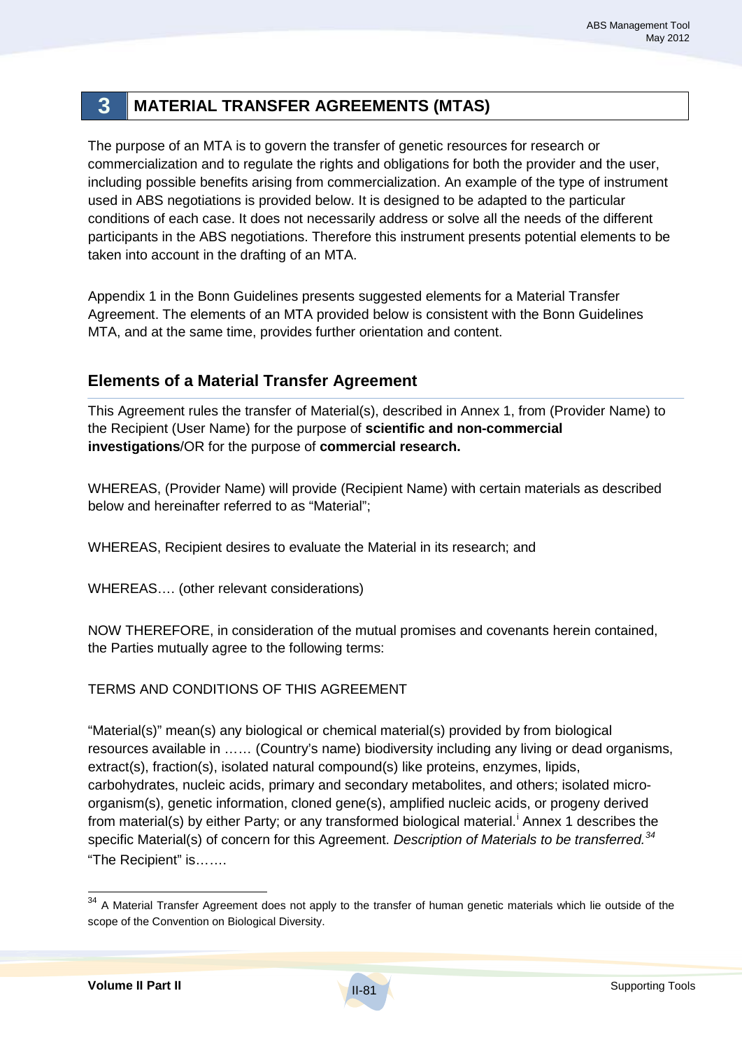# 3 MATERIAL TRANSFER AGREEMENTS (MTAS)

The purpose of an MTA is to govern the transfer of genetic resources for research or commercialization and to regulate the rights and obligations for both the provider and the user, including possible benefits arising from commercialization. An example of the type of instrument used in ABS negotiations is provided below. It is designed to be adapted to the particular conditions of each case. It does not necessarily address or solve all the needs of the different participants in the ABS negotiations. Therefore this instrument presents potential elements to be taken into account in the drafting of an MTA.

Appendix 1 in the Bonn Guidelines presents suggested elements for a Material Transfer Agreement. The elements of an MTA provided below is consistent with the Bonn Guidelines MTA, and at the same time, provides further orientation and content.

## Elements of a Material Transfer Agreement

This Agreement rules the transfer of Material(s), described in Annex 1, from (Provider Name) to the Recipient (User Name) for the purpose of **scientific and non-commercial investigations**/OR for the purpose of **commercial research.**

WHEREAS, (Provider Name) will provide (Recipient Name) with certain materials as described below and hereinafter referred to as "Material";

WHEREAS, Recipient desires to evaluate the Material in its research; and

WHEREAS…. (other relevant considerations)

NOW THEREFORE, in consideration of the mutual promises and covenants herein contained, the Parties mutually agree to the following terms:

TERMS AND CONDITIONS OF THIS AGREEMENT

"Material(s)" mean(s) any biological or chemical material(s) provided by from biological resources available in …… (Country's name) biodiversity including any living or dead organisms, extract(s), fraction(s), isolated natural compound(s) like proteins, enzymes, lipids, carbohydrates, nucleic acids, primary and secondary metabolites, and others; isolated micro-organism(s), genetic information, cloned gene(s), amplified nucleic acids, or progeny derived from material(s) by either Party; or any transformed biological material.[i] Annex 1 describes the specific Material(s) of concern for this Agreement. *Description of Materials to be transferred.*[34]
"The Recipient" is…….

[34] A Material Transfer Agreement does not apply to the transfer of human genetic materials which lie outside of the scope of the Convention on Biological Diversity.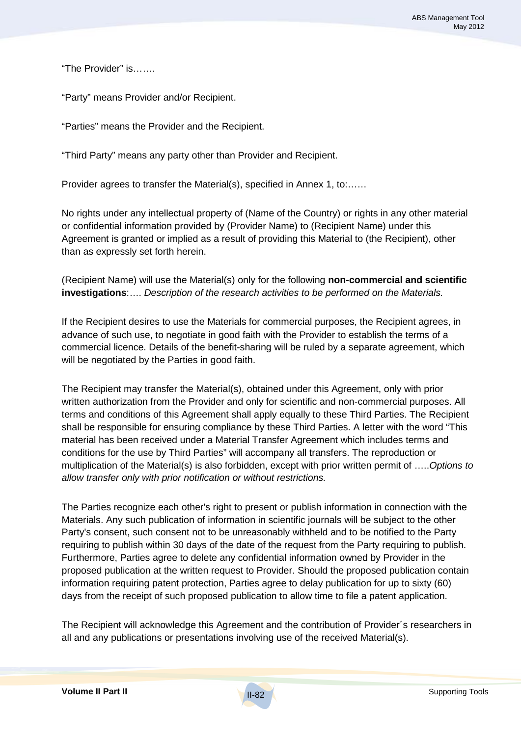"The Provider" is…….

"Party" means Provider and/or Recipient.

"Parties" means the Provider and the Recipient.

"Third Party" means any party other than Provider and Recipient.

Provider agrees to transfer the Material(s), specified in Annex 1, to:……

No rights under any intellectual property of (Name of the Country) or rights in any other material or confidential information provided by (Provider Name) to (Recipient Name) under this Agreement is granted or implied as a result of providing this Material to (the Recipient), other than as expressly set forth herein.

(Recipient Name) will use the Material(s) only for the following **non-commercial and scientific investigations**:…. *Description of the research activities to be performed on the Materials.*

If the Recipient desires to use the Materials for commercial purposes, the Recipient agrees, in advance of such use, to negotiate in good faith with the Provider to establish the terms of a commercial licence. Details of the benefit-sharing will be ruled by a separate agreement, which will be negotiated by the Parties in good faith.

The Recipient may transfer the Material(s), obtained under this Agreement, only with prior written authorization from the Provider and only for scientific and non-commercial purposes. All terms and conditions of this Agreement shall apply equally to these Third Parties. The Recipient shall be responsible for ensuring compliance by these Third Parties. A letter with the word "This material has been received under a Material Transfer Agreement which includes terms and conditions for the use by Third Parties" will accompany all transfers. The reproduction or multiplication of the Material(s) is also forbidden, except with prior written permit of …..*Options to allow transfer only with prior notification or without restrictions.*

The Parties recognize each other's right to present or publish information in connection with the Materials. Any such publication of information in scientific journals will be subject to the other Party's consent, such consent not to be unreasonably withheld and to be notified to the Party requiring to publish within 30 days of the date of the request from the Party requiring to publish. Furthermore, Parties agree to delete any confidential information owned by Provider in the proposed publication at the written request to Provider. Should the proposed publication contain information requiring patent protection, Parties agree to delay publication for up to sixty (60) days from the receipt of such proposed publication to allow time to file a patent application.

The Recipient will acknowledge this Agreement and the contribution of Provider´s researchers in all and any publications or presentations involving use of the received Material(s).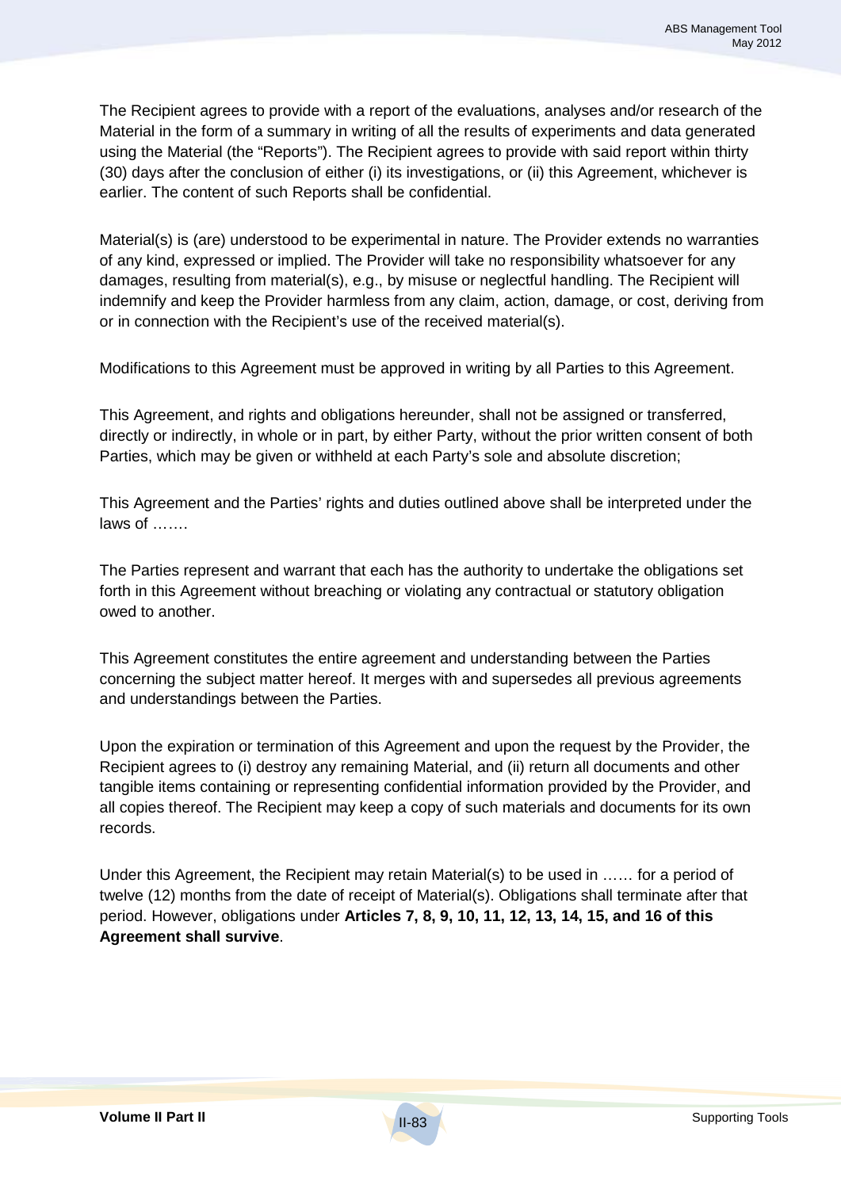The Recipient agrees to provide with a report of the evaluations, analyses and/or research of the Material in the form of a summary in writing of all the results of experiments and data generated using the Material (the "Reports"). The Recipient agrees to provide with said report within thirty (30) days after the conclusion of either (i) its investigations, or (ii) this Agreement, whichever is earlier. The content of such Reports shall be confidential.

Material(s) is (are) understood to be experimental in nature. The Provider extends no warranties of any kind, expressed or implied. The Provider will take no responsibility whatsoever for any damages, resulting from material(s), e.g., by misuse or neglectful handling. The Recipient will indemnify and keep the Provider harmless from any claim, action, damage, or cost, deriving from or in connection with the Recipient's use of the received material(s).

Modifications to this Agreement must be approved in writing by all Parties to this Agreement.

This Agreement, and rights and obligations hereunder, shall not be assigned or transferred, directly or indirectly, in whole or in part, by either Party, without the prior written consent of both Parties, which may be given or withheld at each Party's sole and absolute discretion;

This Agreement and the Parties' rights and duties outlined above shall be interpreted under the laws of …….

The Parties represent and warrant that each has the authority to undertake the obligations set forth in this Agreement without breaching or violating any contractual or statutory obligation owed to another.

This Agreement constitutes the entire agreement and understanding between the Parties concerning the subject matter hereof. It merges with and supersedes all previous agreements and understandings between the Parties.

Upon the expiration or termination of this Agreement and upon the request by the Provider, the Recipient agrees to (i) destroy any remaining Material, and (ii) return all documents and other tangible items containing or representing confidential information provided by the Provider, and all copies thereof. The Recipient may keep a copy of such materials and documents for its own records.

Under this Agreement, the Recipient may retain Material(s) to be used in …… for a period of twelve (12) months from the date of receipt of Material(s). Obligations shall terminate after that period. However, obligations under **Articles 7, 8, 9, 10, 11, 12, 13, 14, 15, and 16 of this Agreement shall survive**.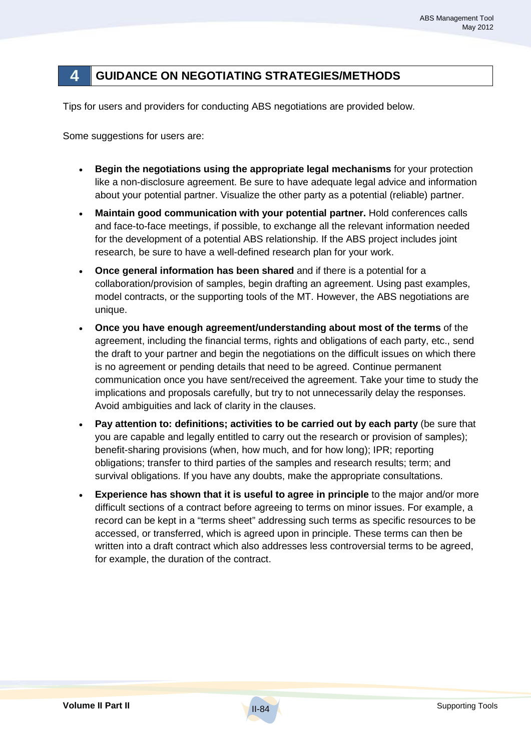## 4 GUIDANCE ON NEGOTIATING STRATEGIES/METHODS

Tips for users and providers for conducting ABS negotiations are provided below.

Some suggestions for users are:

- **Begin the negotiations using the appropriate legal mechanisms** for your protection like a non-disclosure agreement. Be sure to have adequate legal advice and information about your potential partner. Visualize the other party as a potential (reliable) partner.
- **Maintain good communication with your potential partner.** Hold conferences calls and face-to-face meetings, if possible, to exchange all the relevant information needed for the development of a potential ABS relationship. If the ABS project includes joint research, be sure to have a well-defined research plan for your work.
- **Once general information has been shared** and if there is a potential for a collaboration/provision of samples, begin drafting an agreement. Using past examples, model contracts, or the supporting tools of the MT. However, the ABS negotiations are unique.
- **Once you have enough agreement/understanding about most of the terms** of the agreement, including the financial terms, rights and obligations of each party, etc., send the draft to your partner and begin the negotiations on the difficult issues on which there is no agreement or pending details that need to be agreed. Continue permanent communication once you have sent/received the agreement. Take your time to study the implications and proposals carefully, but try to not unnecessarily delay the responses. Avoid ambiguities and lack of clarity in the clauses.
- **Pay attention to: definitions; activities to be carried out by each party** (be sure that you are capable and legally entitled to carry out the research or provision of samples); benefit-sharing provisions (when, how much, and for how long); IPR; reporting obligations; transfer to third parties of the samples and research results; term; and survival obligations. If you have any doubts, make the appropriate consultations.
- **Experience has shown that it is useful to agree in principle** to the major and/or more difficult sections of a contract before agreeing to terms on minor issues. For example, a record can be kept in a “terms sheet” addressing such terms as specific resources to be accessed, or transferred, which is agreed upon in principle. These terms can then be written into a draft contract which also addresses less controversial terms to be agreed, for example, the duration of the contract.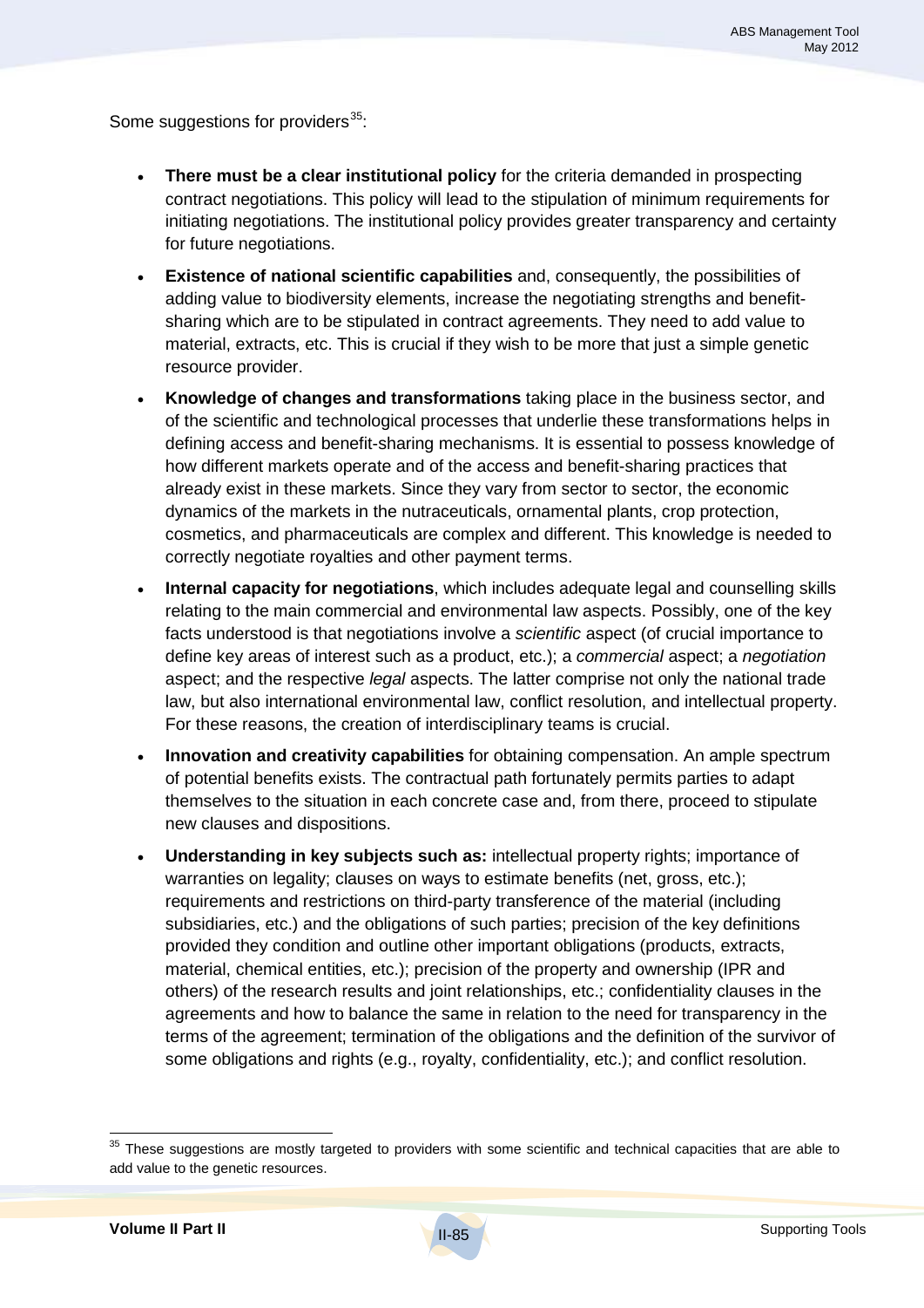Some suggestions for providers[35]:

- **There must be a clear institutional policy** for the criteria demanded in prospecting contract negotiations. This policy will lead to the stipulation of minimum requirements for initiating negotiations. The institutional policy provides greater transparency and certainty for future negotiations.
- **Existence of national scientific capabilities** and, consequently, the possibilities of adding value to biodiversity elements, increase the negotiating strengths and benefit-sharing which are to be stipulated in contract agreements. They need to add value to material, extracts, etc. This is crucial if they wish to be more that just a simple genetic resource provider.
- **Knowledge of changes and transformations** taking place in the business sector, and of the scientific and technological processes that underlie these transformations helps in defining access and benefit-sharing mechanisms. It is essential to possess knowledge of how different markets operate and of the access and benefit-sharing practices that already exist in these markets. Since they vary from sector to sector, the economic dynamics of the markets in the nutraceuticals, ornamental plants, crop protection, cosmetics, and pharmaceuticals are complex and different. This knowledge is needed to correctly negotiate royalties and other payment terms.
- **Internal capacity for negotiations**, which includes adequate legal and counselling skills relating to the main commercial and environmental law aspects. Possibly, one of the key facts understood is that negotiations involve a *scientific* aspect (of crucial importance to define key areas of interest such as a product, etc.); a *commercial* aspect; a *negotiation* aspect; and the respective *legal* aspects. The latter comprise not only the national trade law, but also international environmental law, conflict resolution, and intellectual property. For these reasons, the creation of interdisciplinary teams is crucial.
- **Innovation and creativity capabilities** for obtaining compensation. An ample spectrum of potential benefits exists. The contractual path fortunately permits parties to adapt themselves to the situation in each concrete case and, from there, proceed to stipulate new clauses and dispositions.
- **Understanding in key subjects such as:** intellectual property rights; importance of warranties on legality; clauses on ways to estimate benefits (net, gross, etc.); requirements and restrictions on third-party transference of the material (including subsidiaries, etc.) and the obligations of such parties; precision of the key definitions provided they condition and outline other important obligations (products, extracts, material, chemical entities, etc.); precision of the property and ownership (IPR and others) of the research results and joint relationships, etc.; confidentiality clauses in the agreements and how to balance the same in relation to the need for transparency in the terms of the agreement; termination of the obligations and the definition of the survivor of some obligations and rights (e.g., royalty, confidentiality, etc.); and conflict resolution.

[35] These suggestions are mostly targeted to providers with some scientific and technical capacities that are able to add value to the genetic resources.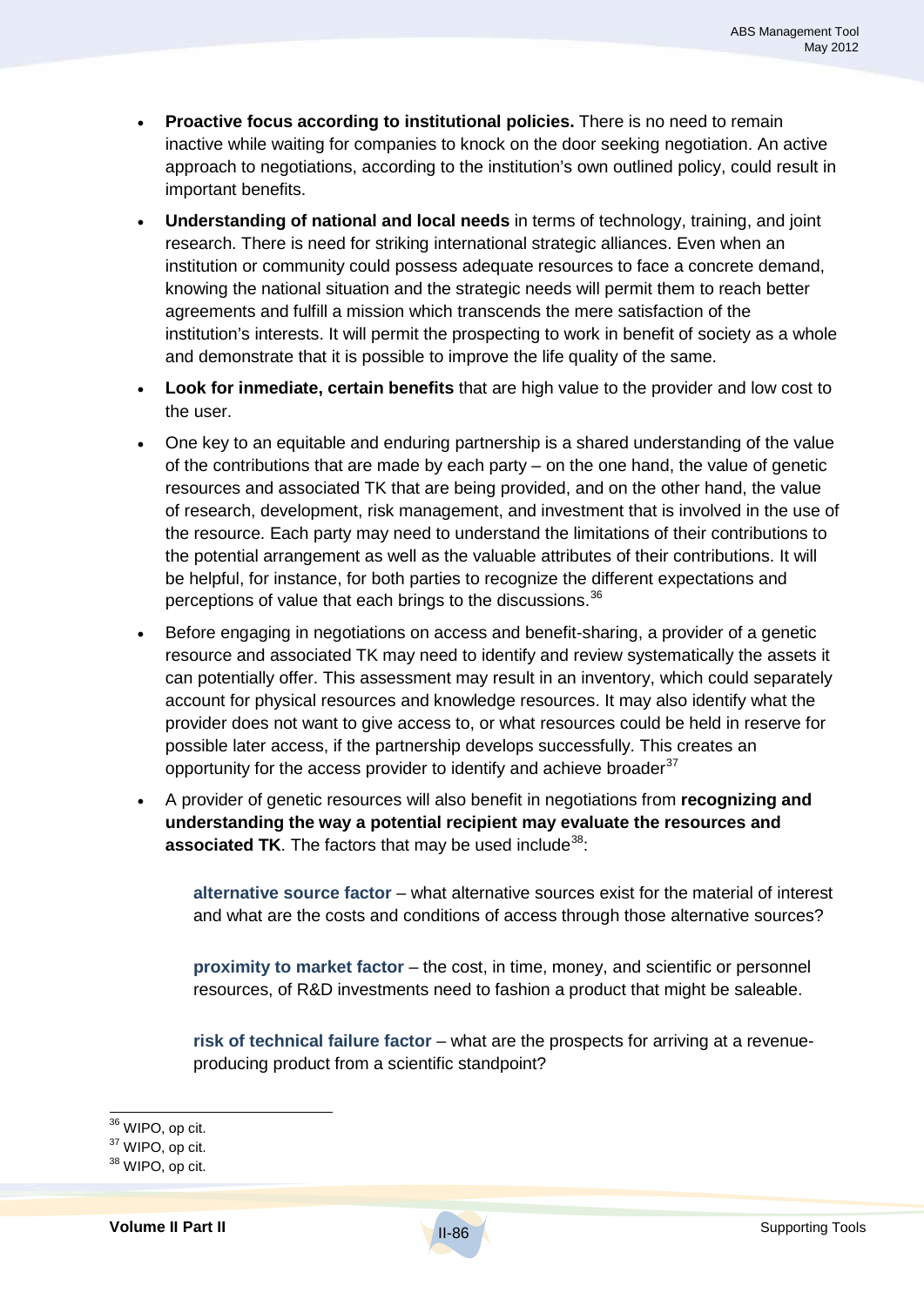- **Proactive focus according to institutional policies.** There is no need to remain inactive while waiting for companies to knock on the door seeking negotiation. An active approach to negotiations, according to the institution's own outlined policy, could result in important benefits.
- **Understanding of national and local needs** in terms of technology, training, and joint research. There is need for striking international strategic alliances. Even when an institution or community could possess adequate resources to face a concrete demand, knowing the national situation and the strategic needs will permit them to reach better agreements and fulfill a mission which transcends the mere satisfaction of the institution's interests. It will permit the prospecting to work in benefit of society as a whole and demonstrate that it is possible to improve the life quality of the same.
- **Look for inmediate, certain benefits** that are high value to the provider and low cost to the user.
- One key to an equitable and enduring partnership is a shared understanding of the value of the contributions that are made by each party – on the one hand, the value of genetic resources and associated TK that are being provided, and on the other hand, the value of research, development, risk management, and investment that is involved in the use of the resource. Each party may need to understand the limitations of their contributions to the potential arrangement as well as the valuable attributes of their contributions. It will be helpful, for instance, for both parties to recognize the different expectations and perceptions of value that each brings to the discussions.[36]
- Before engaging in negotiations on access and benefit-sharing, a provider of a genetic resource and associated TK may need to identify and review systematically the assets it can potentially offer. This assessment may result in an inventory, which could separately account for physical resources and knowledge resources. It may also identify what the provider does not want to give access to, or what resources could be held in reserve for possible later access, if the partnership develops successfully. This creates an opportunity for the access provider to identify and achieve broader[37]
- A provider of genetic resources will also benefit in negotiations from **recognizing and understanding the way a potential recipient may evaluate the resources and associated TK**. The factors that may be used include[38]:

  **alternative source factor** – what alternative sources exist for the material of interest and what are the costs and conditions of access through those alternative sources?

  **proximity to market factor** – the cost, in time, money, and scientific or personnel resources, of R&D investments need to fashion a product that might be saleable.

  **risk of technical failure factor** – what are the prospects for arriving at a revenue-producing product from a scientific standpoint?

---

[36] WIPO, op cit.

[37] WIPO, op cit.

[38] WIPO, op cit.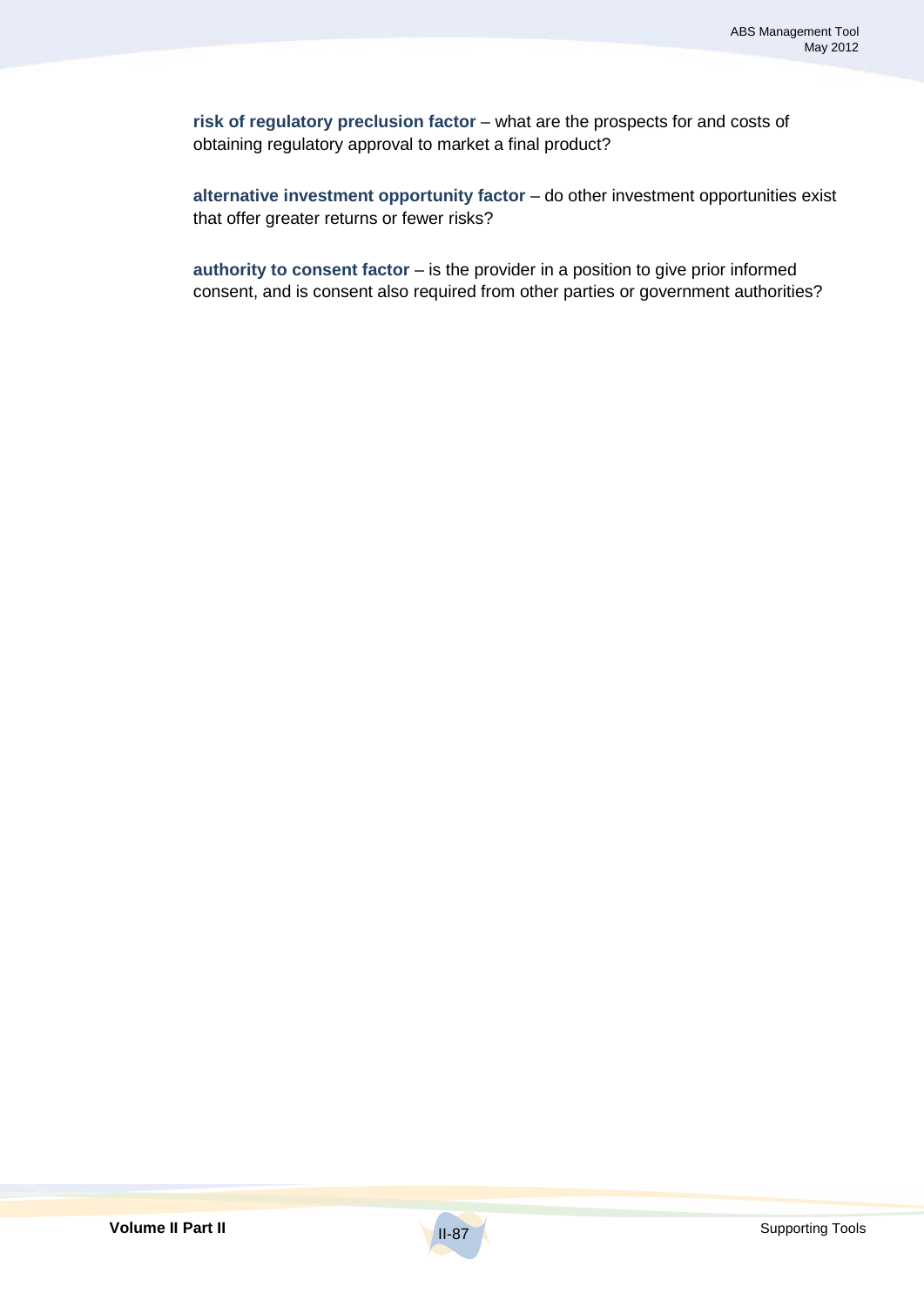**risk of regulatory preclusion factor** – what are the prospects for and costs of obtaining regulatory approval to market a final product?

**alternative investment opportunity factor** – do other investment opportunities exist that offer greater returns or fewer risks?

**authority to consent factor** – is the provider in a position to give prior informed consent, and is consent also required from other parties or government authorities?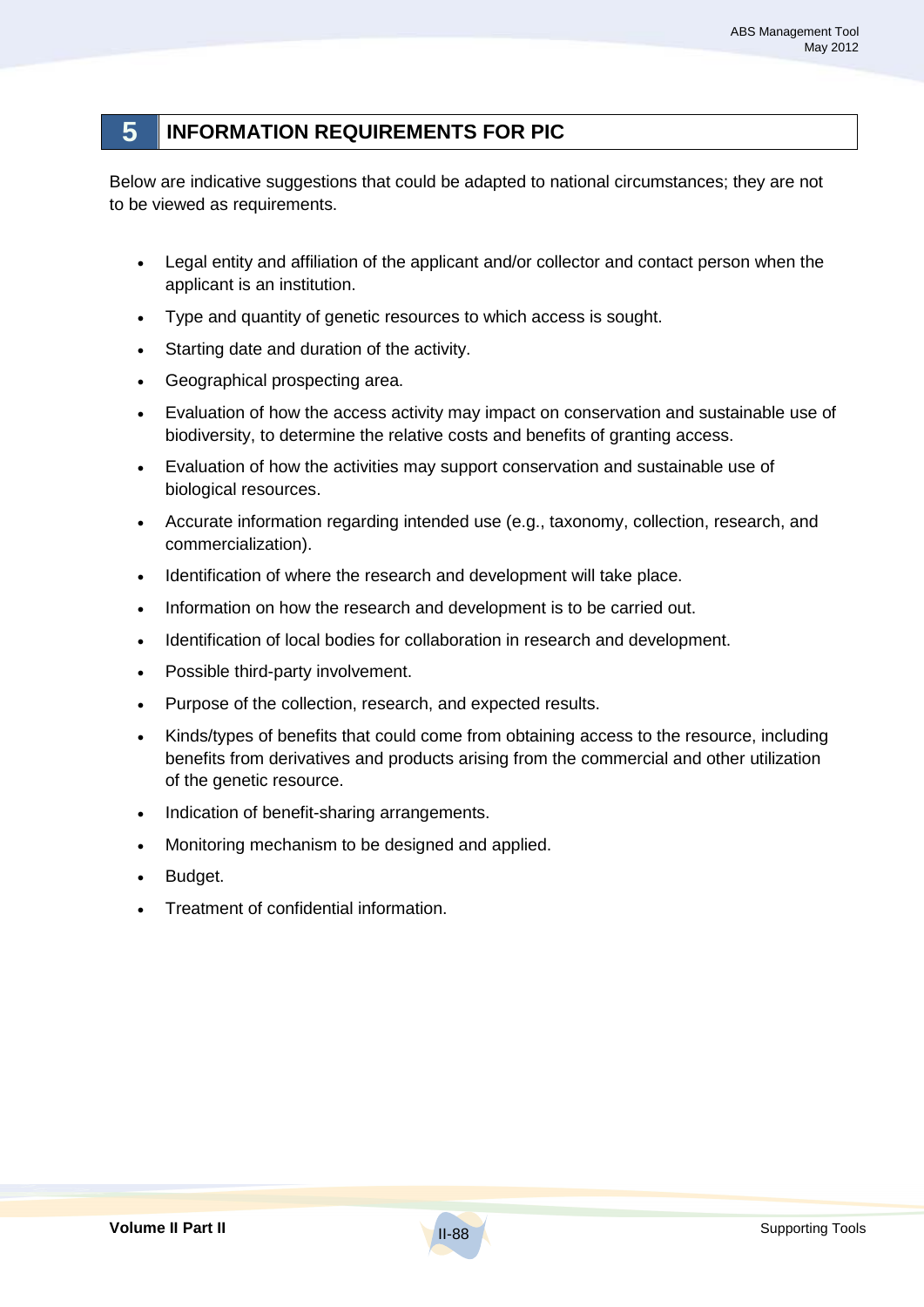# 5 INFORMATION REQUIREMENTS FOR PIC

Below are indicative suggestions that could be adapted to national circumstances; they are not to be viewed as requirements.

- Legal entity and affiliation of the applicant and/or collector and contact person when the applicant is an institution.
- Type and quantity of genetic resources to which access is sought.
- Starting date and duration of the activity.
- Geographical prospecting area.
- Evaluation of how the access activity may impact on conservation and sustainable use of biodiversity, to determine the relative costs and benefits of granting access.
- Evaluation of how the activities may support conservation and sustainable use of biological resources.
- Accurate information regarding intended use (e.g., taxonomy, collection, research, and commercialization).
- Identification of where the research and development will take place.
- Information on how the research and development is to be carried out.
- Identification of local bodies for collaboration in research and development.
- Possible third-party involvement.
- Purpose of the collection, research, and expected results.
- Kinds/types of benefits that could come from obtaining access to the resource, including benefits from derivatives and products arising from the commercial and other utilization of the genetic resource.
- Indication of benefit-sharing arrangements.
- Monitoring mechanism to be designed and applied.
- Budget.
- Treatment of confidential information.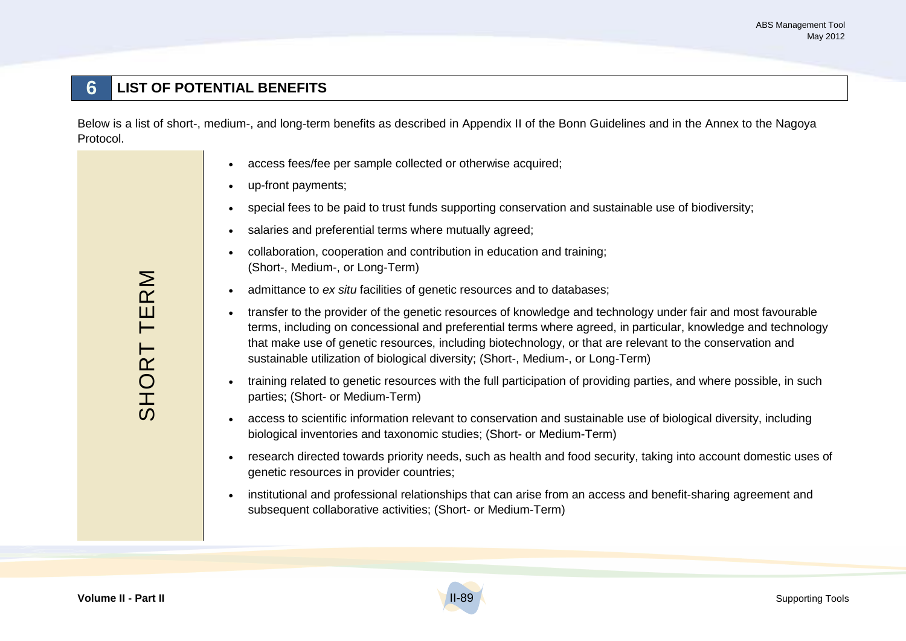## 6 LIST OF POTENTIAL BENEFITS

Below is a list of short-, medium-, and long-term benefits as described in Appendix II of the Bonn Guidelines and in the Annex to the Nagoya Protocol.

### SHORT TERM

- access fees/fee per sample collected or otherwise acquired;
- up-front payments;
- special fees to be paid to trust funds supporting conservation and sustainable use of biodiversity;
- salaries and preferential terms where mutually agreed;
- collaboration, cooperation and contribution in education and training; (Short-, Medium-, or Long-Term)
- admittance to *ex situ* facilities of genetic resources and to databases;
- transfer to the provider of the genetic resources of knowledge and technology under fair and most favourable terms, including on concessional and preferential terms where agreed, in particular, knowledge and technology that make use of genetic resources, including biotechnology, or that are relevant to the conservation and sustainable utilization of biological diversity; (Short-, Medium-, or Long-Term)
- training related to genetic resources with the full participation of providing parties, and where possible, in such parties; (Short- or Medium-Term)
- access to scientific information relevant to conservation and sustainable use of biological diversity, including biological inventories and taxonomic studies; (Short- or Medium-Term)
- research directed towards priority needs, such as health and food security, taking into account domestic uses of genetic resources in provider countries;
- institutional and professional relationships that can arise from an access and benefit-sharing agreement and subsequent collaborative activities; (Short- or Medium-Term)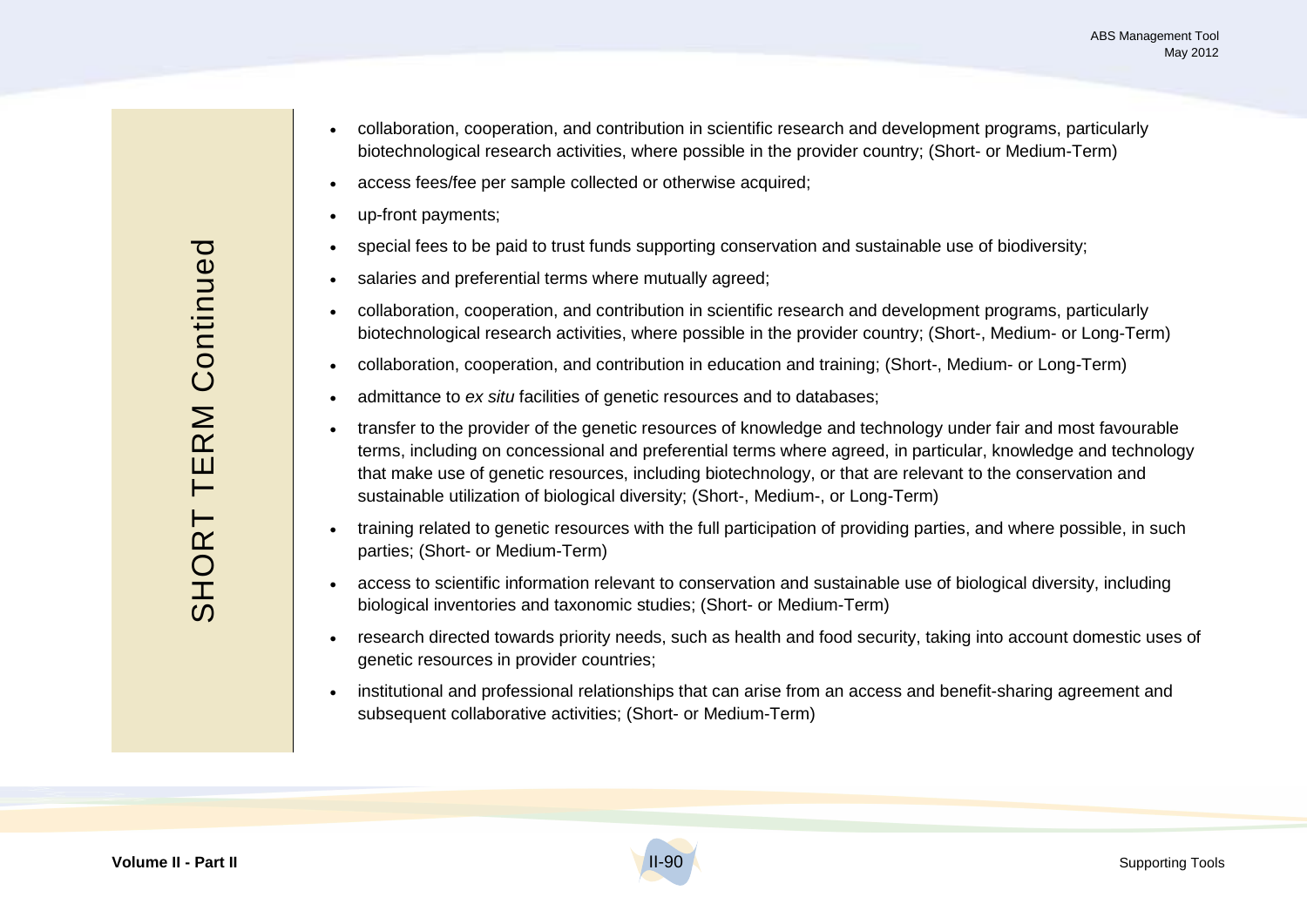## SHORT TERM Continued

- collaboration, cooperation, and contribution in scientific research and development programs, particularly biotechnological research activities, where possible in the provider country; (Short- or Medium-Term)
- access fees/fee per sample collected or otherwise acquired;
- up-front payments;
- special fees to be paid to trust funds supporting conservation and sustainable use of biodiversity;
- salaries and preferential terms where mutually agreed;
- collaboration, cooperation, and contribution in scientific research and development programs, particularly biotechnological research activities, where possible in the provider country; (Short-, Medium- or Long-Term)
- collaboration, cooperation, and contribution in education and training; (Short-, Medium- or Long-Term)
- admittance to *ex situ* facilities of genetic resources and to databases;
- transfer to the provider of the genetic resources of knowledge and technology under fair and most favourable terms, including on concessional and preferential terms where agreed, in particular, knowledge and technology that make use of genetic resources, including biotechnology, or that are relevant to the conservation and sustainable utilization of biological diversity; (Short-, Medium-, or Long-Term)
- training related to genetic resources with the full participation of providing parties, and where possible, in such parties; (Short- or Medium-Term)
- access to scientific information relevant to conservation and sustainable use of biological diversity, including biological inventories and taxonomic studies; (Short- or Medium-Term)
- research directed towards priority needs, such as health and food security, taking into account domestic uses of genetic resources in provider countries;
- institutional and professional relationships that can arise from an access and benefit-sharing agreement and subsequent collaborative activities; (Short- or Medium-Term)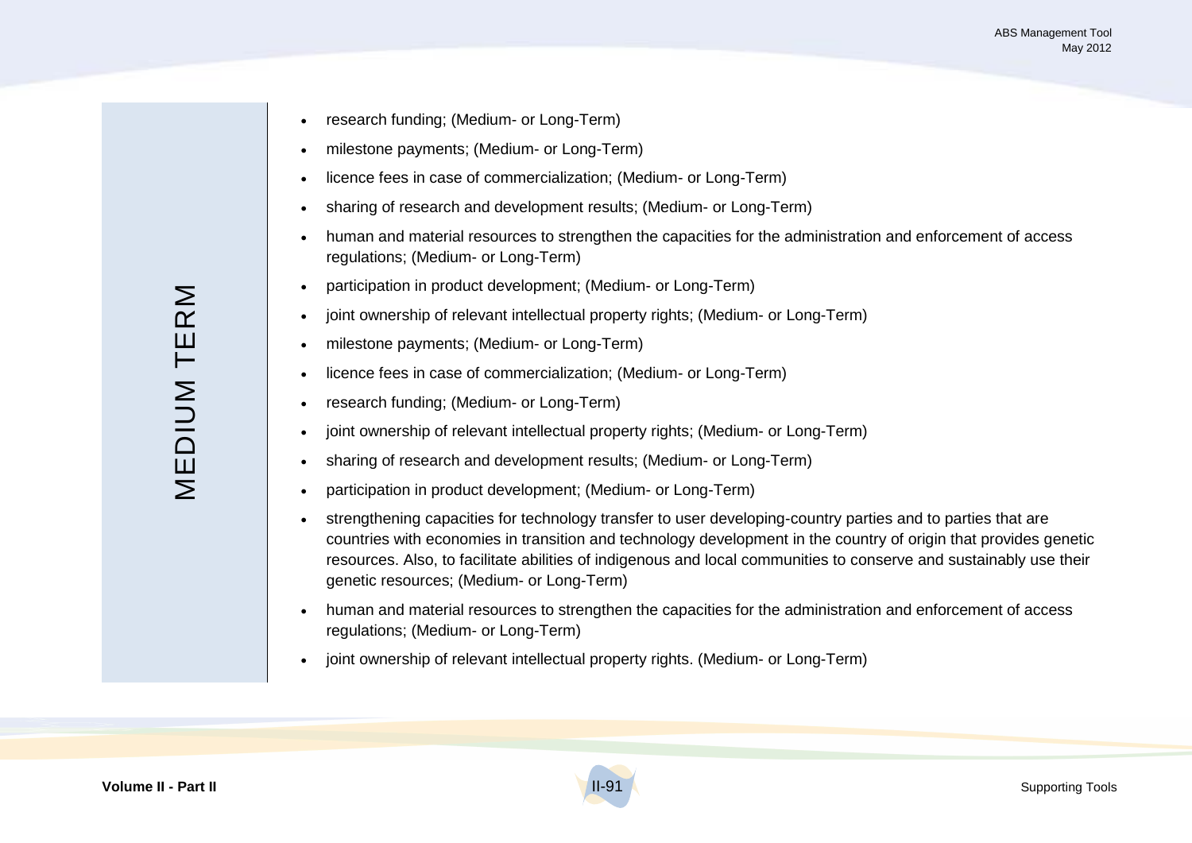MEDIUM TERM

- research funding; (Medium- or Long-Term)
- milestone payments; (Medium- or Long-Term)
- licence fees in case of commercialization; (Medium- or Long-Term)
- sharing of research and development results; (Medium- or Long-Term)
- human and material resources to strengthen the capacities for the administration and enforcement of access regulations; (Medium- or Long-Term)
- participation in product development; (Medium- or Long-Term)
- joint ownership of relevant intellectual property rights; (Medium- or Long-Term)
- milestone payments; (Medium- or Long-Term)
- licence fees in case of commercialization; (Medium- or Long-Term)
- research funding; (Medium- or Long-Term)
- joint ownership of relevant intellectual property rights; (Medium- or Long-Term)
- sharing of research and development results; (Medium- or Long-Term)
- participation in product development; (Medium- or Long-Term)
- strengthening capacities for technology transfer to user developing-country parties and to parties that are countries with economies in transition and technology development in the country of origin that provides genetic resources. Also, to facilitate abilities of indigenous and local communities to conserve and sustainably use their genetic resources; (Medium- or Long-Term)
- human and material resources to strengthen the capacities for the administration and enforcement of access regulations; (Medium- or Long-Term)
- joint ownership of relevant intellectual property rights. (Medium- or Long-Term)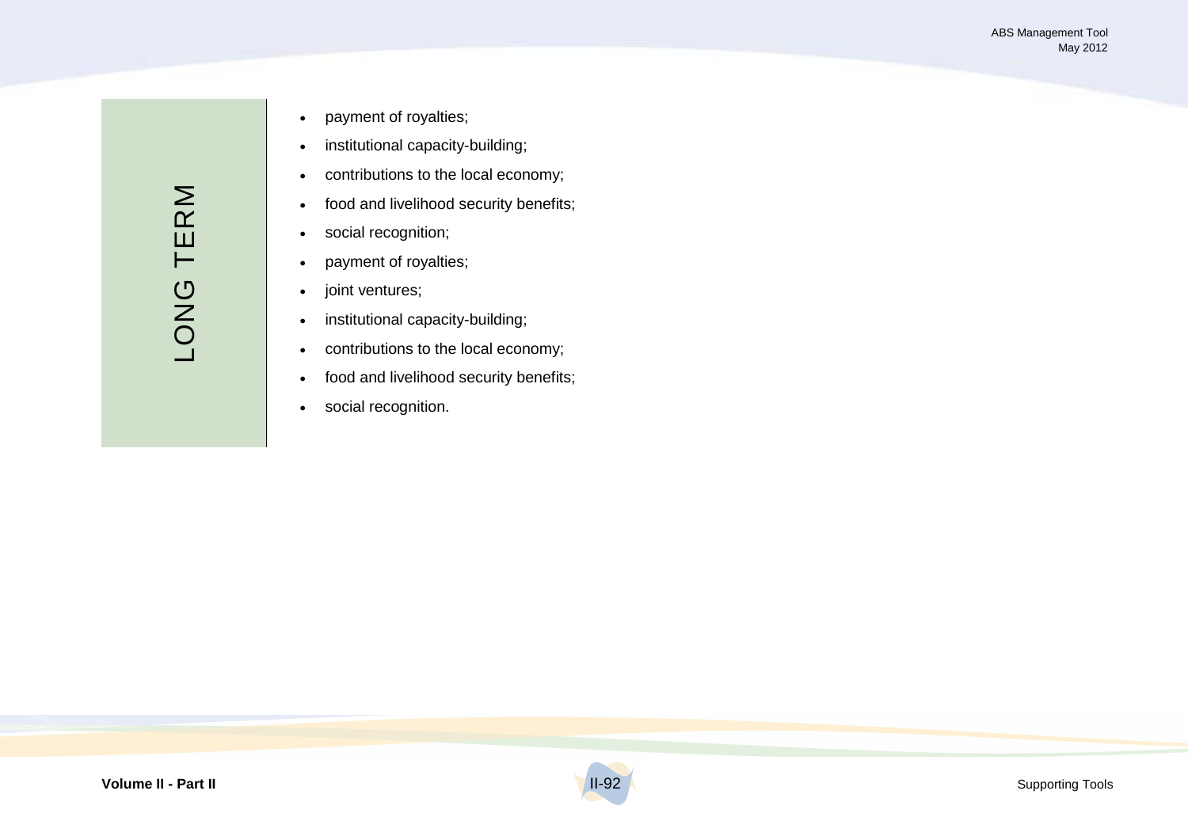| LONG TERM | • payment of royalties;<br>• institutional capacity-building;<br>• contributions to the local economy;<br>• food and livelihood security benefits;<br>• social recognition;<br>• payment of royalties;<br>• joint ventures;<br>• institutional capacity-building;<br>• contributions to the local economy;<br>• food and livelihood security benefits;<br>• social recognition. |
|---|---|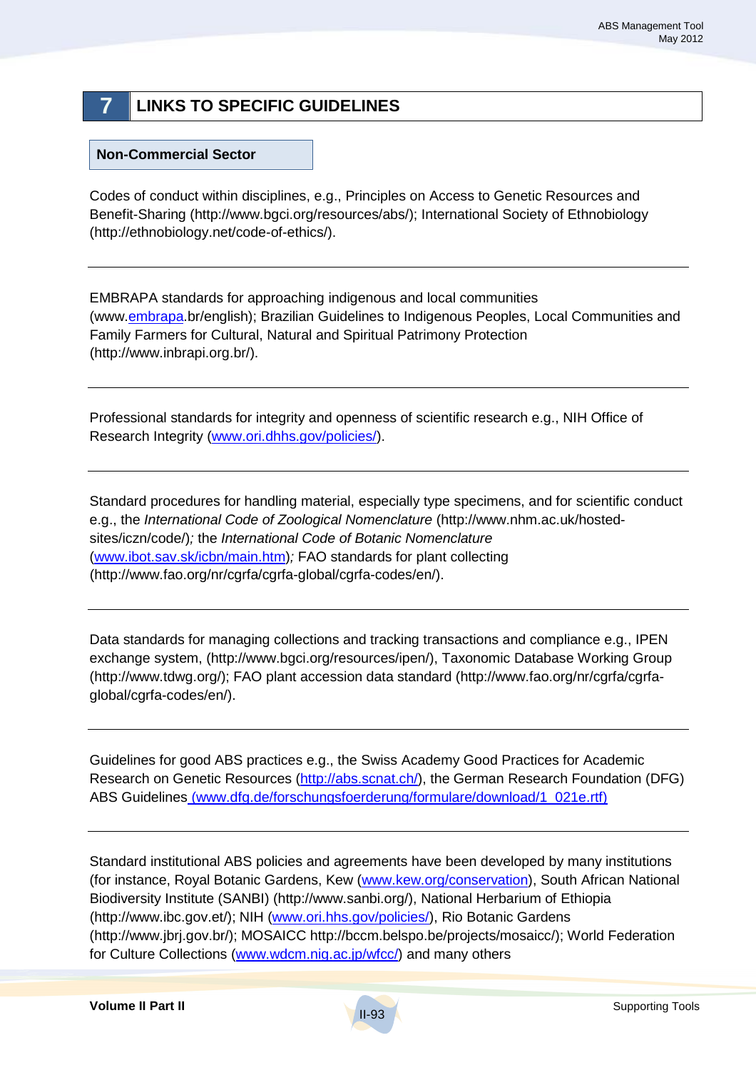## 7 LINKS TO SPECIFIC GUIDELINES

**Non-Commercial Sector**

Codes of conduct within disciplines, e.g., Principles on Access to Genetic Resources and Benefit-Sharing (http://www.bgci.org/resources/abs/); International Society of Ethnobiology (http://ethnobiology.net/code-of-ethics/).

---

EMBRAPA standards for approaching indigenous and local communities (www.embrapa.br/english); Brazilian Guidelines to Indigenous Peoples, Local Communities and Family Farmers for Cultural, Natural and Spiritual Patrimony Protection (http://www.inbrapi.org.br/).

---

Professional standards for integrity and openness of scientific research e.g., NIH Office of Research Integrity (www.ori.dhhs.gov/policies/).

---

Standard procedures for handling material, especially type specimens, and for scientific conduct e.g., the *International Code of Zoological Nomenclature* (http://www.nhm.ac.uk/hosted-sites/iczn/code/)*;* the *International Code of Botanic Nomenclature* (www.ibot.sav.sk/icbn/main.htm)*;* FAO standards for plant collecting (http://www.fao.org/nr/cgrfa/cgrfa-global/cgrfa-codes/en/).

---

Data standards for managing collections and tracking transactions and compliance e.g., IPEN exchange system, (http://www.bgci.org/resources/ipen/), Taxonomic Database Working Group (http://www.tdwg.org/); FAO plant accession data standard (http://www.fao.org/nr/cgrfa/cgrfa-global/cgrfa-codes/en/).

---

Guidelines for good ABS practices e.g., the Swiss Academy Good Practices for Academic Research on Genetic Resources (http://abs.scnat.ch/), the German Research Foundation (DFG) ABS Guidelines (www.dfg.de/forschungsfoerderung/formulare/download/1_021e.rtf)

---

Standard institutional ABS policies and agreements have been developed by many institutions (for instance, Royal Botanic Gardens, Kew (www.kew.org/conservation), South African National Biodiversity Institute (SANBI) (http://www.sanbi.org/), National Herbarium of Ethiopia (http://www.ibc.gov.et/); NIH (www.ori.hhs.gov/policies/), Rio Botanic Gardens (http://www.jbrj.gov.br/); MOSAICC http://bccm.belspo.be/projects/mosaicc/); World Federation for Culture Collections (www.wdcm.nig.ac.jp/wfcc/) and many others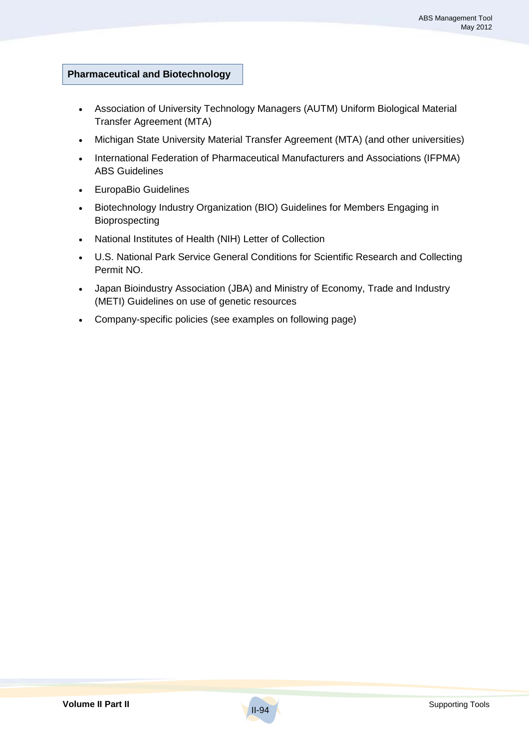### Pharmaceutical and Biotechnology

- Association of University Technology Managers (AUTM) Uniform Biological Material Transfer Agreement (MTA)
- Michigan State University Material Transfer Agreement (MTA) (and other universities)
- International Federation of Pharmaceutical Manufacturers and Associations (IFPMA) ABS Guidelines
- EuropaBio Guidelines
- Biotechnology Industry Organization (BIO) Guidelines for Members Engaging in Bioprospecting
- National Institutes of Health (NIH) Letter of Collection
- U.S. National Park Service General Conditions for Scientific Research and Collecting Permit NO.
- Japan Bioindustry Association (JBA) and Ministry of Economy, Trade and Industry (METI) Guidelines on use of genetic resources
- Company-specific policies (see examples on following page)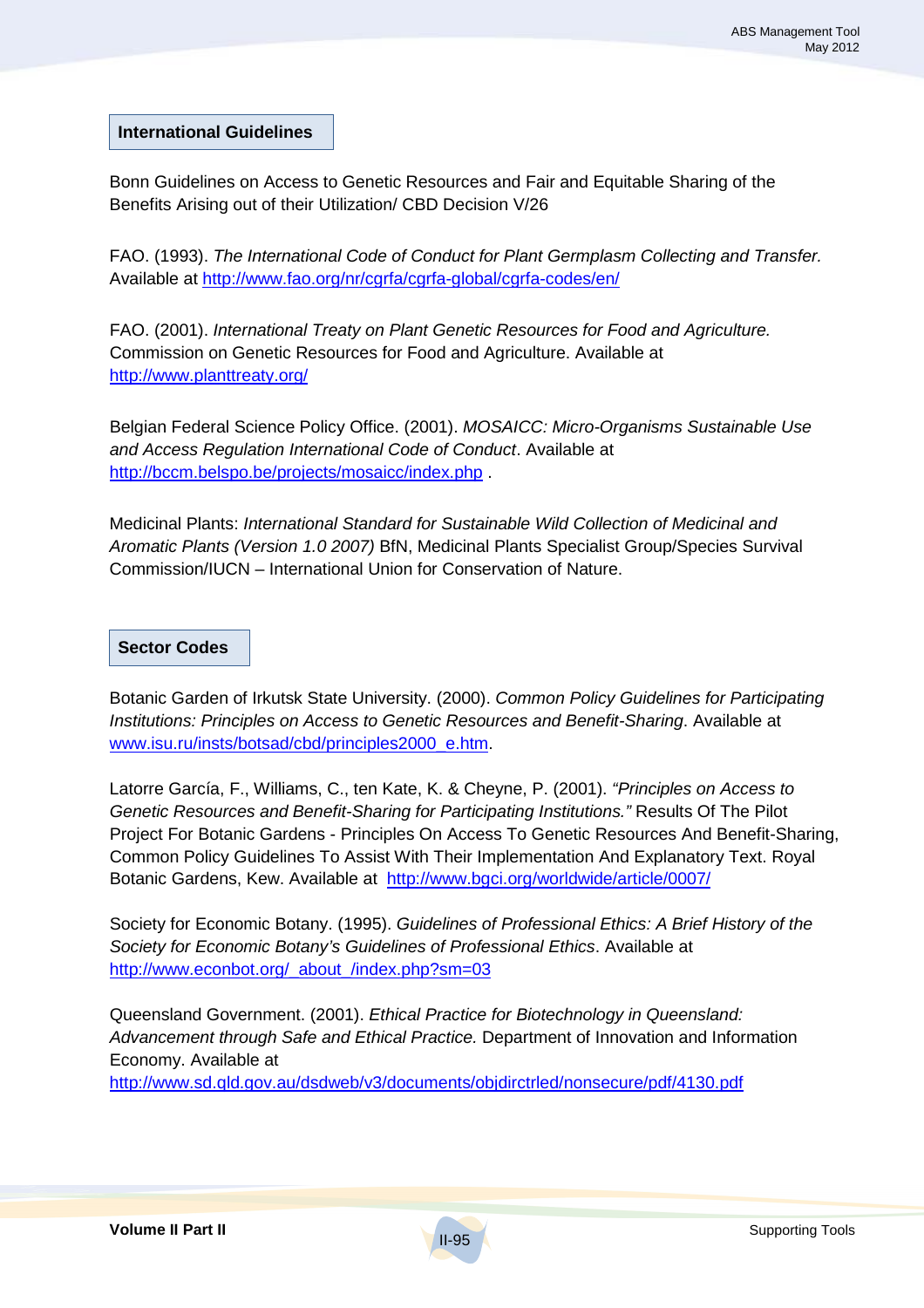## International Guidelines

Bonn Guidelines on Access to Genetic Resources and Fair and Equitable Sharing of the Benefits Arising out of their Utilization/ CBD Decision V/26

FAO. (1993). *The International Code of Conduct for Plant Germplasm Collecting and Transfer.* Available at http://www.fao.org/nr/cgrfa/cgrfa-global/cgrfa-codes/en/

FAO. (2001). *International Treaty on Plant Genetic Resources for Food and Agriculture.* Commission on Genetic Resources for Food and Agriculture. Available at http://www.planttreaty.org/

Belgian Federal Science Policy Office. (2001). *MOSAICC: Micro-Organisms Sustainable Use and Access Regulation International Code of Conduct*. Available at http://bccm.belspo.be/projects/mosaicc/index.php .

Medicinal Plants: *International Standard for Sustainable Wild Collection of Medicinal and Aromatic Plants (Version 1.0 2007)* BfN, Medicinal Plants Specialist Group/Species Survival Commission/IUCN – International Union for Conservation of Nature.

## Sector Codes

Botanic Garden of Irkutsk State University. (2000). *Common Policy Guidelines for Participating Institutions: Principles on Access to Genetic Resources and Benefit-Sharing*. Available at www.isu.ru/insts/botsad/cbd/principles2000_e.htm.

Latorre García, F., Williams, C., ten Kate, K. & Cheyne, P. (2001). *"Principles on Access to Genetic Resources and Benefit-Sharing for Participating Institutions."* Results Of The Pilot Project For Botanic Gardens - Principles On Access To Genetic Resources And Benefit-Sharing, Common Policy Guidelines To Assist With Their Implementation And Explanatory Text. Royal Botanic Gardens, Kew. Available at http://www.bgci.org/worldwide/article/0007/

Society for Economic Botany. (1995). *Guidelines of Professional Ethics: A Brief History of the Society for Economic Botany's Guidelines of Professional Ethics*. Available at http://www.econbot.org/_about_/index.php?sm=03

Queensland Government. (2001). *Ethical Practice for Biotechnology in Queensland: Advancement through Safe and Ethical Practice.* Department of Innovation and Information Economy. Available at http://www.sd.qld.gov.au/dsdweb/v3/documents/objdirctrled/nonsecure/pdf/4130.pdf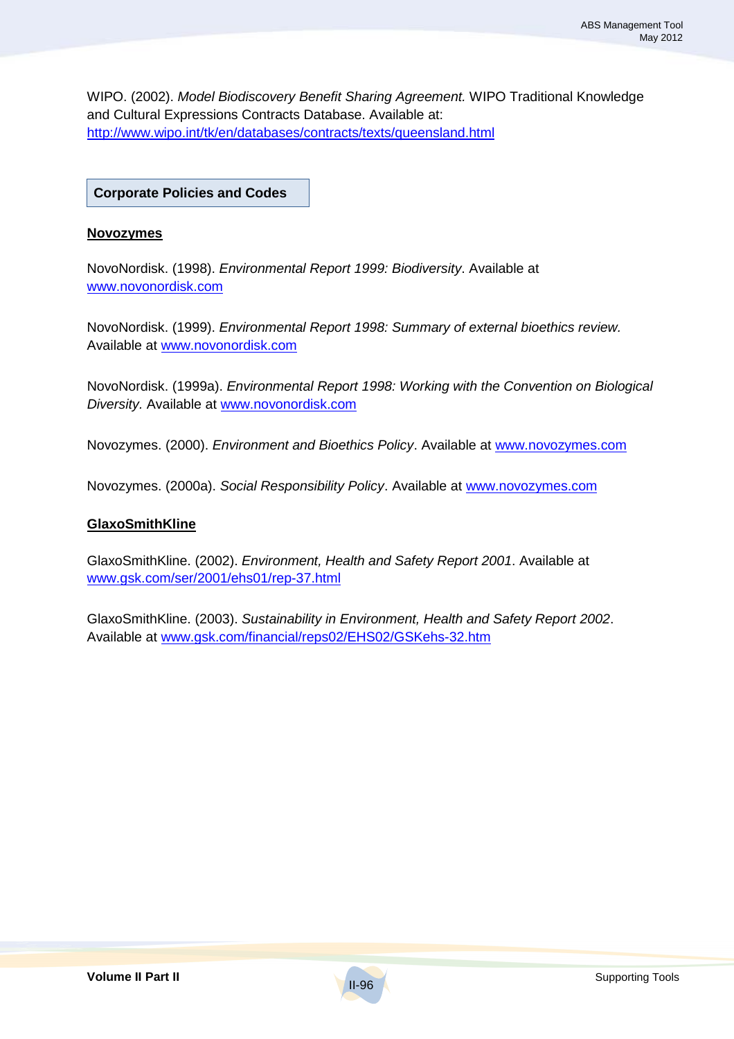WIPO. (2002). *Model Biodiscovery Benefit Sharing Agreement.* WIPO Traditional Knowledge and Cultural Expressions Contracts Database. Available at: http://www.wipo.int/tk/en/databases/contracts/texts/queensland.html

## Corporate Policies and Codes

### Novozymes

NovoNordisk. (1998). *Environmental Report 1999: Biodiversity*. Available at www.novonordisk.com

NovoNordisk. (1999). *Environmental Report 1998: Summary of external bioethics review.* Available at www.novonordisk.com

NovoNordisk. (1999a). *Environmental Report 1998: Working with the Convention on Biological Diversity.* Available at www.novonordisk.com

Novozymes. (2000). *Environment and Bioethics Policy*. Available at www.novozymes.com

Novozymes. (2000a). *Social Responsibility Policy*. Available at www.novozymes.com

### GlaxoSmithKline

GlaxoSmithKline. (2002). *Environment, Health and Safety Report 2001*. Available at www.gsk.com/ser/2001/ehs01/rep-37.html

GlaxoSmithKline. (2003). *Sustainability in Environment, Health and Safety Report 2002*. Available at www.gsk.com/financial/reps02/EHS02/GSKehs-32.htm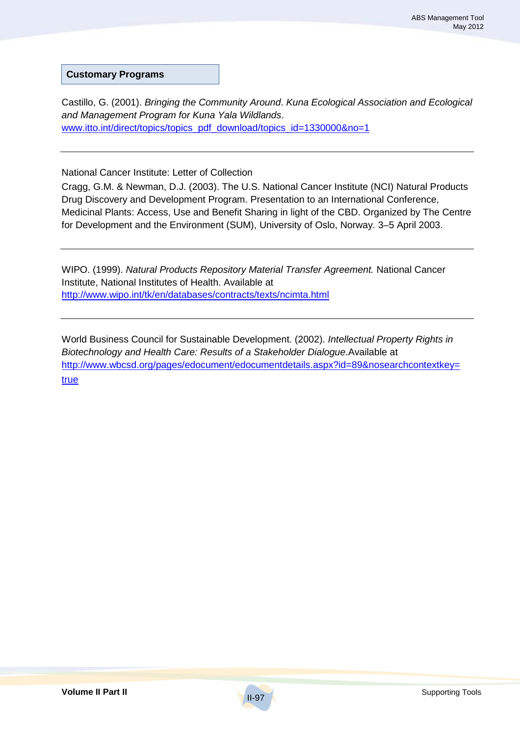**Customary Programs**

Castillo, G. (2001). *Bringing the Community Around*. *Kuna Ecological Association and Ecological and Management Program for Kuna Yala Wildlands*.
www.itto.int/direct/topics/topics_pdf_download/topics_id=1330000&no=1

---

National Cancer Institute: Letter of Collection

Cragg, G.M. & Newman, D.J. (2003). The U.S. National Cancer Institute (NCI) Natural Products Drug Discovery and Development Program. Presentation to an International Conference, Medicinal Plants: Access, Use and Benefit Sharing in light of the CBD. Organized by The Centre for Development and the Environment (SUM), University of Oslo, Norway. 3–5 April 2003.

---

WIPO. (1999). *Natural Products Repository Material Transfer Agreement.* National Cancer Institute, National Institutes of Health. Available at
http://www.wipo.int/tk/en/databases/contracts/texts/ncimta.html

---

World Business Council for Sustainable Development. (2002). *Intellectual Property Rights in Biotechnology and Health Care: Results of a Stakeholder Dialogue*.Available at
http://www.wbcsd.org/pages/edocument/edocumentdetails.aspx?id=89&nosearchcontextkey=true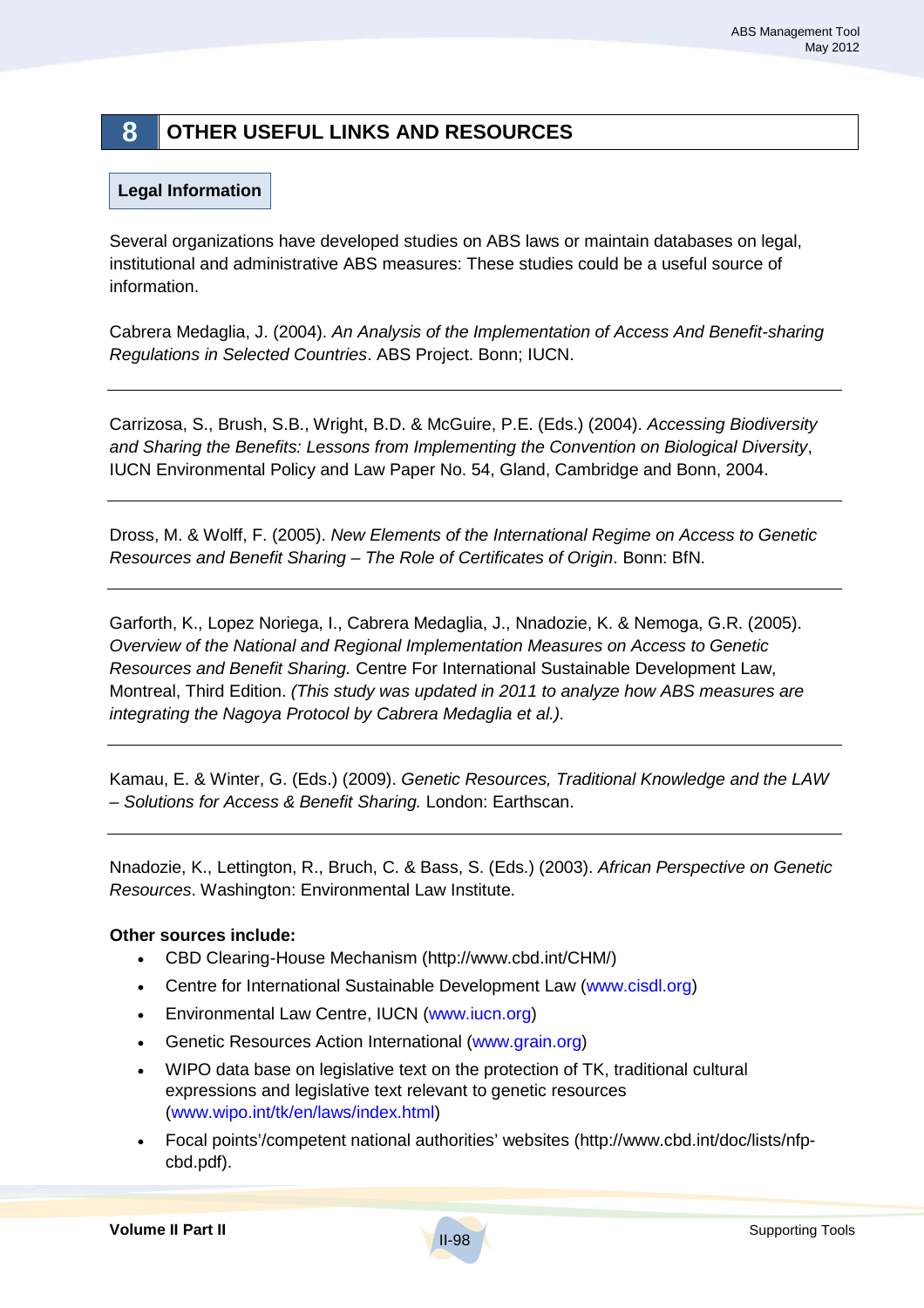# 8 OTHER USEFUL LINKS AND RESOURCES

## Legal Information

Several organizations have developed studies on ABS laws or maintain databases on legal, institutional and administrative ABS measures: These studies could be a useful source of information.

Cabrera Medaglia, J. (2004). *An Analysis of the Implementation of Access And Benefit-sharing Regulations in Selected Countries*. ABS Project. Bonn; IUCN.

---

Carrizosa, S., Brush, S.B., Wright, B.D. & McGuire, P.E. (Eds.) (2004). *Accessing Biodiversity and Sharing the Benefits: Lessons from Implementing the Convention on Biological Diversity*, IUCN Environmental Policy and Law Paper No. 54, Gland, Cambridge and Bonn, 2004.

---

Dross, M. & Wolff, F. (2005). *New Elements of the International Regime on Access to Genetic Resources and Benefit Sharing – The Role of Certificates of Origin*. Bonn: BfN.

---

Garforth, K., Lopez Noriega, I., Cabrera Medaglia, J., Nnadozie, K. & Nemoga, G.R. (2005). *Overview of the National and Regional Implementation Measures on Access to Genetic Resources and Benefit Sharing.* Centre For International Sustainable Development Law, Montreal, Third Edition. *(This study was updated in 2011 to analyze how ABS measures are integrating the Nagoya Protocol by Cabrera Medaglia et al.).*

---

Kamau, E. & Winter, G. (Eds.) (2009). *Genetic Resources, Traditional Knowledge and the LAW – Solutions for Access & Benefit Sharing.* London: Earthscan.

---

Nnadozie, K., Lettington, R., Bruch, C. & Bass, S. (Eds.) (2003). *African Perspective on Genetic Resources*. Washington: Environmental Law Institute.

**Other sources include:**

- CBD Clearing-House Mechanism (http://www.cbd.int/CHM/)
- Centre for International Sustainable Development Law (www.cisdl.org)
- Environmental Law Centre, IUCN (www.iucn.org)
- Genetic Resources Action International (www.grain.org)
- WIPO data base on legislative text on the protection of TK, traditional cultural expressions and legislative text relevant to genetic resources (www.wipo.int/tk/en/laws/index.html)
- Focal points'/competent national authorities' websites (http://www.cbd.int/doc/lists/nfp-cbd.pdf).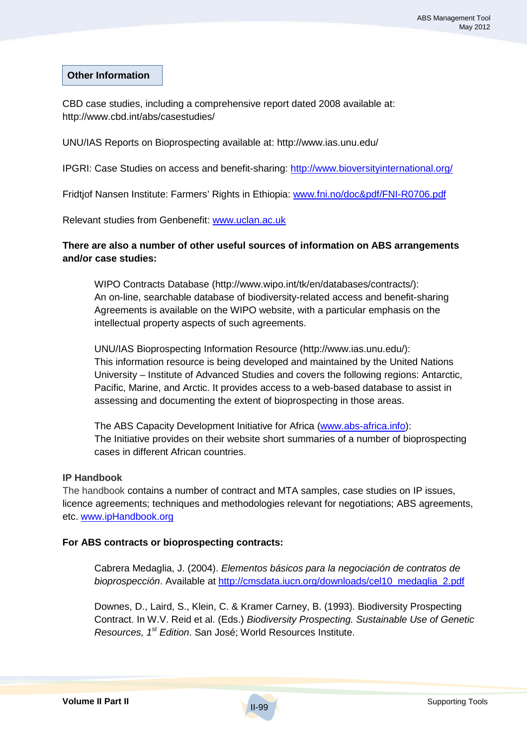**Other Information**

CBD case studies, including a comprehensive report dated 2008 available at: http://www.cbd.int/abs/casestudies/

UNU/IAS Reports on Bioprospecting available at: http://www.ias.unu.edu/

IPGRI: Case Studies on access and benefit-sharing: http://www.bioversityinternational.org/

Fridtjof Nansen Institute: Farmers' Rights in Ethiopia: www.fni.no/doc&pdf/FNI-R0706.pdf

Relevant studies from Genbenefit: www.uclan.ac.uk

**There are also a number of other useful sources of information on ABS arrangements and/or case studies:**

> WIPO Contracts Database (http://www.wipo.int/tk/en/databases/contracts/): An on-line, searchable database of biodiversity-related access and benefit-sharing Agreements is available on the WIPO website, with a particular emphasis on the intellectual property aspects of such agreements.
>
> UNU/IAS Bioprospecting Information Resource (http://www.ias.unu.edu/): This information resource is being developed and maintained by the United Nations University – Institute of Advanced Studies and covers the following regions: Antarctic, Pacific, Marine, and Arctic. It provides access to a web-based database to assist in assessing and documenting the extent of bioprospecting in those areas.
>
> The ABS Capacity Development Initiative for Africa (www.abs-africa.info): The Initiative provides on their website short summaries of a number of bioprospecting cases in different African countries.

**IP Handbook**

The handbook contains a number of contract and MTA samples, case studies on IP issues, licence agreements; techniques and methodologies relevant for negotiations; ABS agreements, etc. www.ipHandbook.org

**For ABS contracts or bioprospecting contracts:**

> Cabrera Medaglia, J. (2004). *Elementos básicos para la negociación de contratos de bioprospección*. Available at http://cmsdata.iucn.org/downloads/cel10_medaglia_2.pdf
>
> Downes, D., Laird, S., Klein, C. & Kramer Carney, B. (1993). Biodiversity Prospecting Contract. In W.V. Reid et al. (Eds.) *Biodiversity Prospecting. Sustainable Use of Genetic Resources, 1st Edition*. San José; World Resources Institute.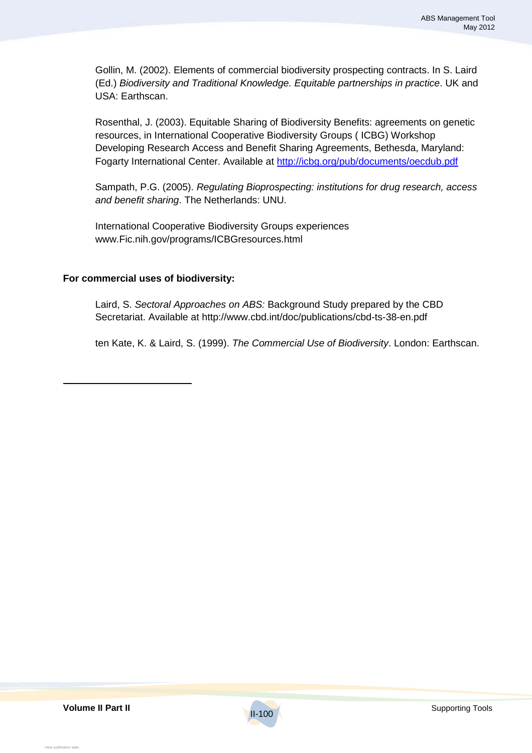Gollin, M. (2002). Elements of commercial biodiversity prospecting contracts. In S. Laird (Ed.) *Biodiversity and Traditional Knowledge. Equitable partnerships in practice*. UK and USA: Earthscan.

Rosenthal, J. (2003). Equitable Sharing of Biodiversity Benefits: agreements on genetic resources, in International Cooperative Biodiversity Groups ( ICBG) Workshop Developing Research Access and Benefit Sharing Agreements, Bethesda, Maryland: Fogarty International Center. Available at http://icbg.org/pub/documents/oecdub.pdf

Sampath, P.G. (2005). *Regulating Bioprospecting: institutions for drug research, access and benefit sharing*. The Netherlands: UNU.

International Cooperative Biodiversity Groups experiences www.Fic.nih.gov/programs/ICBGresources.html

**For commercial uses of biodiversity:**

Laird, S. *Sectoral Approaches on ABS:* Background Study prepared by the CBD Secretariat. Available at http://www.cbd.int/doc/publications/cbd-ts-38-en.pdf

ten Kate, K. & Laird, S. (1999). *The Commercial Use of Biodiversity*. London: Earthscan.